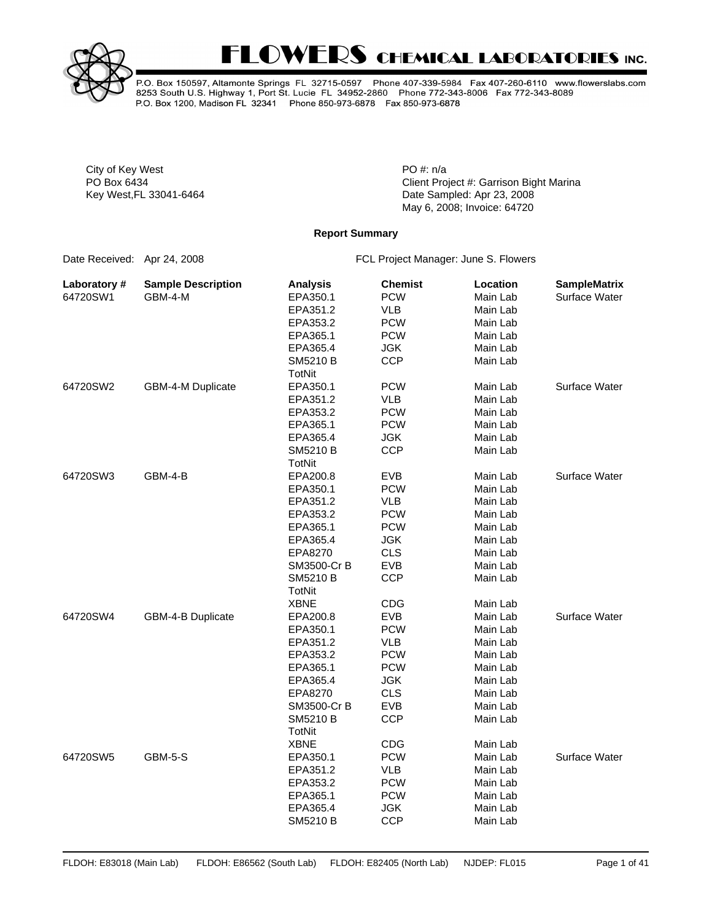# FLOWERS CHEMICAL LABORATORIES INC.

P.O. Box 150597, Altamonte Springs FL 32715-0597 Phone 407-339-5984 Fax 407-260-6110 www.flowerslabs.com
8253 South U.S. Highway 1, Port St. Lucie FL 34952-2860 Phone 772-343-8006 Fax 772-343-8089
P.O. Box 1200, Madison FL 32341 Phone 850-973-6878 Fax 850-973-6878

City of Key West
PO Box 6434
Key West,FL 33041-6464

PO #: n/a
Client Project #: Garrison Bight Marina
Date Sampled: Apr 23, 2008
May 6, 2008; Invoice: 64720

**Report Summary**

Date Received: Apr 24, 2008

FCL Project Manager: June S. Flowers

| Laboratory # | Sample Description | Analysis | Chemist | Location | SampleMatrix |
|---|---|---|---|---|---|
| 64720SW1 | GBM-4-M | EPA350.1 | PCW | Main Lab | Surface Water |
| | | EPA351.2 | VLB | Main Lab | |
| | | EPA353.2 | PCW | Main Lab | |
| | | EPA365.1 | PCW | Main Lab | |
| | | EPA365.4 | JGK | Main Lab | |
| | | SM5210 B | CCP | Main Lab | |
| | | TotNit | | | |
| 64720SW2 | GBM-4-M Duplicate | EPA350.1 | PCW | Main Lab | Surface Water |
| | | EPA351.2 | VLB | Main Lab | |
| | | EPA353.2 | PCW | Main Lab | |
| | | EPA365.1 | PCW | Main Lab | |
| | | EPA365.4 | JGK | Main Lab | |
| | | SM5210 B | CCP | Main Lab | |
| | | TotNit | | | |
| 64720SW3 | GBM-4-B | EPA200.8 | EVB | Main Lab | Surface Water |
| | | EPA350.1 | PCW | Main Lab | |
| | | EPA351.2 | VLB | Main Lab | |
| | | EPA353.2 | PCW | Main Lab | |
| | | EPA365.1 | PCW | Main Lab | |
| | | EPA365.4 | JGK | Main Lab | |
| | | EPA8270 | CLS | Main Lab | |
| | | SM3500-Cr B | EVB | Main Lab | |
| | | SM5210 B | CCP | Main Lab | |
| | | TotNit | | | |
| | | XBNE | CDG | Main Lab | |
| 64720SW4 | GBM-4-B Duplicate | EPA200.8 | EVB | Main Lab | Surface Water |
| | | EPA350.1 | PCW | Main Lab | |
| | | EPA351.2 | VLB | Main Lab | |
| | | EPA353.2 | PCW | Main Lab | |
| | | EPA365.1 | PCW | Main Lab | |
| | | EPA365.4 | JGK | Main Lab | |
| | | EPA8270 | CLS | Main Lab | |
| | | SM3500-Cr B | EVB | Main Lab | |
| | | SM5210 B | CCP | Main Lab | |
| | | TotNit | | | |
| | | XBNE | CDG | Main Lab | |
| 64720SW5 | GBM-5-S | EPA350.1 | PCW | Main Lab | Surface Water |
| | | EPA351.2 | VLB | Main Lab | |
| | | EPA353.2 | PCW | Main Lab | |
| | | EPA365.1 | PCW | Main Lab | |
| | | EPA365.4 | JGK | Main Lab | |
| | | SM5210 B | CCP | Main Lab | |

FLDOH: E83018 (Main Lab) FLDOH: E86562 (South Lab) FLDOH: E82405 (North Lab) NJDEP: FL015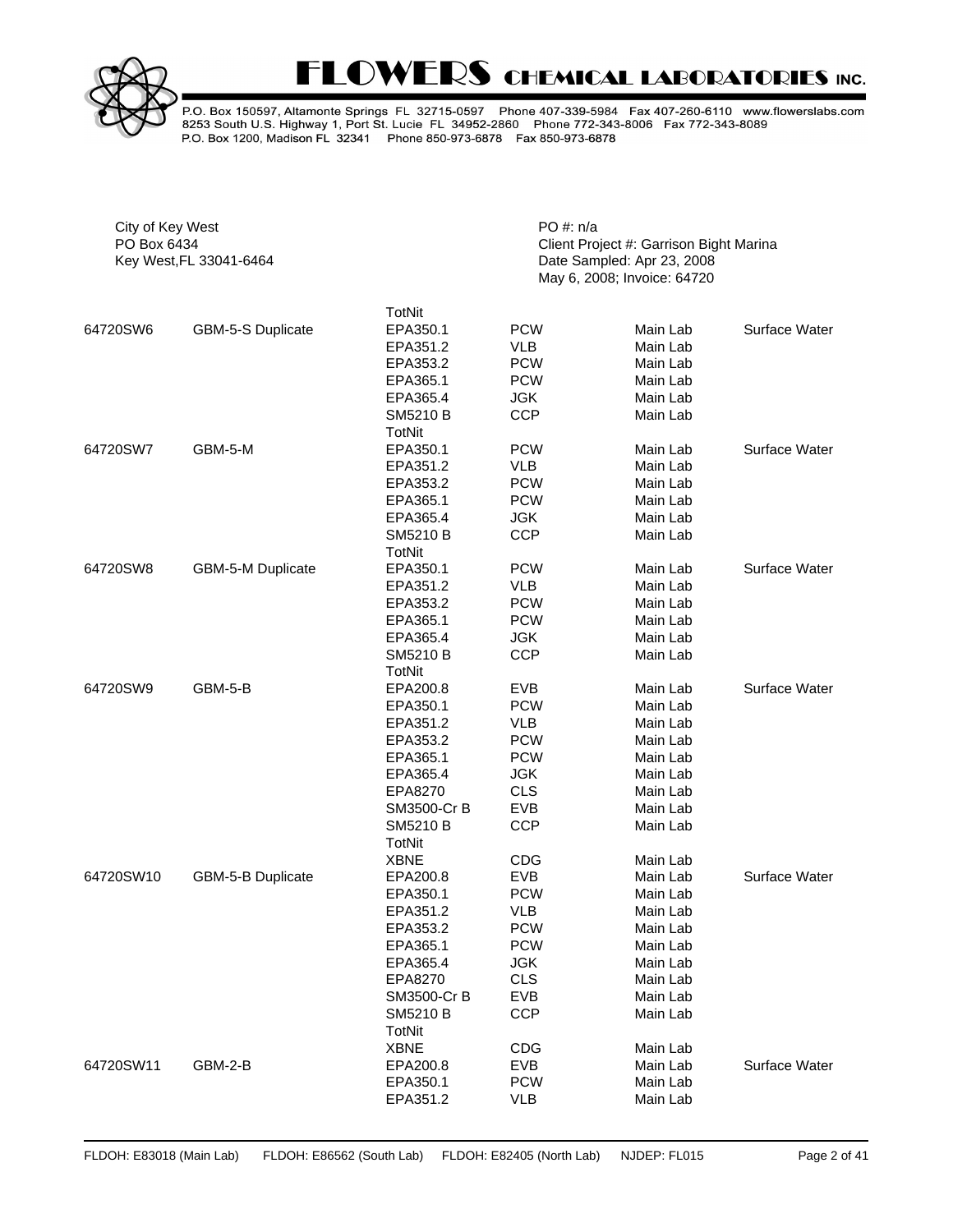City of Key West
PO Box 6434
Key West,FL 33041-6464

PO #: n/a
Client Project #: Garrison Bight Marina
Date Sampled: Apr 23, 2008
May 6, 2008; Invoice: 64720

| | | | | | |
|---|---|---|---|---|---|
| | | TotNit | | | |
| 64720SW6 | GBM-5-S Duplicate | EPA350.1 | PCW | Main Lab | Surface Water |
| | | EPA351.2 | VLB | Main Lab | |
| | | EPA353.2 | PCW | Main Lab | |
| | | EPA365.1 | PCW | Main Lab | |
| | | EPA365.4 | JGK | Main Lab | |
| | | SM5210 B | CCP | Main Lab | |
| | | TotNit | | | |
| 64720SW7 | GBM-5-M | EPA350.1 | PCW | Main Lab | Surface Water |
| | | EPA351.2 | VLB | Main Lab | |
| | | EPA353.2 | PCW | Main Lab | |
| | | EPA365.1 | PCW | Main Lab | |
| | | EPA365.4 | JGK | Main Lab | |
| | | SM5210 B | CCP | Main Lab | |
| | | TotNit | | | |
| 64720SW8 | GBM-5-M Duplicate | EPA350.1 | PCW | Main Lab | Surface Water |
| | | EPA351.2 | VLB | Main Lab | |
| | | EPA353.2 | PCW | Main Lab | |
| | | EPA365.1 | PCW | Main Lab | |
| | | EPA365.4 | JGK | Main Lab | |
| | | SM5210 B | CCP | Main Lab | |
| | | TotNit | | | |
| 64720SW9 | GBM-5-B | EPA200.8 | EVB | Main Lab | Surface Water |
| | | EPA350.1 | PCW | Main Lab | |
| | | EPA351.2 | VLB | Main Lab | |
| | | EPA353.2 | PCW | Main Lab | |
| | | EPA365.1 | PCW | Main Lab | |
| | | EPA365.4 | JGK | Main Lab | |
| | | EPA8270 | CLS | Main Lab | |
| | | SM3500-Cr B | EVB | Main Lab | |
| | | SM5210 B | CCP | Main Lab | |
| | | TotNit | | | |
| | | XBNE | CDG | Main Lab | |
| 64720SW10 | GBM-5-B Duplicate | EPA200.8 | EVB | Main Lab | Surface Water |
| | | EPA350.1 | PCW | Main Lab | |
| | | EPA351.2 | VLB | Main Lab | |
| | | EPA353.2 | PCW | Main Lab | |
| | | EPA365.1 | PCW | Main Lab | |
| | | EPA365.4 | JGK | Main Lab | |
| | | EPA8270 | CLS | Main Lab | |
| | | SM3500-Cr B | EVB | Main Lab | |
| | | SM5210 B | CCP | Main Lab | |
| | | TotNit | | | |
| | | XBNE | CDG | Main Lab | |
| 64720SW11 | GBM-2-B | EPA200.8 | EVB | Main Lab | Surface Water |
| | | EPA350.1 | PCW | Main Lab | |
| | | EPA351.2 | VLB | Main Lab | |

FLDOH: E83018 (Main Lab) FLDOH: E86562 (South Lab) FLDOH: E82405 (North Lab) NJDEP: FL015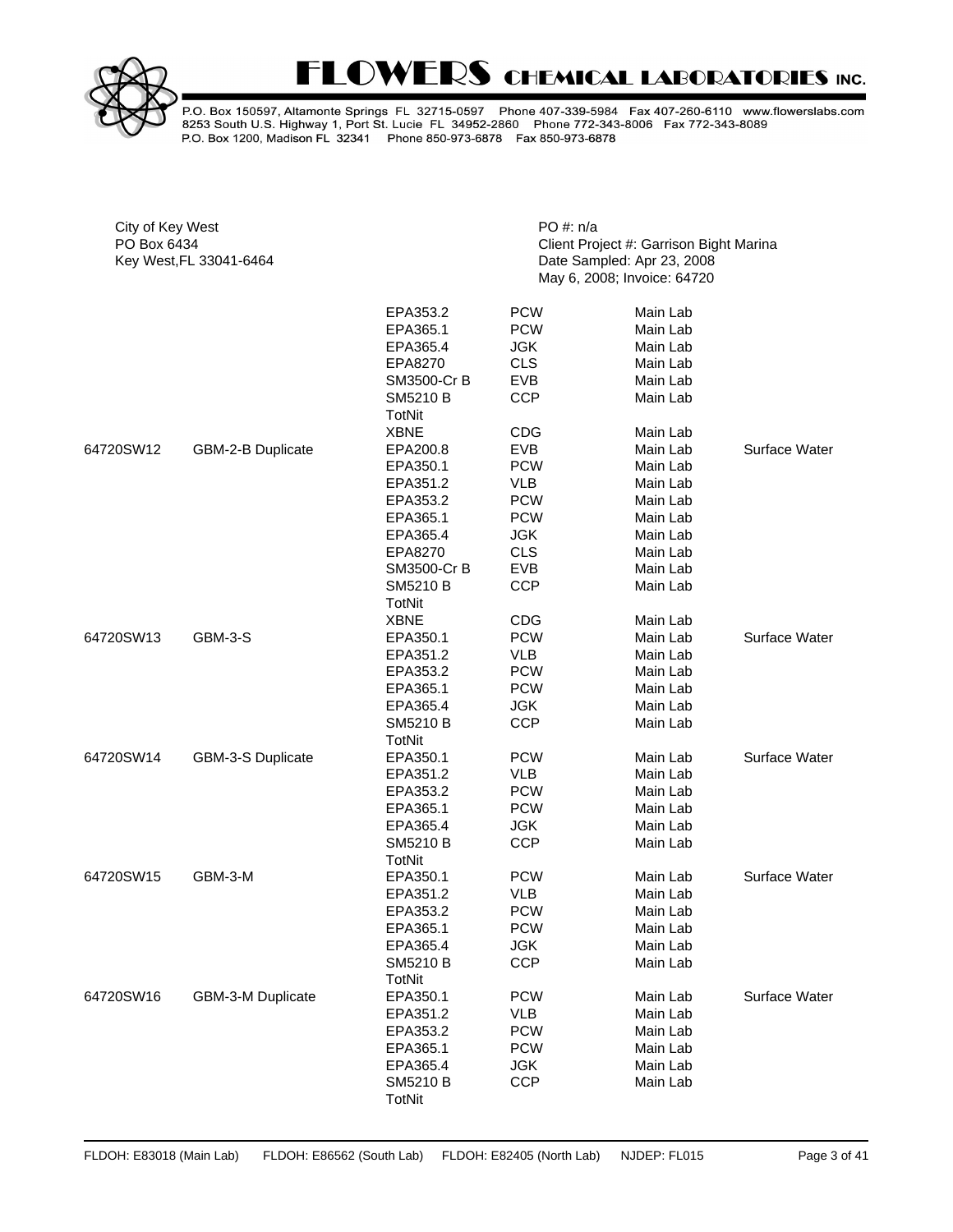City of Key West
PO Box 6434
Key West,FL 33041-6464

PO #: n/a
Client Project #: Garrison Bight Marina
Date Sampled: Apr 23, 2008
May 6, 2008; Invoice: 64720

| | | | | | |
|---|---|---|---|---|---|
| | | EPA353.2 | PCW | Main Lab | |
| | | EPA365.1 | PCW | Main Lab | |
| | | EPA365.4 | JGK | Main Lab | |
| | | EPA8270 | CLS | Main Lab | |
| | | SM3500-Cr B | EVB | Main Lab | |
| | | SM5210 B | CCP | Main Lab | |
| | | TotNit | | | |
| | | XBNE | CDG | Main Lab | |
| 64720SW12 | GBM-2-B Duplicate | EPA200.8 | EVB | Main Lab | Surface Water |
| | | EPA350.1 | PCW | Main Lab | |
| | | EPA351.2 | VLB | Main Lab | |
| | | EPA353.2 | PCW | Main Lab | |
| | | EPA365.1 | PCW | Main Lab | |
| | | EPA365.4 | JGK | Main Lab | |
| | | EPA8270 | CLS | Main Lab | |
| | | SM3500-Cr B | EVB | Main Lab | |
| | | SM5210 B | CCP | Main Lab | |
| | | TotNit | | | |
| | | XBNE | CDG | Main Lab | |
| 64720SW13 | GBM-3-S | EPA350.1 | PCW | Main Lab | Surface Water |
| | | EPA351.2 | VLB | Main Lab | |
| | | EPA353.2 | PCW | Main Lab | |
| | | EPA365.1 | PCW | Main Lab | |
| | | EPA365.4 | JGK | Main Lab | |
| | | SM5210 B | CCP | Main Lab | |
| | | TotNit | | | |
| 64720SW14 | GBM-3-S Duplicate | EPA350.1 | PCW | Main Lab | Surface Water |
| | | EPA351.2 | VLB | Main Lab | |
| | | EPA353.2 | PCW | Main Lab | |
| | | EPA365.1 | PCW | Main Lab | |
| | | EPA365.4 | JGK | Main Lab | |
| | | SM5210 B | CCP | Main Lab | |
| | | TotNit | | | |
| 64720SW15 | GBM-3-M | EPA350.1 | PCW | Main Lab | Surface Water |
| | | EPA351.2 | VLB | Main Lab | |
| | | EPA353.2 | PCW | Main Lab | |
| | | EPA365.1 | PCW | Main Lab | |
| | | EPA365.4 | JGK | Main Lab | |
| | | SM5210 B | CCP | Main Lab | |
| | | TotNit | | | |
| 64720SW16 | GBM-3-M Duplicate | EPA350.1 | PCW | Main Lab | Surface Water |
| | | EPA351.2 | VLB | Main Lab | |
| | | EPA353.2 | PCW | Main Lab | |
| | | EPA365.1 | PCW | Main Lab | |
| | | EPA365.4 | JGK | Main Lab | |
| | | SM5210 B | CCP | Main Lab | |
| | | TotNit | | | |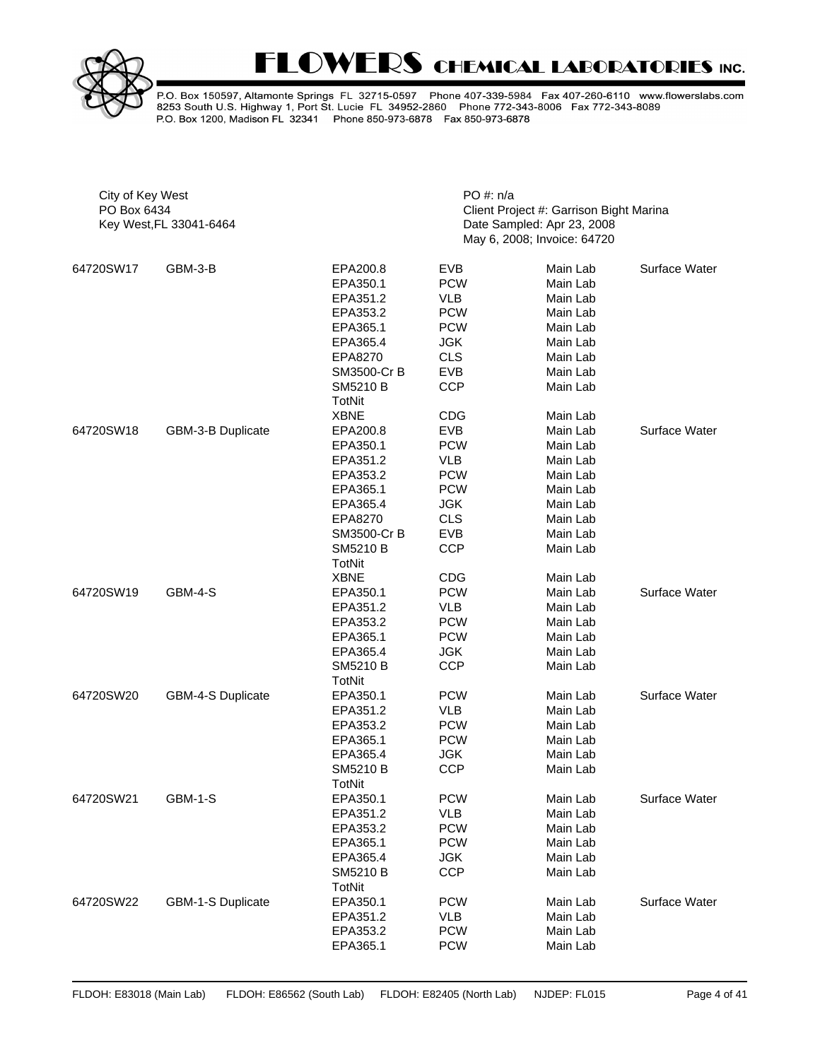# FLOWERS CHEMICAL LABORATORIES INC.

P.O. Box 150597, Altamonte Springs FL 32715-0597 Phone 407-339-5984 Fax 407-260-6110 www.flowerslabs.com
8253 South U.S. Highway 1, Port St. Lucie FL 34952-2860 Phone 772-343-8006 Fax 772-343-8089
P.O. Box 1200, Madison FL 32341 Phone 850-973-6878 Fax 850-973-6878

City of Key West
PO Box 6434
Key West,FL 33041-6464

PO #: n/a
Client Project #: Garrison Bight Marina
Date Sampled: Apr 23, 2008
May 6, 2008; Invoice: 64720

| | | | | | |
|---|---|---|---|---|---|
| 64720SW17 | GBM-3-B | EPA200.8 | EVB | Main Lab | Surface Water |
| | | EPA350.1 | PCW | Main Lab | |
| | | EPA351.2 | VLB | Main Lab | |
| | | EPA353.2 | PCW | Main Lab | |
| | | EPA365.1 | PCW | Main Lab | |
| | | EPA365.4 | JGK | Main Lab | |
| | | EPA8270 | CLS | Main Lab | |
| | | SM3500-Cr B | EVB | Main Lab | |
| | | SM5210 B | CCP | Main Lab | |
| | | TotNit | | | |
| | | XBNE | CDG | Main Lab | |
| 64720SW18 | GBM-3-B Duplicate | EPA200.8 | EVB | Main Lab | Surface Water |
| | | EPA350.1 | PCW | Main Lab | |
| | | EPA351.2 | VLB | Main Lab | |
| | | EPA353.2 | PCW | Main Lab | |
| | | EPA365.1 | PCW | Main Lab | |
| | | EPA365.4 | JGK | Main Lab | |
| | | EPA8270 | CLS | Main Lab | |
| | | SM3500-Cr B | EVB | Main Lab | |
| | | SM5210 B | CCP | Main Lab | |
| | | TotNit | | | |
| | | XBNE | CDG | Main Lab | |
| 64720SW19 | GBM-4-S | EPA350.1 | PCW | Main Lab | Surface Water |
| | | EPA351.2 | VLB | Main Lab | |
| | | EPA353.2 | PCW | Main Lab | |
| | | EPA365.1 | PCW | Main Lab | |
| | | EPA365.4 | JGK | Main Lab | |
| | | SM5210 B | CCP | Main Lab | |
| | | TotNit | | | |
| 64720SW20 | GBM-4-S Duplicate | EPA350.1 | PCW | Main Lab | Surface Water |
| | | EPA351.2 | VLB | Main Lab | |
| | | EPA353.2 | PCW | Main Lab | |
| | | EPA365.1 | PCW | Main Lab | |
| | | EPA365.4 | JGK | Main Lab | |
| | | SM5210 B | CCP | Main Lab | |
| | | TotNit | | | |
| 64720SW21 | GBM-1-S | EPA350.1 | PCW | Main Lab | Surface Water |
| | | EPA351.2 | VLB | Main Lab | |
| | | EPA353.2 | PCW | Main Lab | |
| | | EPA365.1 | PCW | Main Lab | |
| | | EPA365.4 | JGK | Main Lab | |
| | | SM5210 B | CCP | Main Lab | |
| | | TotNit | | | |
| 64720SW22 | GBM-1-S Duplicate | EPA350.1 | PCW | Main Lab | Surface Water |
| | | EPA351.2 | VLB | Main Lab | |
| | | EPA353.2 | PCW | Main Lab | |
| | | EPA365.1 | PCW | Main Lab | |

FLDOH: E83018 (Main Lab) FLDOH: E86562 (South Lab) FLDOH: E82405 (North Lab) NJDEP: FL015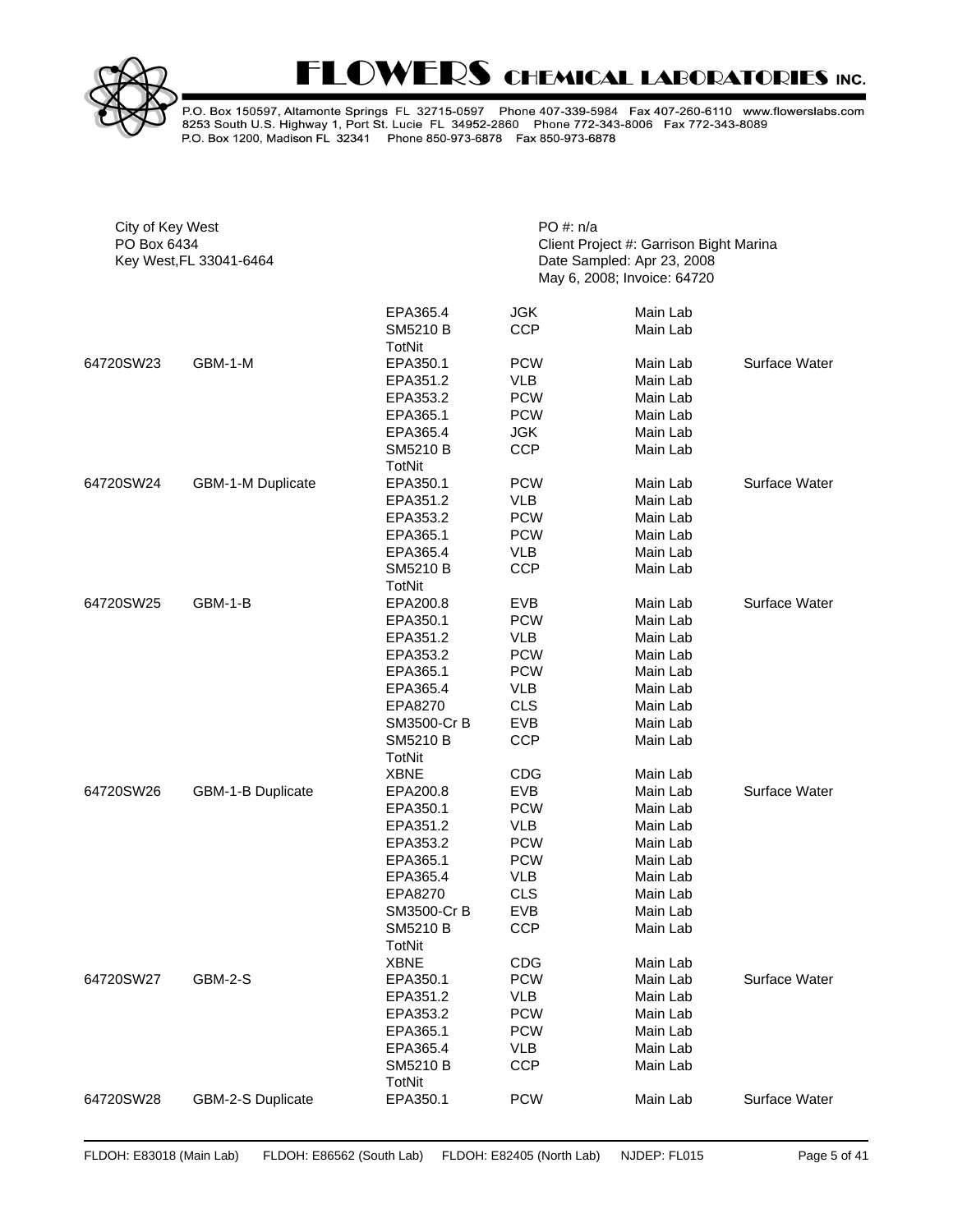City of Key West
PO Box 6434
Key West,FL 33041-6464

PO #: n/a
Client Project #: Garrison Bight Marina
Date Sampled: Apr 23, 2008
May 6, 2008; Invoice: 64720

| | | | | | |
|---|---|---|---|---|---|
| | | EPA365.4 | JGK | Main Lab | |
| | | SM5210 B | CCP | Main Lab | |
| | | TotNit | | | |
| 64720SW23 | GBM-1-M | EPA350.1 | PCW | Main Lab | Surface Water |
| | | EPA351.2 | VLB | Main Lab | |
| | | EPA353.2 | PCW | Main Lab | |
| | | EPA365.1 | PCW | Main Lab | |
| | | EPA365.4 | JGK | Main Lab | |
| | | SM5210 B | CCP | Main Lab | |
| | | TotNit | | | |
| 64720SW24 | GBM-1-M Duplicate | EPA350.1 | PCW | Main Lab | Surface Water |
| | | EPA351.2 | VLB | Main Lab | |
| | | EPA353.2 | PCW | Main Lab | |
| | | EPA365.1 | PCW | Main Lab | |
| | | EPA365.4 | VLB | Main Lab | |
| | | SM5210 B | CCP | Main Lab | |
| | | TotNit | | | |
| 64720SW25 | GBM-1-B | EPA200.8 | EVB | Main Lab | Surface Water |
| | | EPA350.1 | PCW | Main Lab | |
| | | EPA351.2 | VLB | Main Lab | |
| | | EPA353.2 | PCW | Main Lab | |
| | | EPA365.1 | PCW | Main Lab | |
| | | EPA365.4 | VLB | Main Lab | |
| | | EPA8270 | CLS | Main Lab | |
| | | SM3500-Cr B | EVB | Main Lab | |
| | | SM5210 B | CCP | Main Lab | |
| | | TotNit | | | |
| | | XBNE | CDG | Main Lab | |
| 64720SW26 | GBM-1-B Duplicate | EPA200.8 | EVB | Main Lab | Surface Water |
| | | EPA350.1 | PCW | Main Lab | |
| | | EPA351.2 | VLB | Main Lab | |
| | | EPA353.2 | PCW | Main Lab | |
| | | EPA365.1 | PCW | Main Lab | |
| | | EPA365.4 | VLB | Main Lab | |
| | | EPA8270 | CLS | Main Lab | |
| | | SM3500-Cr B | EVB | Main Lab | |
| | | SM5210 B | CCP | Main Lab | |
| | | TotNit | | | |
| | | XBNE | CDG | Main Lab | |
| 64720SW27 | GBM-2-S | EPA350.1 | PCW | Main Lab | Surface Water |
| | | EPA351.2 | VLB | Main Lab | |
| | | EPA353.2 | PCW | Main Lab | |
| | | EPA365.1 | PCW | Main Lab | |
| | | EPA365.4 | VLB | Main Lab | |
| | | SM5210 B | CCP | Main Lab | |
| | | TotNit | | | |
| 64720SW28 | GBM-2-S Duplicate | EPA350.1 | PCW | Main Lab | Surface Water |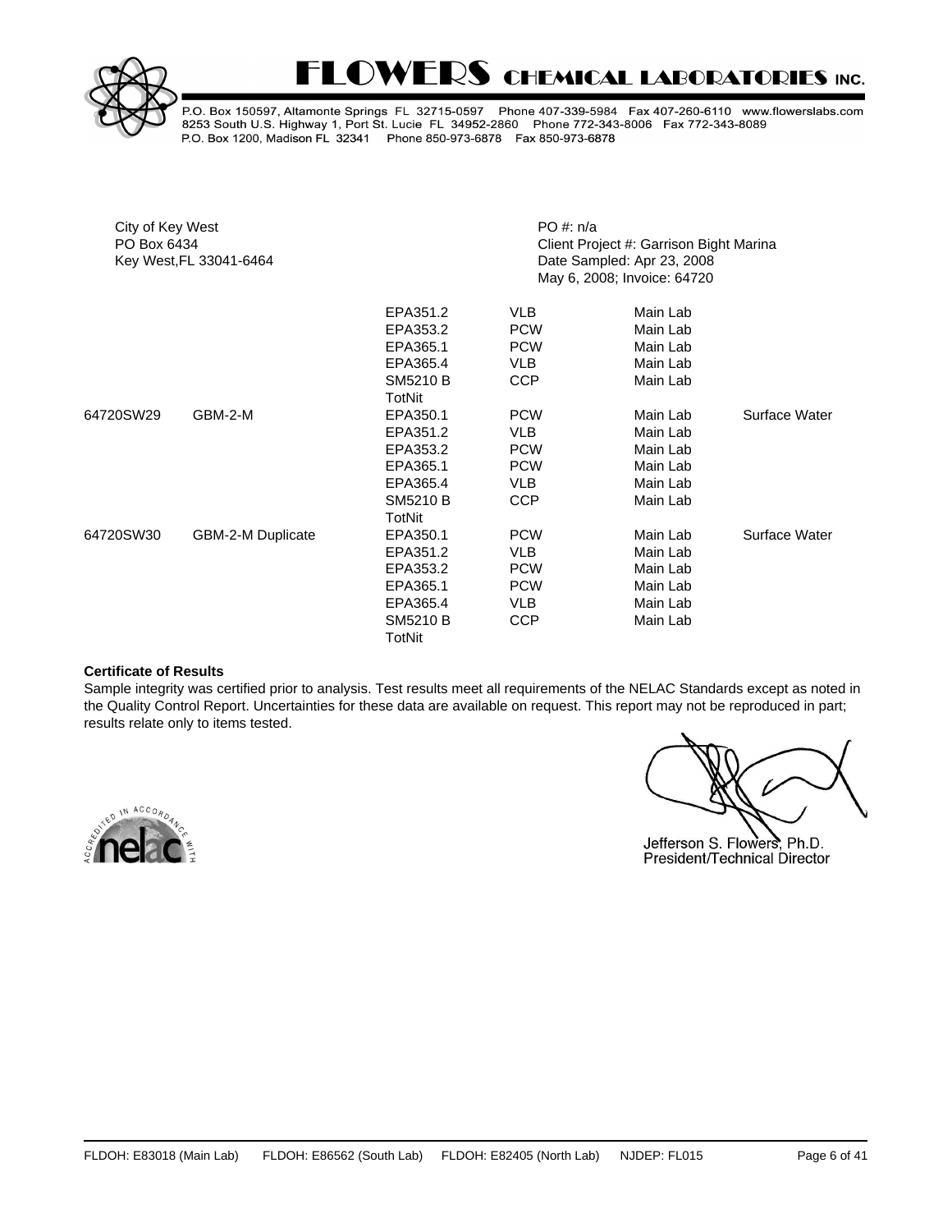City of Key West
PO Box 6434
Key West,FL 33041-6464

PO #: n/a
Client Project #: Garrison Bight Marina
Date Sampled: Apr 23, 2008
May 6, 2008; Invoice: 64720

| | | | | | |
|---|---|---|---|---|---|
| | | EPA351.2 | VLB | Main Lab | |
| | | EPA353.2 | PCW | Main Lab | |
| | | EPA365.1 | PCW | Main Lab | |
| | | EPA365.4 | VLB | Main Lab | |
| | | SM5210 B | CCP | Main Lab | |
| | | TotNit | | | |
| 64720SW29 | GBM-2-M | EPA350.1 | PCW | Main Lab | Surface Water |
| | | EPA351.2 | VLB | Main Lab | |
| | | EPA353.2 | PCW | Main Lab | |
| | | EPA365.1 | PCW | Main Lab | |
| | | EPA365.4 | VLB | Main Lab | |
| | | SM5210 B | CCP | Main Lab | |
| | | TotNit | | | |
| 64720SW30 | GBM-2-M Duplicate | EPA350.1 | PCW | Main Lab | Surface Water |
| | | EPA351.2 | VLB | Main Lab | |
| | | EPA353.2 | PCW | Main Lab | |
| | | EPA365.1 | PCW | Main Lab | |
| | | EPA365.4 | VLB | Main Lab | |
| | | SM5210 B | CCP | Main Lab | |
| | | TotNit | | | |

**Certificate of Results**

Sample integrity was certified prior to analysis. Test results meet all requirements of the NELAC Standards except as noted in the Quality Control Report. Uncertainties for these data are available on request. This report may not be reproduced in part; results relate only to items tested.

Jefferson S. Flowers, Ph.D.
President/Technical Director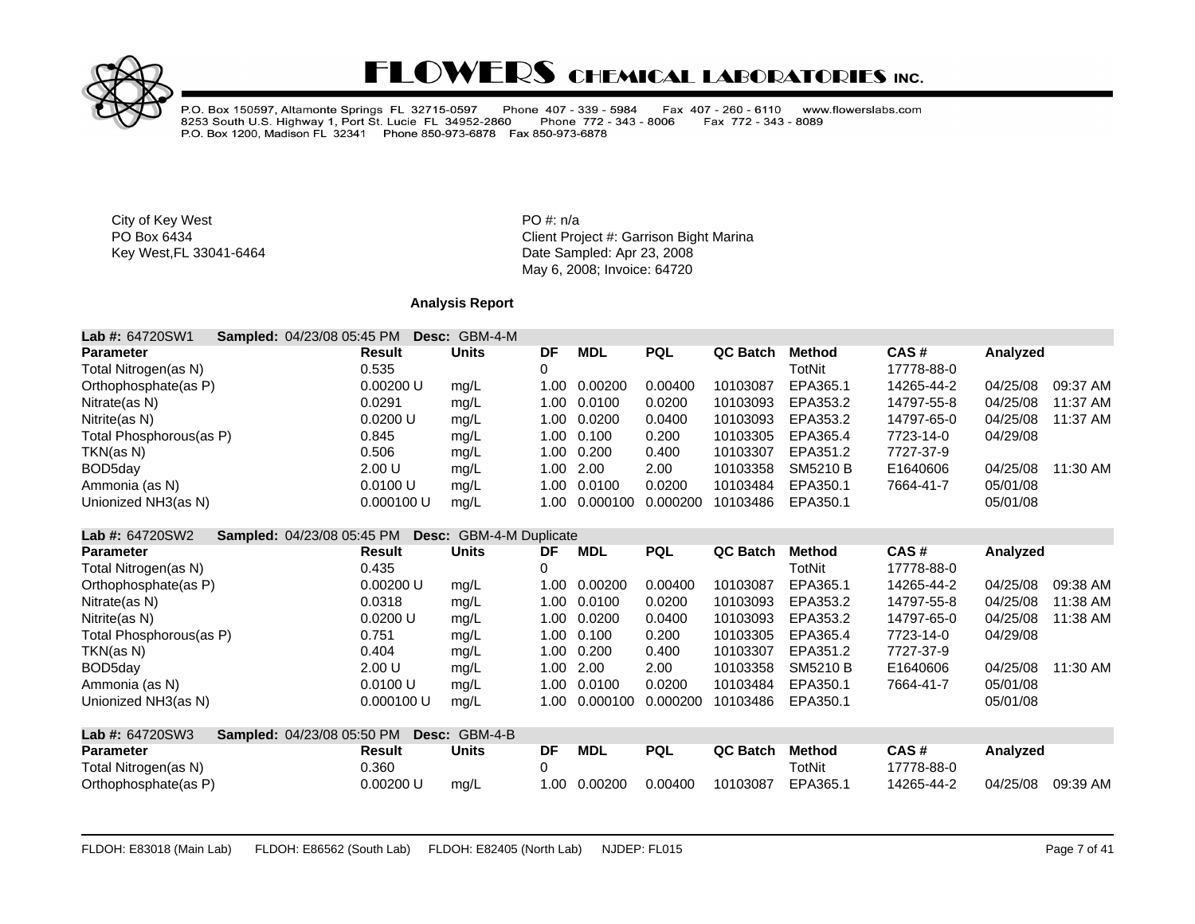# FLOWERS CHEMICAL LABORATORIES INC.

P.O. Box 150597, Altamonte Springs FL 32715-0597 Phone 407 - 339 - 5984 Fax 407 - 260 - 6110 www.flowerslabs.com
8253 South U.S. Highway 1, Port St. Lucie FL 34952-2860 Phone 772 - 343 - 8006 Fax 772 - 343 - 8089
P.O. Box 1200, Madison FL 32341 Phone 850-973-6878 Fax 850-973-6878

City of Key West
PO Box 6434
Key West,FL 33041-6464

PO #: n/a
Client Project #: Garrison Bight Marina
Date Sampled: Apr 23, 2008
May 6, 2008; Invoice: 64720

**Analysis Report**

**Lab #:** 64720SW1 **Sampled:** 04/23/08 05:45 PM **Desc:** GBM-4-M

| Parameter | Result | Units | DF | MDL | PQL | QC Batch | Method | CAS # | Analyzed | |
|---|---|---|---|---|---|---|---|---|---|---|
| Total Nitrogen(as N) | 0.535 | | 0 | | | | TotNit | 17778-88-0 | | |
| Orthophosphate(as P) | 0.00200 U | mg/L | 1.00 | 0.00200 | 0.00400 | 10103087 | EPA365.1 | 14265-44-2 | 04/25/08 | 09:37 AM |
| Nitrate(as N) | 0.0291 | mg/L | 1.00 | 0.0100 | 0.0200 | 10103093 | EPA353.2 | 14797-55-8 | 04/25/08 | 11:37 AM |
| Nitrite(as N) | 0.0200 U | mg/L | 1.00 | 0.0200 | 0.0400 | 10103093 | EPA353.2 | 14797-65-0 | 04/25/08 | 11:37 AM |
| Total Phosphorous(as P) | 0.845 | mg/L | 1.00 | 0.100 | 0.200 | 10103305 | EPA365.4 | 7723-14-0 | 04/29/08 | |
| TKN(as N) | 0.506 | mg/L | 1.00 | 0.200 | 0.400 | 10103307 | EPA351.2 | 7727-37-9 | | |
| BOD5day | 2.00 U | mg/L | 1.00 | 2.00 | 2.00 | 10103358 | SM5210 B | E1640606 | 04/25/08 | 11:30 AM |
| Ammonia (as N) | 0.0100 U | mg/L | 1.00 | 0.0100 | 0.0200 | 10103484 | EPA350.1 | 7664-41-7 | 05/01/08 | |
| Unionized NH3(as N) | 0.000100 U | mg/L | 1.00 | 0.000100 | 0.000200 | 10103486 | EPA350.1 | | 05/01/08 | |

**Lab #:** 64720SW2 **Sampled:** 04/23/08 05:45 PM **Desc:** GBM-4-M Duplicate

| Parameter | Result | Units | DF | MDL | PQL | QC Batch | Method | CAS # | Analyzed | |
|---|---|---|---|---|---|---|---|---|---|---|
| Total Nitrogen(as N) | 0.435 | | 0 | | | | TotNit | 17778-88-0 | | |
| Orthophosphate(as P) | 0.00200 U | mg/L | 1.00 | 0.00200 | 0.00400 | 10103087 | EPA365.1 | 14265-44-2 | 04/25/08 | 09:38 AM |
| Nitrate(as N) | 0.0318 | mg/L | 1.00 | 0.0100 | 0.0200 | 10103093 | EPA353.2 | 14797-55-8 | 04/25/08 | 11:38 AM |
| Nitrite(as N) | 0.0200 U | mg/L | 1.00 | 0.0200 | 0.0400 | 10103093 | EPA353.2 | 14797-65-0 | 04/25/08 | 11:38 AM |
| Total Phosphorous(as P) | 0.751 | mg/L | 1.00 | 0.100 | 0.200 | 10103305 | EPA365.4 | 7723-14-0 | 04/29/08 | |
| TKN(as N) | 0.404 | mg/L | 1.00 | 0.200 | 0.400 | 10103307 | EPA351.2 | 7727-37-9 | | |
| BOD5day | 2.00 U | mg/L | 1.00 | 2.00 | 2.00 | 10103358 | SM5210 B | E1640606 | 04/25/08 | 11:30 AM |
| Ammonia (as N) | 0.0100 U | mg/L | 1.00 | 0.0100 | 0.0200 | 10103484 | EPA350.1 | 7664-41-7 | 05/01/08 | |
| Unionized NH3(as N) | 0.000100 U | mg/L | 1.00 | 0.000100 | 0.000200 | 10103486 | EPA350.1 | | 05/01/08 | |

**Lab #:** 64720SW3 **Sampled:** 04/23/08 05:50 PM **Desc:** GBM-4-B

| Parameter | Result | Units | DF | MDL | PQL | QC Batch | Method | CAS # | Analyzed | |
|---|---|---|---|---|---|---|---|---|---|---|
| Total Nitrogen(as N) | 0.360 | | 0 | | | | TotNit | 17778-88-0 | | |
| Orthophosphate(as P) | 0.00200 U | mg/L | 1.00 | 0.00200 | 0.00400 | 10103087 | EPA365.1 | 14265-44-2 | 04/25/08 | 09:39 AM |

FLDOH: E83018 (Main Lab) FLDOH: E86562 (South Lab) FLDOH: E82405 (North Lab) NJDEP: FL015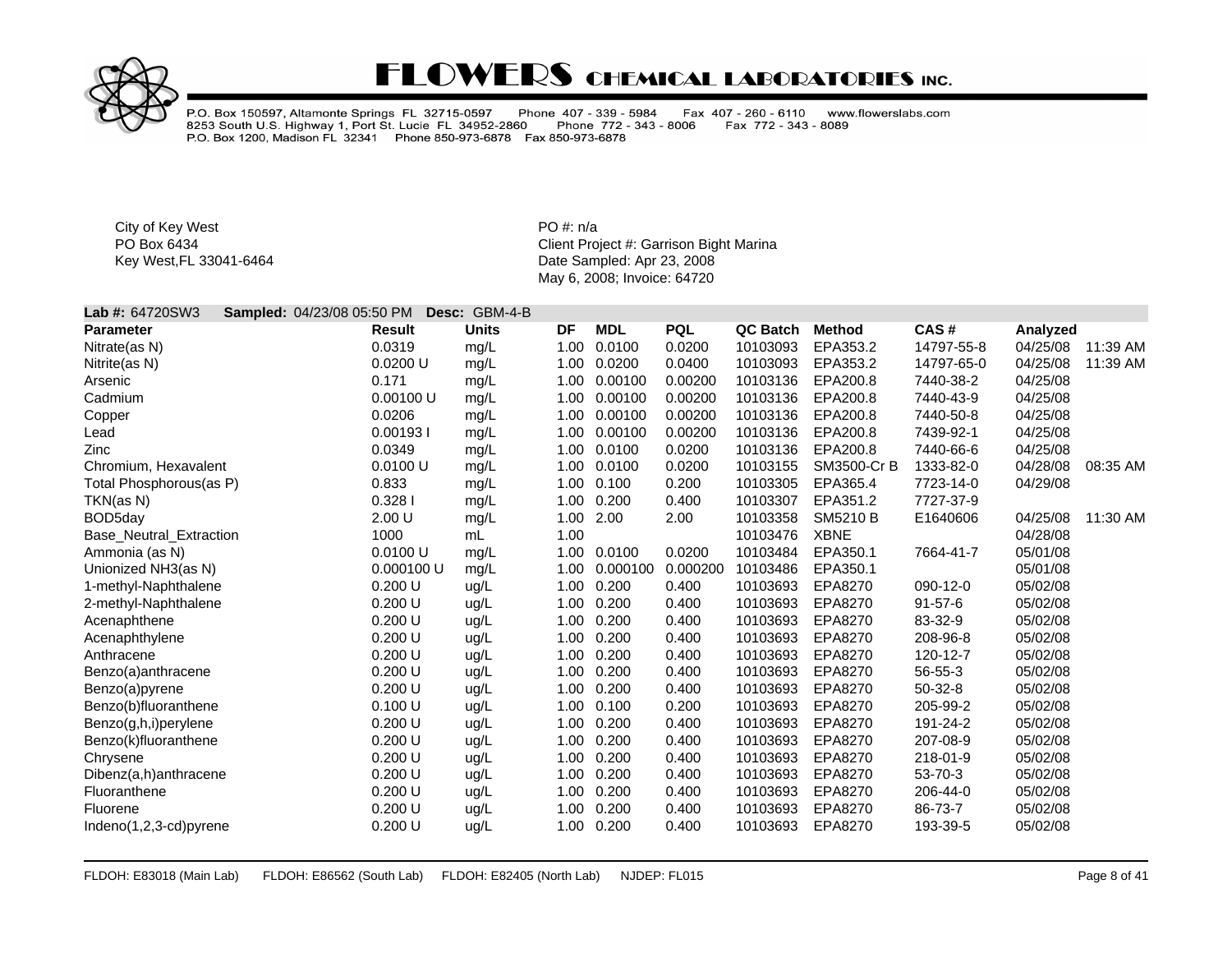# FLOWERS CHEMICAL LABORATORIES INC.

P.O. Box 150597, Altamonte Springs FL 32715-0597 Phone 407 - 339 - 5984 Fax 407 - 260 - 6110 www.flowerslabs.com
8253 South U.S. Highway 1, Port St. Lucie FL 34952-2860 Phone 772 - 343 - 8006 Fax 772 - 343 - 8089
P.O. Box 1200, Madison FL 32341 Phone 850-973-6878 Fax 850-973-6878

City of Key West
PO Box 6434
Key West,FL 33041-6464

PO #: n/a
Client Project #: Garrison Bight Marina
Date Sampled: Apr 23, 2008
May 6, 2008; Invoice: 64720

**Lab #:** 64720SW3 **Sampled:** 04/23/08 05:50 PM **Desc:** GBM-4-B

| Parameter | Result | Units | DF | MDL | PQL | QC Batch | Method | CAS # | Analyzed | |
|---|---|---|---|---|---|---|---|---|---|---|
| Nitrate(as N) | 0.0319 | mg/L | 1.00 | 0.0100 | 0.0200 | 10103093 | EPA353.2 | 14797-55-8 | 04/25/08 | 11:39 AM |
| Nitrite(as N) | 0.0200 U | mg/L | 1.00 | 0.0200 | 0.0400 | 10103093 | EPA353.2 | 14797-65-0 | 04/25/08 | 11:39 AM |
| Arsenic | 0.171 | mg/L | 1.00 | 0.00100 | 0.00200 | 10103136 | EPA200.8 | 7440-38-2 | 04/25/08 | |
| Cadmium | 0.00100 U | mg/L | 1.00 | 0.00100 | 0.00200 | 10103136 | EPA200.8 | 7440-43-9 | 04/25/08 | |
| Copper | 0.0206 | mg/L | 1.00 | 0.00100 | 0.00200 | 10103136 | EPA200.8 | 7440-50-8 | 04/25/08 | |
| Lead | 0.00193 I | mg/L | 1.00 | 0.00100 | 0.00200 | 10103136 | EPA200.8 | 7439-92-1 | 04/25/08 | |
| Zinc | 0.0349 | mg/L | 1.00 | 0.0100 | 0.0200 | 10103136 | EPA200.8 | 7440-66-6 | 04/25/08 | |
| Chromium, Hexavalent | 0.0100 U | mg/L | 1.00 | 0.0100 | 0.0200 | 10103155 | SM3500-Cr B | 1333-82-0 | 04/28/08 | 08:35 AM |
| Total Phosphorous(as P) | 0.833 | mg/L | 1.00 | 0.100 | 0.200 | 10103305 | EPA365.4 | 7723-14-0 | 04/29/08 | |
| TKN(as N) | 0.328 I | mg/L | 1.00 | 0.200 | 0.400 | 10103307 | EPA351.2 | 7727-37-9 | | |
| BOD5day | 2.00 U | mg/L | 1.00 | 2.00 | 2.00 | 10103358 | SM5210 B | E1640606 | 04/25/08 | 11:30 AM |
| Base_Neutral_Extraction | 1000 | mL | 1.00 | | | 10103476 | XBNE | | 04/28/08 | |
| Ammonia (as N) | 0.0100 U | mg/L | 1.00 | 0.0100 | 0.0200 | 10103484 | EPA350.1 | 7664-41-7 | 05/01/08 | |
| Unionized NH3(as N) | 0.000100 U | mg/L | 1.00 | 0.000100 | 0.000200 | 10103486 | EPA350.1 | | 05/01/08 | |
| 1-methyl-Naphthalene | 0.200 U | ug/L | 1.00 | 0.200 | 0.400 | 10103693 | EPA8270 | 090-12-0 | 05/02/08 | |
| 2-methyl-Naphthalene | 0.200 U | ug/L | 1.00 | 0.200 | 0.400 | 10103693 | EPA8270 | 91-57-6 | 05/02/08 | |
| Acenaphthene | 0.200 U | ug/L | 1.00 | 0.200 | 0.400 | 10103693 | EPA8270 | 83-32-9 | 05/02/08 | |
| Acenaphthylene | 0.200 U | ug/L | 1.00 | 0.200 | 0.400 | 10103693 | EPA8270 | 208-96-8 | 05/02/08 | |
| Anthracene | 0.200 U | ug/L | 1.00 | 0.200 | 0.400 | 10103693 | EPA8270 | 120-12-7 | 05/02/08 | |
| Benzo(a)anthracene | 0.200 U | ug/L | 1.00 | 0.200 | 0.400 | 10103693 | EPA8270 | 56-55-3 | 05/02/08 | |
| Benzo(a)pyrene | 0.200 U | ug/L | 1.00 | 0.200 | 0.400 | 10103693 | EPA8270 | 50-32-8 | 05/02/08 | |
| Benzo(b)fluoranthene | 0.100 U | ug/L | 1.00 | 0.100 | 0.200 | 10103693 | EPA8270 | 205-99-2 | 05/02/08 | |
| Benzo(g,h,i)perylene | 0.200 U | ug/L | 1.00 | 0.200 | 0.400 | 10103693 | EPA8270 | 191-24-2 | 05/02/08 | |
| Benzo(k)fluoranthene | 0.200 U | ug/L | 1.00 | 0.200 | 0.400 | 10103693 | EPA8270 | 207-08-9 | 05/02/08 | |
| Chrysene | 0.200 U | ug/L | 1.00 | 0.200 | 0.400 | 10103693 | EPA8270 | 218-01-9 | 05/02/08 | |
| Dibenz(a,h)anthracene | 0.200 U | ug/L | 1.00 | 0.200 | 0.400 | 10103693 | EPA8270 | 53-70-3 | 05/02/08 | |
| Fluoranthene | 0.200 U | ug/L | 1.00 | 0.200 | 0.400 | 10103693 | EPA8270 | 206-44-0 | 05/02/08 | |
| Fluorene | 0.200 U | ug/L | 1.00 | 0.200 | 0.400 | 10103693 | EPA8270 | 86-73-7 | 05/02/08 | |
| Indeno(1,2,3-cd)pyrene | 0.200 U | ug/L | 1.00 | 0.200 | 0.400 | 10103693 | EPA8270 | 193-39-5 | 05/02/08 | |

FLDOH: E83018 (Main Lab) FLDOH: E86562 (South Lab) FLDOH: E82405 (North Lab) NJDEP: FL015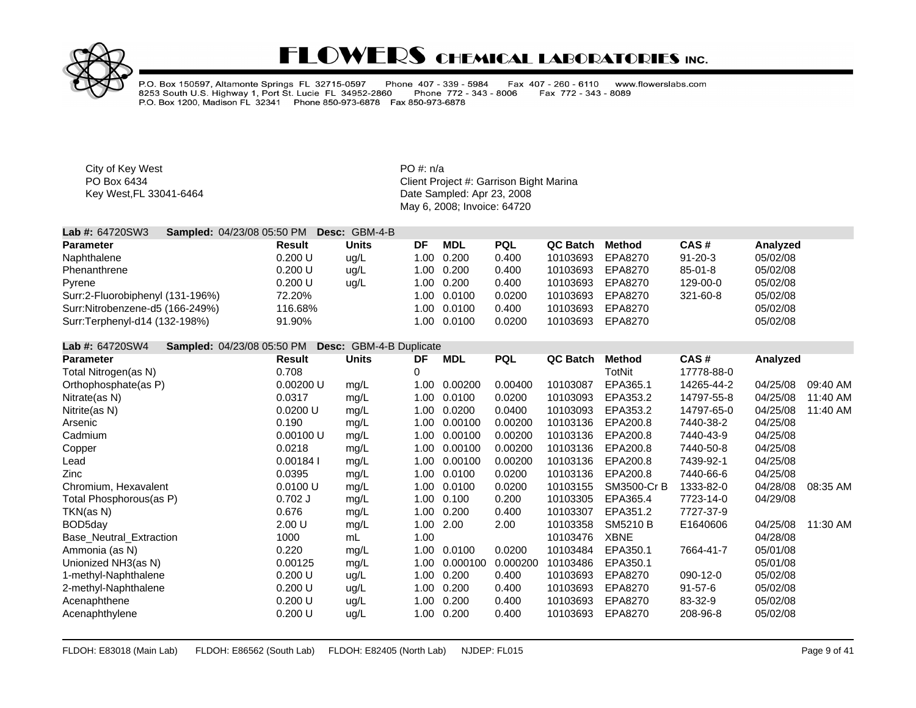# FLOWERS CHEMICAL LABORATORIES INC.

P.O. Box 150597, Altamonte Springs FL 32715-0597 Phone 407 - 339 - 5984 Fax 407 - 260 - 6110 www.flowerslabs.com
8253 South U.S. Highway 1, Port St. Lucie FL 34952-2860 Phone 772 - 343 - 8006 Fax 772 - 343 - 8089
P.O. Box 1200, Madison FL 32341 Phone 850-973-6878 Fax 850-973-6878

City of Key West
PO Box 6434
Key West,FL 33041-6464

PO #: n/a
Client Project #: Garrison Bight Marina
Date Sampled: Apr 23, 2008
May 6, 2008; Invoice: 64720

**Lab #:** 64720SW3 **Sampled:** 04/23/08 05:50 PM **Desc:** GBM-4-B

| Parameter | Result | Units | DF | MDL | PQL | QC Batch | Method | CAS # | Analyzed | |
|---|---|---|---|---|---|---|---|---|---|---|
| Naphthalene | 0.200 U | ug/L | 1.00 | 0.200 | 0.400 | 10103693 | EPA8270 | 91-20-3 | 05/02/08 | |
| Phenanthrene | 0.200 U | ug/L | 1.00 | 0.200 | 0.400 | 10103693 | EPA8270 | 85-01-8 | 05/02/08 | |
| Pyrene | 0.200 U | ug/L | 1.00 | 0.200 | 0.400 | 10103693 | EPA8270 | 129-00-0 | 05/02/08 | |
| Surr:2-Fluorobiphenyl (131-196%) | 72.20% | | 1.00 | 0.0100 | 0.0200 | 10103693 | EPA8270 | 321-60-8 | 05/02/08 | |
| Surr:Nitrobenzene-d5 (166-249%) | 116.68% | | 1.00 | 0.0100 | 0.400 | 10103693 | EPA8270 | | 05/02/08 | |
| Surr:Terphenyl-d14 (132-198%) | 91.90% | | 1.00 | 0.0100 | 0.0200 | 10103693 | EPA8270 | | 05/02/08 | |

**Lab #:** 64720SW4 **Sampled:** 04/23/08 05:50 PM **Desc:** GBM-4-B Duplicate

| Parameter | Result | Units | DF | MDL | PQL | QC Batch | Method | CAS # | Analyzed | |
|---|---|---|---|---|---|---|---|---|---|---|
| Total Nitrogen(as N) | 0.708 | | 0 | | | | TotNit | 17778-88-0 | | |
| Orthophosphate(as P) | 0.00200 U | mg/L | 1.00 | 0.00200 | 0.00400 | 10103087 | EPA365.1 | 14265-44-2 | 04/25/08 | 09:40 AM |
| Nitrate(as N) | 0.0317 | mg/L | 1.00 | 0.0100 | 0.0200 | 10103093 | EPA353.2 | 14797-55-8 | 04/25/08 | 11:40 AM |
| Nitrite(as N) | 0.0200 U | mg/L | 1.00 | 0.0200 | 0.0400 | 10103093 | EPA353.2 | 14797-65-0 | 04/25/08 | 11:40 AM |
| Arsenic | 0.190 | mg/L | 1.00 | 0.00100 | 0.00200 | 10103136 | EPA200.8 | 7440-38-2 | 04/25/08 | |
| Cadmium | 0.00100 U | mg/L | 1.00 | 0.00100 | 0.00200 | 10103136 | EPA200.8 | 7440-43-9 | 04/25/08 | |
| Copper | 0.0218 | mg/L | 1.00 | 0.00100 | 0.00200 | 10103136 | EPA200.8 | 7440-50-8 | 04/25/08 | |
| Lead | 0.00184 I | mg/L | 1.00 | 0.00100 | 0.00200 | 10103136 | EPA200.8 | 7439-92-1 | 04/25/08 | |
| Zinc | 0.0395 | mg/L | 1.00 | 0.0100 | 0.0200 | 10103136 | EPA200.8 | 7440-66-6 | 04/25/08 | |
| Chromium, Hexavalent | 0.0100 U | mg/L | 1.00 | 0.0100 | 0.0200 | 10103155 | SM3500-Cr B | 1333-82-0 | 04/28/08 | 08:35 AM |
| Total Phosphorous(as P) | 0.702 J | mg/L | 1.00 | 0.100 | 0.200 | 10103305 | EPA365.4 | 7723-14-0 | 04/29/08 | |
| TKN(as N) | 0.676 | mg/L | 1.00 | 0.200 | 0.400 | 10103307 | EPA351.2 | 7727-37-9 | | |
| BOD5day | 2.00 U | mg/L | 1.00 | 2.00 | 2.00 | 10103358 | SM5210 B | E1640606 | 04/25/08 | 11:30 AM |
| Base_Neutral_Extraction | 1000 | mL | 1.00 | | | 10103476 | XBNE | | 04/28/08 | |
| Ammonia (as N) | 0.220 | mg/L | 1.00 | 0.0100 | 0.0200 | 10103484 | EPA350.1 | 7664-41-7 | 05/01/08 | |
| Unionized NH3(as N) | 0.00125 | mg/L | 1.00 | 0.000100 | 0.000200 | 10103486 | EPA350.1 | | 05/01/08 | |
| 1-methyl-Naphthalene | 0.200 U | ug/L | 1.00 | 0.200 | 0.400 | 10103693 | EPA8270 | 090-12-0 | 05/02/08 | |
| 2-methyl-Naphthalene | 0.200 U | ug/L | 1.00 | 0.200 | 0.400 | 10103693 | EPA8270 | 91-57-6 | 05/02/08 | |
| Acenaphthene | 0.200 U | ug/L | 1.00 | 0.200 | 0.400 | 10103693 | EPA8270 | 83-32-9 | 05/02/08 | |
| Acenaphthylene | 0.200 U | ug/L | 1.00 | 0.200 | 0.400 | 10103693 | EPA8270 | 208-96-8 | 05/02/08 | |

FLDOH: E83018 (Main Lab) FLDOH: E86562 (South Lab) FLDOH: E82405 (North Lab) NJDEP: FL015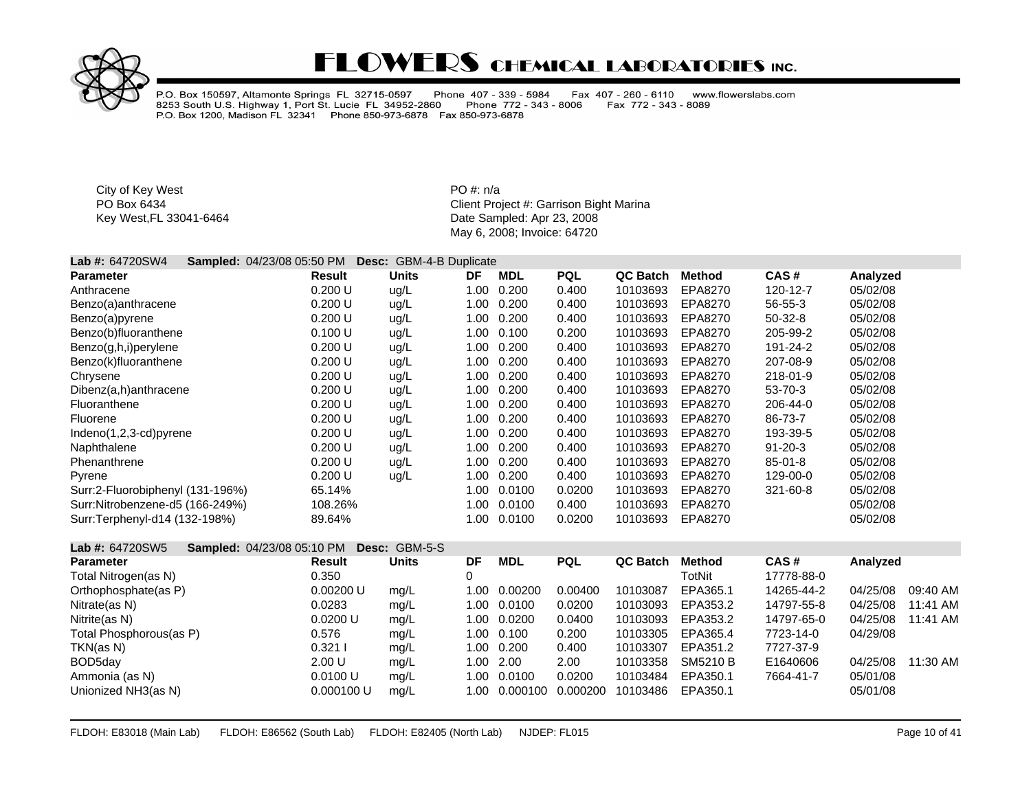# FLOWERS CHEMICAL LABORATORIES INC.

P.O. Box 150597, Altamonte Springs FL 32715-0597 Phone 407 - 339 - 5984 Fax 407 - 260 - 6110 www.flowerslabs.com
8253 South U.S. Highway 1, Port St. Lucie FL 34952-2860 Phone 772 - 343 - 8006 Fax 772 - 343 - 8089
P.O. Box 1200, Madison FL 32341 Phone 850-973-6878 Fax 850-973-6878

City of Key West
PO Box 6434
Key West,FL 33041-6464

PO #: n/a
Client Project #: Garrison Bight Marina
Date Sampled: Apr 23, 2008
May 6, 2008; Invoice: 64720

**Lab #:** 64720SW4 **Sampled:** 04/23/08 05:50 PM **Desc:** GBM-4-B Duplicate

| Parameter | Result | Units | DF | MDL | PQL | QC Batch | Method | CAS # | Analyzed |
|---|---|---|---|---|---|---|---|---|---|
| Anthracene | 0.200 U | ug/L | 1.00 | 0.200 | 0.400 | 10103693 | EPA8270 | 120-12-7 | 05/02/08 |
| Benzo(a)anthracene | 0.200 U | ug/L | 1.00 | 0.200 | 0.400 | 10103693 | EPA8270 | 56-55-3 | 05/02/08 |
| Benzo(a)pyrene | 0.200 U | ug/L | 1.00 | 0.200 | 0.400 | 10103693 | EPA8270 | 50-32-8 | 05/02/08 |
| Benzo(b)fluoranthene | 0.100 U | ug/L | 1.00 | 0.100 | 0.200 | 10103693 | EPA8270 | 205-99-2 | 05/02/08 |
| Benzo(g,h,i)perylene | 0.200 U | ug/L | 1.00 | 0.200 | 0.400 | 10103693 | EPA8270 | 191-24-2 | 05/02/08 |
| Benzo(k)fluoranthene | 0.200 U | ug/L | 1.00 | 0.200 | 0.400 | 10103693 | EPA8270 | 207-08-9 | 05/02/08 |
| Chrysene | 0.200 U | ug/L | 1.00 | 0.200 | 0.400 | 10103693 | EPA8270 | 218-01-9 | 05/02/08 |
| Dibenz(a,h)anthracene | 0.200 U | ug/L | 1.00 | 0.200 | 0.400 | 10103693 | EPA8270 | 53-70-3 | 05/02/08 |
| Fluoranthene | 0.200 U | ug/L | 1.00 | 0.200 | 0.400 | 10103693 | EPA8270 | 206-44-0 | 05/02/08 |
| Fluorene | 0.200 U | ug/L | 1.00 | 0.200 | 0.400 | 10103693 | EPA8270 | 86-73-7 | 05/02/08 |
| Indeno(1,2,3-cd)pyrene | 0.200 U | ug/L | 1.00 | 0.200 | 0.400 | 10103693 | EPA8270 | 193-39-5 | 05/02/08 |
| Naphthalene | 0.200 U | ug/L | 1.00 | 0.200 | 0.400 | 10103693 | EPA8270 | 91-20-3 | 05/02/08 |
| Phenanthrene | 0.200 U | ug/L | 1.00 | 0.200 | 0.400 | 10103693 | EPA8270 | 85-01-8 | 05/02/08 |
| Pyrene | 0.200 U | ug/L | 1.00 | 0.200 | 0.400 | 10103693 | EPA8270 | 129-00-0 | 05/02/08 |
| Surr:2-Fluorobiphenyl (131-196%) | 65.14% | | 1.00 | 0.0100 | 0.0200 | 10103693 | EPA8270 | 321-60-8 | 05/02/08 |
| Surr:Nitrobenzene-d5 (166-249%) | 108.26% | | 1.00 | 0.0100 | 0.400 | 10103693 | EPA8270 | | 05/02/08 |
| Surr:Terphenyl-d14 (132-198%) | 89.64% | | 1.00 | 0.0100 | 0.0200 | 10103693 | EPA8270 | | 05/02/08 |

**Lab #:** 64720SW5 **Sampled:** 04/23/08 05:10 PM **Desc:** GBM-5-S

| Parameter | Result | Units | DF | MDL | PQL | QC Batch | Method | CAS # | Analyzed | |
|---|---|---|---|---|---|---|---|---|---|---|
| Total Nitrogen(as N) | 0.350 | | 0 | | | | TotNit | 17778-88-0 | | |
| Orthophosphate(as P) | 0.00200 U | mg/L | 1.00 | 0.00200 | 0.00400 | 10103087 | EPA365.1 | 14265-44-2 | 04/25/08 | 09:40 AM |
| Nitrate(as N) | 0.0283 | mg/L | 1.00 | 0.0100 | 0.0200 | 10103093 | EPA353.2 | 14797-55-8 | 04/25/08 | 11:41 AM |
| Nitrite(as N) | 0.0200 U | mg/L | 1.00 | 0.0200 | 0.0400 | 10103093 | EPA353.2 | 14797-65-0 | 04/25/08 | 11:41 AM |
| Total Phosphorous(as P) | 0.576 | mg/L | 1.00 | 0.100 | 0.200 | 10103305 | EPA365.4 | 7723-14-0 | 04/29/08 | |
| TKN(as N) | 0.321 I | mg/L | 1.00 | 0.200 | 0.400 | 10103307 | EPA351.2 | 7727-37-9 | | |
| BOD5day | 2.00 U | mg/L | 1.00 | 2.00 | 2.00 | 10103358 | SM5210 B | E1640606 | 04/25/08 | 11:30 AM |
| Ammonia (as N) | 0.0100 U | mg/L | 1.00 | 0.0100 | 0.0200 | 10103484 | EPA350.1 | 7664-41-7 | 05/01/08 | |
| Unionized NH3(as N) | 0.000100 U | mg/L | 1.00 | 0.000100 | 0.000200 | 10103486 | EPA350.1 | | 05/01/08 | |

FLDOH: E83018 (Main Lab) FLDOH: E86562 (South Lab) FLDOH: E82405 (North Lab) NJDEP: FL015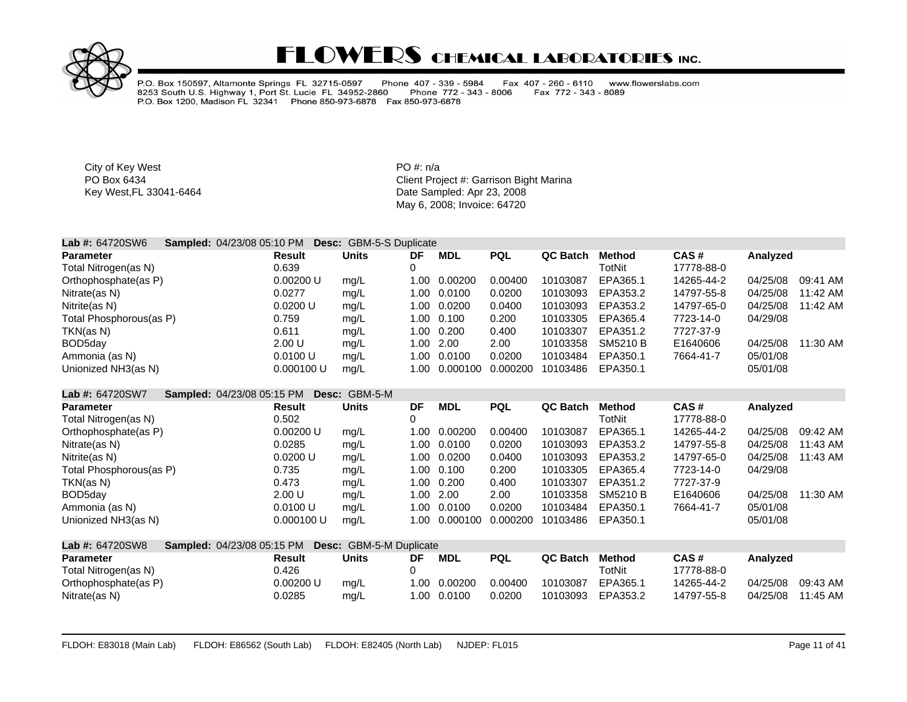# FLOWERS CHEMICAL LABORATORIES INC.

P.O. Box 150597, Altamonte Springs FL 32715-0597 Phone 407 - 339 - 5984 Fax 407 - 260 - 6110 www.flowerslabs.com
8253 South U.S. Highway 1, Port St. Lucie FL 34952-2860 Phone 772 - 343 - 8006 Fax 772 - 343 - 8089
P.O. Box 1200, Madison FL 32341 Phone 850-973-6878 Fax 850-973-6878

City of Key West
PO Box 6434
Key West,FL 33041-6464

PO #: n/a
Client Project #: Garrison Bight Marina
Date Sampled: Apr 23, 2008
May 6, 2008; Invoice: 64720

**Lab #:** 64720SW6 **Sampled:** 04/23/08 05:10 PM **Desc:** GBM-5-S Duplicate

| Parameter | Result | Units | DF | MDL | PQL | QC Batch | Method | CAS # | Analyzed | |
|---|---|---|---|---|---|---|---|---|---|---|
| Total Nitrogen(as N) | 0.639 | | 0 | | | | TotNit | 17778-88-0 | | |
| Orthophosphate(as P) | 0.00200 U | mg/L | 1.00 | 0.00200 | 0.00400 | 10103087 | EPA365.1 | 14265-44-2 | 04/25/08 | 09:41 AM |
| Nitrate(as N) | 0.0277 | mg/L | 1.00 | 0.0100 | 0.0200 | 10103093 | EPA353.2 | 14797-55-8 | 04/25/08 | 11:42 AM |
| Nitrite(as N) | 0.0200 U | mg/L | 1.00 | 0.0200 | 0.0400 | 10103093 | EPA353.2 | 14797-65-0 | 04/25/08 | 11:42 AM |
| Total Phosphorous(as P) | 0.759 | mg/L | 1.00 | 0.100 | 0.200 | 10103305 | EPA365.4 | 7723-14-0 | 04/29/08 | |
| TKN(as N) | 0.611 | mg/L | 1.00 | 0.200 | 0.400 | 10103307 | EPA351.2 | 7727-37-9 | | |
| BOD5day | 2.00 U | mg/L | 1.00 | 2.00 | 2.00 | 10103358 | SM5210 B | E1640606 | 04/25/08 | 11:30 AM |
| Ammonia (as N) | 0.0100 U | mg/L | 1.00 | 0.0100 | 0.0200 | 10103484 | EPA350.1 | 7664-41-7 | 05/01/08 | |
| Unionized NH3(as N) | 0.000100 U | mg/L | 1.00 | 0.000100 | 0.000200 | 10103486 | EPA350.1 | | 05/01/08 | |

**Lab #:** 64720SW7 **Sampled:** 04/23/08 05:15 PM **Desc:** GBM-5-M

| Parameter | Result | Units | DF | MDL | PQL | QC Batch | Method | CAS # | Analyzed | |
|---|---|---|---|---|---|---|---|---|---|---|
| Total Nitrogen(as N) | 0.502 | | 0 | | | | TotNit | 17778-88-0 | | |
| Orthophosphate(as P) | 0.00200 U | mg/L | 1.00 | 0.00200 | 0.00400 | 10103087 | EPA365.1 | 14265-44-2 | 04/25/08 | 09:42 AM |
| Nitrate(as N) | 0.0285 | mg/L | 1.00 | 0.0100 | 0.0200 | 10103093 | EPA353.2 | 14797-55-8 | 04/25/08 | 11:43 AM |
| Nitrite(as N) | 0.0200 U | mg/L | 1.00 | 0.0200 | 0.0400 | 10103093 | EPA353.2 | 14797-65-0 | 04/25/08 | 11:43 AM |
| Total Phosphorous(as P) | 0.735 | mg/L | 1.00 | 0.100 | 0.200 | 10103305 | EPA365.4 | 7723-14-0 | 04/29/08 | |
| TKN(as N) | 0.473 | mg/L | 1.00 | 0.200 | 0.400 | 10103307 | EPA351.2 | 7727-37-9 | | |
| BOD5day | 2.00 U | mg/L | 1.00 | 2.00 | 2.00 | 10103358 | SM5210 B | E1640606 | 04/25/08 | 11:30 AM |
| Ammonia (as N) | 0.0100 U | mg/L | 1.00 | 0.0100 | 0.0200 | 10103484 | EPA350.1 | 7664-41-7 | 05/01/08 | |
| Unionized NH3(as N) | 0.000100 U | mg/L | 1.00 | 0.000100 | 0.000200 | 10103486 | EPA350.1 | | 05/01/08 | |

**Lab #:** 64720SW8 **Sampled:** 04/23/08 05:15 PM **Desc:** GBM-5-M Duplicate

| Parameter | Result | Units | DF | MDL | PQL | QC Batch | Method | CAS # | Analyzed | |
|---|---|---|---|---|---|---|---|---|---|---|
| Total Nitrogen(as N) | 0.426 | | 0 | | | | TotNit | 17778-88-0 | | |
| Orthophosphate(as P) | 0.00200 U | mg/L | 1.00 | 0.00200 | 0.00400 | 10103087 | EPA365.1 | 14265-44-2 | 04/25/08 | 09:43 AM |
| Nitrate(as N) | 0.0285 | mg/L | 1.00 | 0.0100 | 0.0200 | 10103093 | EPA353.2 | 14797-55-8 | 04/25/08 | 11:45 AM |

FLDOH: E83018 (Main Lab) FLDOH: E86562 (South Lab) FLDOH: E82405 (North Lab) NJDEP: FL015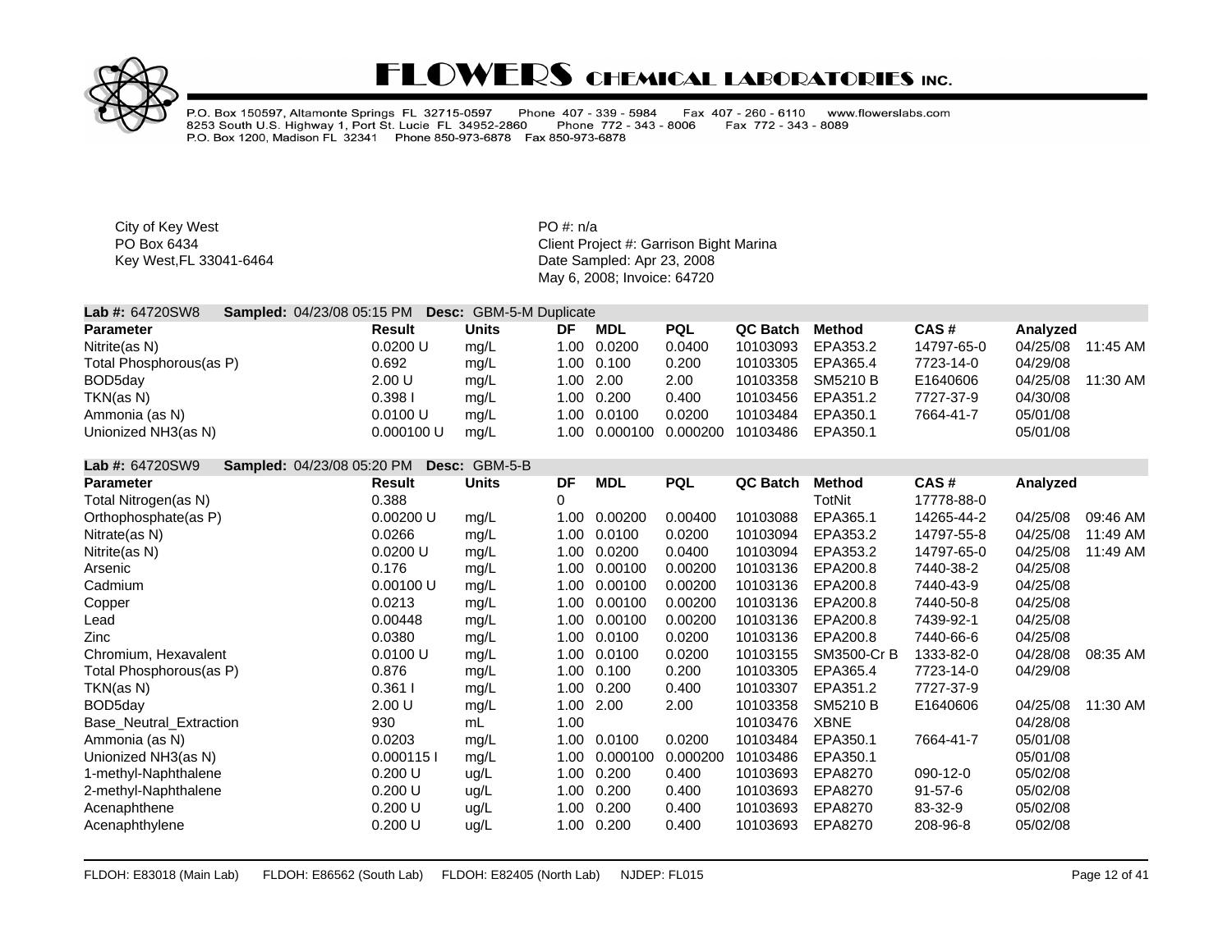# FLOWERS CHEMICAL LABORATORIES INC.

P.O. Box 150597, Altamonte Springs FL 32715-0597 Phone 407 - 339 - 5984 Fax 407 - 260 - 6110 www.flowerslabs.com
8253 South U.S. Highway 1, Port St. Lucie FL 34952-2860 Phone 772 - 343 - 8006 Fax 772 - 343 - 8089
P.O. Box 1200, Madison FL 32341 Phone 850-973-6878 Fax 850-973-6878

City of Key West
PO Box 6434
Key West,FL 33041-6464

PO #: n/a
Client Project #: Garrison Bight Marina
Date Sampled: Apr 23, 2008
May 6, 2008; Invoice: 64720

**Lab #:** 64720SW8 **Sampled:** 04/23/08 05:15 PM **Desc:** GBM-5-M Duplicate

| Parameter | Result | Units | DF | MDL | PQL | QC Batch | Method | CAS # | Analyzed | |
|---|---|---|---|---|---|---|---|---|---|---|
| Nitrite(as N) | 0.0200 U | mg/L | 1.00 | 0.0200 | 0.0400 | 10103093 | EPA353.2 | 14797-65-0 | 04/25/08 | 11:45 AM |
| Total Phosphorous(as P) | 0.692 | mg/L | 1.00 | 0.100 | 0.200 | 10103305 | EPA365.4 | 7723-14-0 | 04/29/08 | |
| BOD5day | 2.00 U | mg/L | 1.00 | 2.00 | 2.00 | 10103358 | SM5210 B | E1640606 | 04/25/08 | 11:30 AM |
| TKN(as N) | 0.398 I | mg/L | 1.00 | 0.200 | 0.400 | 10103456 | EPA351.2 | 7727-37-9 | 04/30/08 | |
| Ammonia (as N) | 0.0100 U | mg/L | 1.00 | 0.0100 | 0.0200 | 10103484 | EPA350.1 | 7664-41-7 | 05/01/08 | |
| Unionized NH3(as N) | 0.000100 U | mg/L | 1.00 | 0.000100 | 0.000200 | 10103486 | EPA350.1 | | 05/01/08 | |

**Lab #:** 64720SW9 **Sampled:** 04/23/08 05:20 PM **Desc:** GBM-5-B

| Parameter | Result | Units | DF | MDL | PQL | QC Batch | Method | CAS # | Analyzed | |
|---|---|---|---|---|---|---|---|---|---|---|
| Total Nitrogen(as N) | 0.388 | | 0 | | | | TotNit | 17778-88-0 | | |
| Orthophosphate(as P) | 0.00200 U | mg/L | 1.00 | 0.00200 | 0.00400 | 10103088 | EPA365.1 | 14265-44-2 | 04/25/08 | 09:46 AM |
| Nitrate(as N) | 0.0266 | mg/L | 1.00 | 0.0100 | 0.0200 | 10103094 | EPA353.2 | 14797-55-8 | 04/25/08 | 11:49 AM |
| Nitrite(as N) | 0.0200 U | mg/L | 1.00 | 0.0200 | 0.0400 | 10103094 | EPA353.2 | 14797-65-0 | 04/25/08 | 11:49 AM |
| Arsenic | 0.176 | mg/L | 1.00 | 0.00100 | 0.00200 | 10103136 | EPA200.8 | 7440-38-2 | 04/25/08 | |
| Cadmium | 0.00100 U | mg/L | 1.00 | 0.00100 | 0.00200 | 10103136 | EPA200.8 | 7440-43-9 | 04/25/08 | |
| Copper | 0.0213 | mg/L | 1.00 | 0.00100 | 0.00200 | 10103136 | EPA200.8 | 7440-50-8 | 04/25/08 | |
| Lead | 0.00448 | mg/L | 1.00 | 0.00100 | 0.00200 | 10103136 | EPA200.8 | 7439-92-1 | 04/25/08 | |
| Zinc | 0.0380 | mg/L | 1.00 | 0.0100 | 0.0200 | 10103136 | EPA200.8 | 7440-66-6 | 04/25/08 | |
| Chromium, Hexavalent | 0.0100 U | mg/L | 1.00 | 0.0100 | 0.0200 | 10103155 | SM3500-Cr B | 1333-82-0 | 04/28/08 | 08:35 AM |
| Total Phosphorous(as P) | 0.876 | mg/L | 1.00 | 0.100 | 0.200 | 10103305 | EPA365.4 | 7723-14-0 | 04/29/08 | |
| TKN(as N) | 0.361 I | mg/L | 1.00 | 0.200 | 0.400 | 10103307 | EPA351.2 | 7727-37-9 | | |
| BOD5day | 2.00 U | mg/L | 1.00 | 2.00 | 2.00 | 10103358 | SM5210 B | E1640606 | 04/25/08 | 11:30 AM |
| Base_Neutral_Extraction | 930 | mL | 1.00 | | | 10103476 | XBNE | | 04/28/08 | |
| Ammonia (as N) | 0.0203 | mg/L | 1.00 | 0.0100 | 0.0200 | 10103484 | EPA350.1 | 7664-41-7 | 05/01/08 | |
| Unionized NH3(as N) | 0.000115 I | mg/L | 1.00 | 0.000100 | 0.000200 | 10103486 | EPA350.1 | | 05/01/08 | |
| 1-methyl-Naphthalene | 0.200 U | ug/L | 1.00 | 0.200 | 0.400 | 10103693 | EPA8270 | 090-12-0 | 05/02/08 | |
| 2-methyl-Naphthalene | 0.200 U | ug/L | 1.00 | 0.200 | 0.400 | 10103693 | EPA8270 | 91-57-6 | 05/02/08 | |
| Acenaphthene | 0.200 U | ug/L | 1.00 | 0.200 | 0.400 | 10103693 | EPA8270 | 83-32-9 | 05/02/08 | |
| Acenaphthylene | 0.200 U | ug/L | 1.00 | 0.200 | 0.400 | 10103693 | EPA8270 | 208-96-8 | 05/02/08 | |

FLDOH: E83018 (Main Lab) FLDOH: E86562 (South Lab) FLDOH: E82405 (North Lab) NJDEP: FL015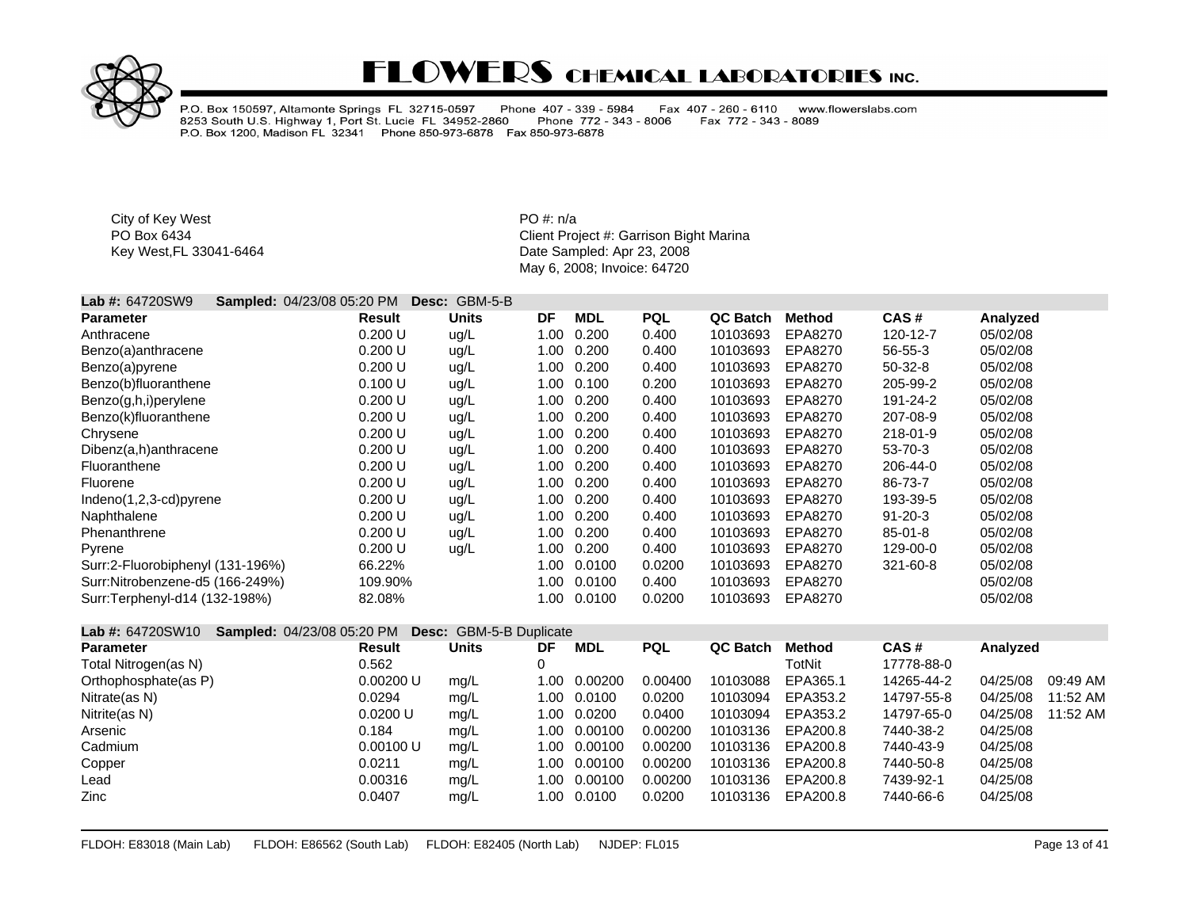# FLOWERS CHEMICAL LABORATORIES INC.

P.O. Box 150597, Altamonte Springs FL 32715-0597 Phone 407 - 339 - 5984 Fax 407 - 260 - 6110 www.flowerslabs.com
8253 South U.S. Highway 1, Port St. Lucie FL 34952-2860 Phone 772 - 343 - 8006 Fax 772 - 343 - 8089
P.O. Box 1200, Madison FL 32341 Phone 850-973-6878 Fax 850-973-6878

City of Key West
PO Box 6434
Key West,FL 33041-6464

PO #: n/a
Client Project #: Garrison Bight Marina
Date Sampled: Apr 23, 2008
May 6, 2008; Invoice: 64720

**Lab #:** 64720SW9 **Sampled:** 04/23/08 05:20 PM **Desc:** GBM-5-B

| Parameter | Result | Units | DF | MDL | PQL | QC Batch | Method | CAS # | Analyzed |
|---|---|---|---|---|---|---|---|---|---|
| Anthracene | 0.200 U | ug/L | 1.00 | 0.200 | 0.400 | 10103693 | EPA8270 | 120-12-7 | 05/02/08 |
| Benzo(a)anthracene | 0.200 U | ug/L | 1.00 | 0.200 | 0.400 | 10103693 | EPA8270 | 56-55-3 | 05/02/08 |
| Benzo(a)pyrene | 0.200 U | ug/L | 1.00 | 0.200 | 0.400 | 10103693 | EPA8270 | 50-32-8 | 05/02/08 |
| Benzo(b)fluoranthene | 0.100 U | ug/L | 1.00 | 0.100 | 0.200 | 10103693 | EPA8270 | 205-99-2 | 05/02/08 |
| Benzo(g,h,i)perylene | 0.200 U | ug/L | 1.00 | 0.200 | 0.400 | 10103693 | EPA8270 | 191-24-2 | 05/02/08 |
| Benzo(k)fluoranthene | 0.200 U | ug/L | 1.00 | 0.200 | 0.400 | 10103693 | EPA8270 | 207-08-9 | 05/02/08 |
| Chrysene | 0.200 U | ug/L | 1.00 | 0.200 | 0.400 | 10103693 | EPA8270 | 218-01-9 | 05/02/08 |
| Dibenz(a,h)anthracene | 0.200 U | ug/L | 1.00 | 0.200 | 0.400 | 10103693 | EPA8270 | 53-70-3 | 05/02/08 |
| Fluoranthene | 0.200 U | ug/L | 1.00 | 0.200 | 0.400 | 10103693 | EPA8270 | 206-44-0 | 05/02/08 |
| Fluorene | 0.200 U | ug/L | 1.00 | 0.200 | 0.400 | 10103693 | EPA8270 | 86-73-7 | 05/02/08 |
| Indeno(1,2,3-cd)pyrene | 0.200 U | ug/L | 1.00 | 0.200 | 0.400 | 10103693 | EPA8270 | 193-39-5 | 05/02/08 |
| Naphthalene | 0.200 U | ug/L | 1.00 | 0.200 | 0.400 | 10103693 | EPA8270 | 91-20-3 | 05/02/08 |
| Phenanthrene | 0.200 U | ug/L | 1.00 | 0.200 | 0.400 | 10103693 | EPA8270 | 85-01-8 | 05/02/08 |
| Pyrene | 0.200 U | ug/L | 1.00 | 0.200 | 0.400 | 10103693 | EPA8270 | 129-00-0 | 05/02/08 |
| Surr:2-Fluorobiphenyl (131-196%) | 66.22% | | 1.00 | 0.0100 | 0.0200 | 10103693 | EPA8270 | 321-60-8 | 05/02/08 |
| Surr:Nitrobenzene-d5 (166-249%) | 109.90% | | 1.00 | 0.0100 | 0.400 | 10103693 | EPA8270 | | 05/02/08 |
| Surr:Terphenyl-d14 (132-198%) | 82.08% | | 1.00 | 0.0100 | 0.0200 | 10103693 | EPA8270 | | 05/02/08 |

**Lab #:** 64720SW10 **Sampled:** 04/23/08 05:20 PM **Desc:** GBM-5-B Duplicate

| Parameter | Result | Units | DF | MDL | PQL | QC Batch | Method | CAS # | Analyzed | |
|---|---|---|---|---|---|---|---|---|---|---|
| Total Nitrogen(as N) | 0.562 | | 0 | | | | TotNit | 17778-88-0 | | |
| Orthophosphate(as P) | 0.00200 U | mg/L | 1.00 | 0.00200 | 0.00400 | 10103088 | EPA365.1 | 14265-44-2 | 04/25/08 | 09:49 AM |
| Nitrate(as N) | 0.0294 | mg/L | 1.00 | 0.0100 | 0.0200 | 10103094 | EPA353.2 | 14797-55-8 | 04/25/08 | 11:52 AM |
| Nitrite(as N) | 0.0200 U | mg/L | 1.00 | 0.0200 | 0.0400 | 10103094 | EPA353.2 | 14797-65-0 | 04/25/08 | 11:52 AM |
| Arsenic | 0.184 | mg/L | 1.00 | 0.00100 | 0.00200 | 10103136 | EPA200.8 | 7440-38-2 | 04/25/08 | |
| Cadmium | 0.00100 U | mg/L | 1.00 | 0.00100 | 0.00200 | 10103136 | EPA200.8 | 7440-43-9 | 04/25/08 | |
| Copper | 0.0211 | mg/L | 1.00 | 0.00100 | 0.00200 | 10103136 | EPA200.8 | 7440-50-8 | 04/25/08 | |
| Lead | 0.00316 | mg/L | 1.00 | 0.00100 | 0.00200 | 10103136 | EPA200.8 | 7439-92-1 | 04/25/08 | |
| Zinc | 0.0407 | mg/L | 1.00 | 0.0100 | 0.0200 | 10103136 | EPA200.8 | 7440-66-6 | 04/25/08 | |

FLDOH: E83018 (Main Lab) FLDOH: E86562 (South Lab) FLDOH: E82405 (North Lab) NJDEP: FL015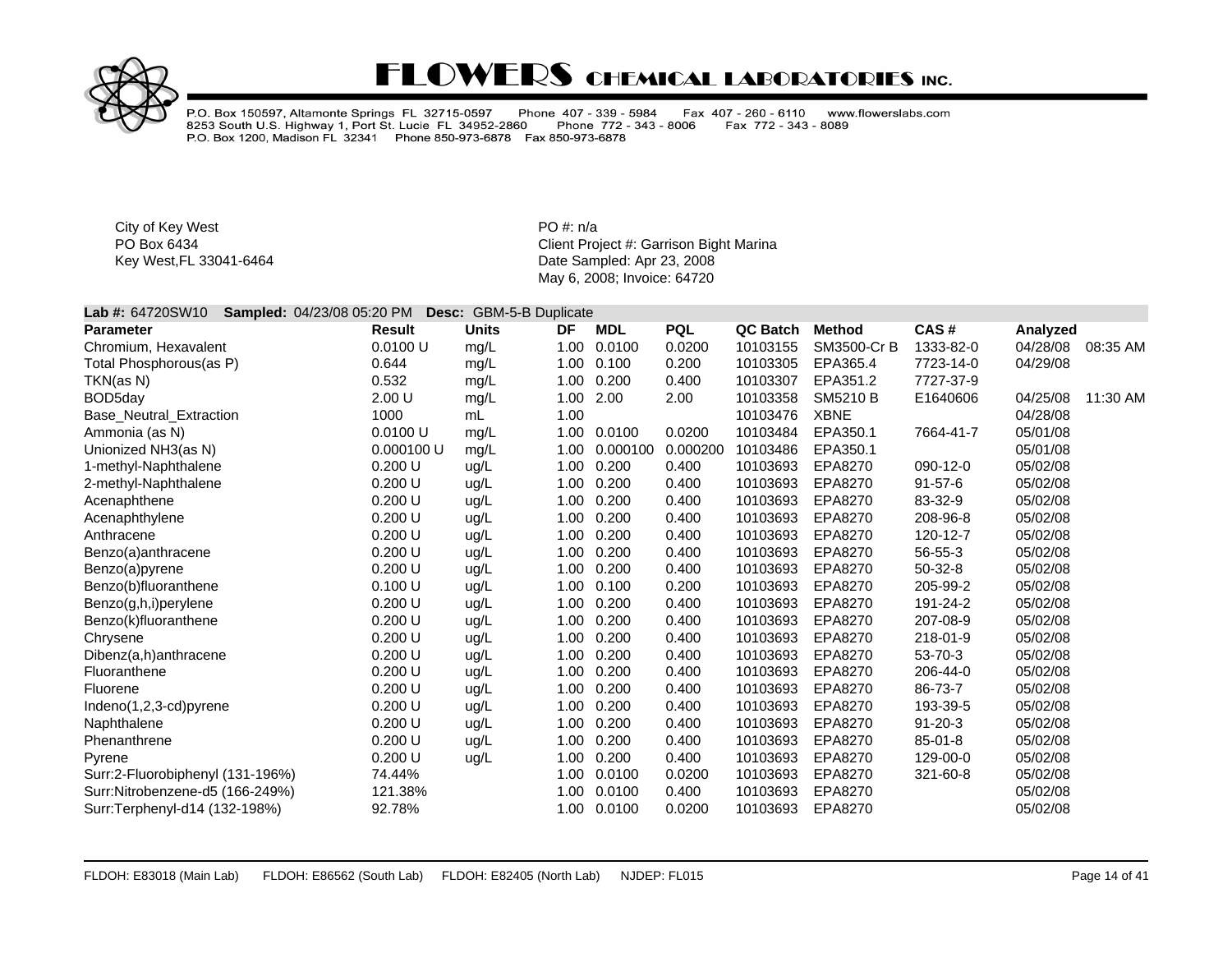# FLOWERS CHEMICAL LABORATORIES INC.

P.O. Box 150597, Altamonte Springs FL 32715-0597 Phone 407 - 339 - 5984 Fax 407 - 260 - 6110 www.flowerslabs.com
8253 South U.S. Highway 1, Port St. Lucie FL 34952-2860 Phone 772 - 343 - 8006 Fax 772 - 343 - 8089
P.O. Box 1200, Madison FL 32341 Phone 850-973-6878 Fax 850-973-6878

City of Key West
PO Box 6434
Key West,FL 33041-6464

PO #: n/a
Client Project #: Garrison Bight Marina
Date Sampled: Apr 23, 2008
May 6, 2008; Invoice: 64720

**Lab #:** 64720SW10 **Sampled:** 04/23/08 05:20 PM **Desc:** GBM-5-B Duplicate

| Parameter | Result | Units | DF | MDL | PQL | QC Batch | Method | CAS # | Analyzed | |
|---|---|---|---|---|---|---|---|---|---|---|
| Chromium, Hexavalent | 0.0100 U | mg/L | 1.00 | 0.0100 | 0.0200 | 10103155 | SM3500-Cr B | 1333-82-0 | 04/28/08 | 08:35 AM |
| Total Phosphorous(as P) | 0.644 | mg/L | 1.00 | 0.100 | 0.200 | 10103305 | EPA365.4 | 7723-14-0 | 04/29/08 | |
| TKN(as N) | 0.532 | mg/L | 1.00 | 0.200 | 0.400 | 10103307 | EPA351.2 | 7727-37-9 | | |
| BOD5day | 2.00 U | mg/L | 1.00 | 2.00 | 2.00 | 10103358 | SM5210 B | E1640606 | 04/25/08 | 11:30 AM |
| Base_Neutral_Extraction | 1000 | mL | 1.00 | | | 10103476 | XBNE | | 04/28/08 | |
| Ammonia (as N) | 0.0100 U | mg/L | 1.00 | 0.0100 | 0.0200 | 10103484 | EPA350.1 | 7664-41-7 | 05/01/08 | |
| Unionized NH3(as N) | 0.000100 U | mg/L | 1.00 | 0.000100 | 0.000200 | 10103486 | EPA350.1 | | 05/01/08 | |
| 1-methyl-Naphthalene | 0.200 U | ug/L | 1.00 | 0.200 | 0.400 | 10103693 | EPA8270 | 090-12-0 | 05/02/08 | |
| 2-methyl-Naphthalene | 0.200 U | ug/L | 1.00 | 0.200 | 0.400 | 10103693 | EPA8270 | 91-57-6 | 05/02/08 | |
| Acenaphthene | 0.200 U | ug/L | 1.00 | 0.200 | 0.400 | 10103693 | EPA8270 | 83-32-9 | 05/02/08 | |
| Acenaphthylene | 0.200 U | ug/L | 1.00 | 0.200 | 0.400 | 10103693 | EPA8270 | 208-96-8 | 05/02/08 | |
| Anthracene | 0.200 U | ug/L | 1.00 | 0.200 | 0.400 | 10103693 | EPA8270 | 120-12-7 | 05/02/08 | |
| Benzo(a)anthracene | 0.200 U | ug/L | 1.00 | 0.200 | 0.400 | 10103693 | EPA8270 | 56-55-3 | 05/02/08 | |
| Benzo(a)pyrene | 0.200 U | ug/L | 1.00 | 0.200 | 0.400 | 10103693 | EPA8270 | 50-32-8 | 05/02/08 | |
| Benzo(b)fluoranthene | 0.100 U | ug/L | 1.00 | 0.100 | 0.200 | 10103693 | EPA8270 | 205-99-2 | 05/02/08 | |
| Benzo(g,h,i)perylene | 0.200 U | ug/L | 1.00 | 0.200 | 0.400 | 10103693 | EPA8270 | 191-24-2 | 05/02/08 | |
| Benzo(k)fluoranthene | 0.200 U | ug/L | 1.00 | 0.200 | 0.400 | 10103693 | EPA8270 | 207-08-9 | 05/02/08 | |
| Chrysene | 0.200 U | ug/L | 1.00 | 0.200 | 0.400 | 10103693 | EPA8270 | 218-01-9 | 05/02/08 | |
| Dibenz(a,h)anthracene | 0.200 U | ug/L | 1.00 | 0.200 | 0.400 | 10103693 | EPA8270 | 53-70-3 | 05/02/08 | |
| Fluoranthene | 0.200 U | ug/L | 1.00 | 0.200 | 0.400 | 10103693 | EPA8270 | 206-44-0 | 05/02/08 | |
| Fluorene | 0.200 U | ug/L | 1.00 | 0.200 | 0.400 | 10103693 | EPA8270 | 86-73-7 | 05/02/08 | |
| Indeno(1,2,3-cd)pyrene | 0.200 U | ug/L | 1.00 | 0.200 | 0.400 | 10103693 | EPA8270 | 193-39-5 | 05/02/08 | |
| Naphthalene | 0.200 U | ug/L | 1.00 | 0.200 | 0.400 | 10103693 | EPA8270 | 91-20-3 | 05/02/08 | |
| Phenanthrene | 0.200 U | ug/L | 1.00 | 0.200 | 0.400 | 10103693 | EPA8270 | 85-01-8 | 05/02/08 | |
| Pyrene | 0.200 U | ug/L | 1.00 | 0.200 | 0.400 | 10103693 | EPA8270 | 129-00-0 | 05/02/08 | |
| Surr:2-Fluorobiphenyl (131-196%) | 74.44% | | 1.00 | 0.0100 | 0.0200 | 10103693 | EPA8270 | 321-60-8 | 05/02/08 | |
| Surr:Nitrobenzene-d5 (166-249%) | 121.38% | | 1.00 | 0.0100 | 0.400 | 10103693 | EPA8270 | | 05/02/08 | |
| Surr:Terphenyl-d14 (132-198%) | 92.78% | | 1.00 | 0.0100 | 0.0200 | 10103693 | EPA8270 | | 05/02/08 | |

FLDOH: E83018 (Main Lab) FLDOH: E86562 (South Lab) FLDOH: E82405 (North Lab) NJDEP: FL015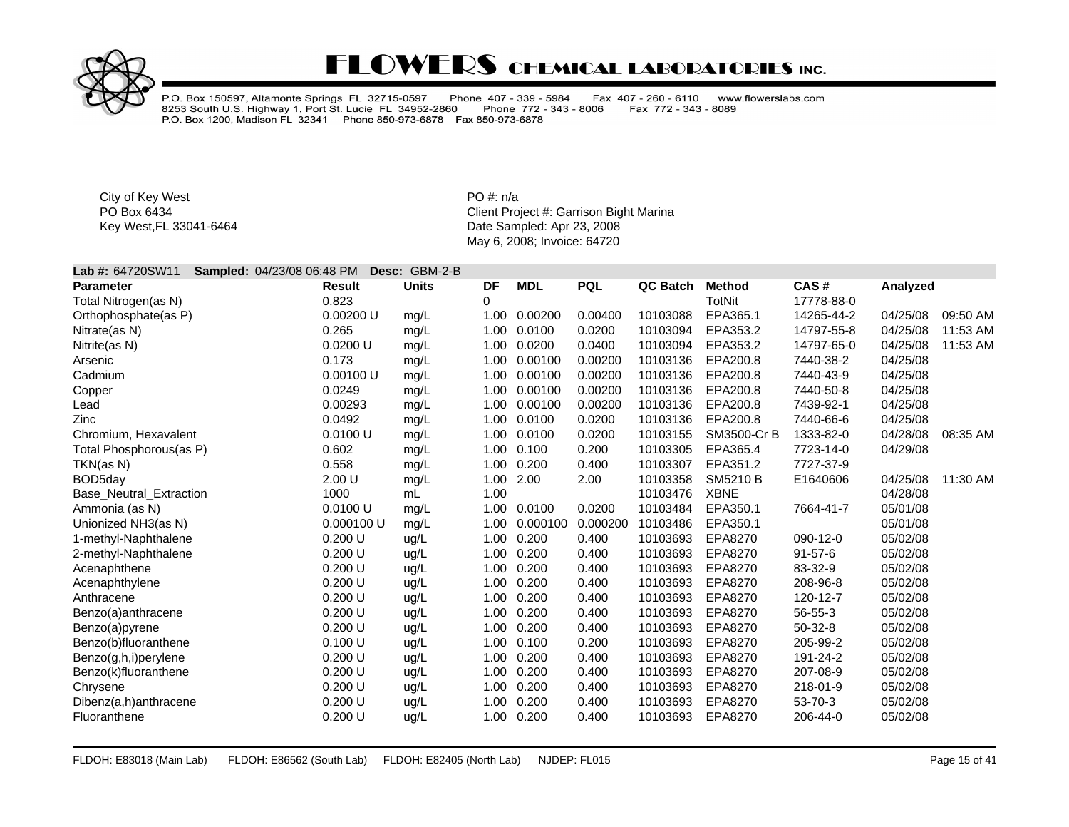# FLOWERS CHEMICAL LABORATORIES INC.

P.O. Box 150597, Altamonte Springs FL 32715-0597 Phone 407 - 339 - 5984 Fax 407 - 260 - 6110 www.flowerslabs.com
8253 South U.S. Highway 1, Port St. Lucie FL 34952-2860 Phone 772 - 343 - 8006 Fax 772 - 343 - 8089
P.O. Box 1200, Madison FL 32341 Phone 850-973-6878 Fax 850-973-6878

City of Key West
PO Box 6434
Key West,FL 33041-6464

PO #: n/a
Client Project #: Garrison Bight Marina
Date Sampled: Apr 23, 2008
May 6, 2008; Invoice: 64720

**Lab #:** 64720SW11 **Sampled:** 04/23/08 06:48 PM **Desc:** GBM-2-B

| Parameter | Result | Units | DF | MDL | PQL | QC Batch | Method | CAS # | Analyzed | |
|---|---|---|---|---|---|---|---|---|---|---|
| Total Nitrogen(as N) | 0.823 | | 0 | | | | TotNit | 17778-88-0 | | |
| Orthophosphate(as P) | 0.00200 U | mg/L | 1.00 | 0.00200 | 0.00400 | 10103088 | EPA365.1 | 14265-44-2 | 04/25/08 | 09:50 AM |
| Nitrate(as N) | 0.265 | mg/L | 1.00 | 0.0100 | 0.0200 | 10103094 | EPA353.2 | 14797-55-8 | 04/25/08 | 11:53 AM |
| Nitrite(as N) | 0.0200 U | mg/L | 1.00 | 0.0200 | 0.0400 | 10103094 | EPA353.2 | 14797-65-0 | 04/25/08 | 11:53 AM |
| Arsenic | 0.173 | mg/L | 1.00 | 0.00100 | 0.00200 | 10103136 | EPA200.8 | 7440-38-2 | 04/25/08 | |
| Cadmium | 0.00100 U | mg/L | 1.00 | 0.00100 | 0.00200 | 10103136 | EPA200.8 | 7440-43-9 | 04/25/08 | |
| Copper | 0.0249 | mg/L | 1.00 | 0.00100 | 0.00200 | 10103136 | EPA200.8 | 7440-50-8 | 04/25/08 | |
| Lead | 0.00293 | mg/L | 1.00 | 0.00100 | 0.00200 | 10103136 | EPA200.8 | 7439-92-1 | 04/25/08 | |
| Zinc | 0.0492 | mg/L | 1.00 | 0.0100 | 0.0200 | 10103136 | EPA200.8 | 7440-66-6 | 04/25/08 | |
| Chromium, Hexavalent | 0.0100 U | mg/L | 1.00 | 0.0100 | 0.0200 | 10103155 | SM3500-Cr B | 1333-82-0 | 04/28/08 | 08:35 AM |
| Total Phosphorous(as P) | 0.602 | mg/L | 1.00 | 0.100 | 0.200 | 10103305 | EPA365.4 | 7723-14-0 | 04/29/08 | |
| TKN(as N) | 0.558 | mg/L | 1.00 | 0.200 | 0.400 | 10103307 | EPA351.2 | 7727-37-9 | | |
| BOD5day | 2.00 U | mg/L | 1.00 | 2.00 | 2.00 | 10103358 | SM5210 B | E1640606 | 04/25/08 | 11:30 AM |
| Base_Neutral_Extraction | 1000 | mL | 1.00 | | | 10103476 | XBNE | | 04/28/08 | |
| Ammonia (as N) | 0.0100 U | mg/L | 1.00 | 0.0100 | 0.0200 | 10103484 | EPA350.1 | 7664-41-7 | 05/01/08 | |
| Unionized NH3(as N) | 0.000100 U | mg/L | 1.00 | 0.000100 | 0.000200 | 10103486 | EPA350.1 | | 05/01/08 | |
| 1-methyl-Naphthalene | 0.200 U | ug/L | 1.00 | 0.200 | 0.400 | 10103693 | EPA8270 | 090-12-0 | 05/02/08 | |
| 2-methyl-Naphthalene | 0.200 U | ug/L | 1.00 | 0.200 | 0.400 | 10103693 | EPA8270 | 91-57-6 | 05/02/08 | |
| Acenaphthene | 0.200 U | ug/L | 1.00 | 0.200 | 0.400 | 10103693 | EPA8270 | 83-32-9 | 05/02/08 | |
| Acenaphthylene | 0.200 U | ug/L | 1.00 | 0.200 | 0.400 | 10103693 | EPA8270 | 208-96-8 | 05/02/08 | |
| Anthracene | 0.200 U | ug/L | 1.00 | 0.200 | 0.400 | 10103693 | EPA8270 | 120-12-7 | 05/02/08 | |
| Benzo(a)anthracene | 0.200 U | ug/L | 1.00 | 0.200 | 0.400 | 10103693 | EPA8270 | 56-55-3 | 05/02/08 | |
| Benzo(a)pyrene | 0.200 U | ug/L | 1.00 | 0.200 | 0.400 | 10103693 | EPA8270 | 50-32-8 | 05/02/08 | |
| Benzo(b)fluoranthene | 0.100 U | ug/L | 1.00 | 0.100 | 0.200 | 10103693 | EPA8270 | 205-99-2 | 05/02/08 | |
| Benzo(g,h,i)perylene | 0.200 U | ug/L | 1.00 | 0.200 | 0.400 | 10103693 | EPA8270 | 191-24-2 | 05/02/08 | |
| Benzo(k)fluoranthene | 0.200 U | ug/L | 1.00 | 0.200 | 0.400 | 10103693 | EPA8270 | 207-08-9 | 05/02/08 | |
| Chrysene | 0.200 U | ug/L | 1.00 | 0.200 | 0.400 | 10103693 | EPA8270 | 218-01-9 | 05/02/08 | |
| Dibenz(a,h)anthracene | 0.200 U | ug/L | 1.00 | 0.200 | 0.400 | 10103693 | EPA8270 | 53-70-3 | 05/02/08 | |
| Fluoranthene | 0.200 U | ug/L | 1.00 | 0.200 | 0.400 | 10103693 | EPA8270 | 206-44-0 | 05/02/08 | |

FLDOH: E83018 (Main Lab) FLDOH: E86562 (South Lab) FLDOH: E82405 (North Lab) NJDEP: FL015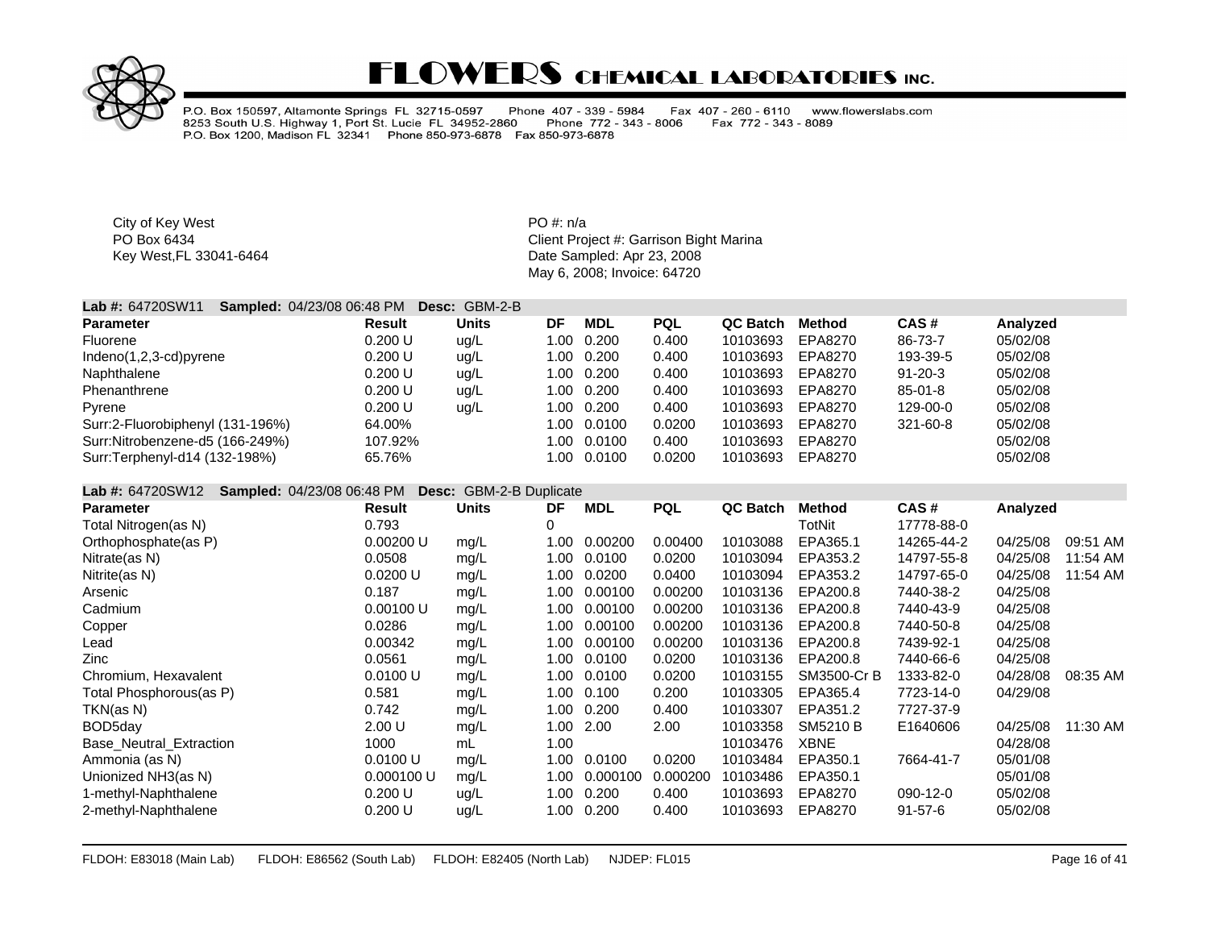City of Key West
PO Box 6434
Key West,FL 33041-6464

PO #: n/a
Client Project #: Garrison Bight Marina
Date Sampled: Apr 23, 2008
May 6, 2008; Invoice: 64720

**Lab #:** 64720SW11 **Sampled:** 04/23/08 06:48 PM **Desc:** GBM-2-B

| Parameter | Result | Units | DF | MDL | PQL | QC Batch | Method | CAS # | Analyzed | |
|---|---|---|---|---|---|---|---|---|---|---|
| Fluorene | 0.200 U | ug/L | 1.00 | 0.200 | 0.400 | 10103693 | EPA8270 | 86-73-7 | 05/02/08 | |
| Indeno(1,2,3-cd)pyrene | 0.200 U | ug/L | 1.00 | 0.200 | 0.400 | 10103693 | EPA8270 | 193-39-5 | 05/02/08 | |
| Naphthalene | 0.200 U | ug/L | 1.00 | 0.200 | 0.400 | 10103693 | EPA8270 | 91-20-3 | 05/02/08 | |
| Phenanthrene | 0.200 U | ug/L | 1.00 | 0.200 | 0.400 | 10103693 | EPA8270 | 85-01-8 | 05/02/08 | |
| Pyrene | 0.200 U | ug/L | 1.00 | 0.200 | 0.400 | 10103693 | EPA8270 | 129-00-0 | 05/02/08 | |
| Surr:2-Fluorobiphenyl (131-196%) | 64.00% | | 1.00 | 0.0100 | 0.0200 | 10103693 | EPA8270 | 321-60-8 | 05/02/08 | |
| Surr:Nitrobenzene-d5 (166-249%) | 107.92% | | 1.00 | 0.0100 | 0.400 | 10103693 | EPA8270 | | 05/02/08 | |
| Surr:Terphenyl-d14 (132-198%) | 65.76% | | 1.00 | 0.0100 | 0.0200 | 10103693 | EPA8270 | | 05/02/08 | |

**Lab #:** 64720SW12 **Sampled:** 04/23/08 06:48 PM **Desc:** GBM-2-B Duplicate

| Parameter | Result | Units | DF | MDL | PQL | QC Batch | Method | CAS # | Analyzed | |
|---|---|---|---|---|---|---|---|---|---|---|
| Total Nitrogen(as N) | 0.793 | | 0 | | | | TotNit | 17778-88-0 | | |
| Orthophosphate(as P) | 0.00200 U | mg/L | 1.00 | 0.00200 | 0.00400 | 10103088 | EPA365.1 | 14265-44-2 | 04/25/08 | 09:51 AM |
| Nitrate(as N) | 0.0508 | mg/L | 1.00 | 0.0100 | 0.0200 | 10103094 | EPA353.2 | 14797-55-8 | 04/25/08 | 11:54 AM |
| Nitrite(as N) | 0.0200 U | mg/L | 1.00 | 0.0200 | 0.0400 | 10103094 | EPA353.2 | 14797-65-0 | 04/25/08 | 11:54 AM |
| Arsenic | 0.187 | mg/L | 1.00 | 0.00100 | 0.00200 | 10103136 | EPA200.8 | 7440-38-2 | 04/25/08 | |
| Cadmium | 0.00100 U | mg/L | 1.00 | 0.00100 | 0.00200 | 10103136 | EPA200.8 | 7440-43-9 | 04/25/08 | |
| Copper | 0.0286 | mg/L | 1.00 | 0.00100 | 0.00200 | 10103136 | EPA200.8 | 7440-50-8 | 04/25/08 | |
| Lead | 0.00342 | mg/L | 1.00 | 0.00100 | 0.00200 | 10103136 | EPA200.8 | 7439-92-1 | 04/25/08 | |
| Zinc | 0.0561 | mg/L | 1.00 | 0.0100 | 0.0200 | 10103136 | EPA200.8 | 7440-66-6 | 04/25/08 | |
| Chromium, Hexavalent | 0.0100 U | mg/L | 1.00 | 0.0100 | 0.0200 | 10103155 | SM3500-Cr B | 1333-82-0 | 04/28/08 | 08:35 AM |
| Total Phosphorous(as P) | 0.581 | mg/L | 1.00 | 0.100 | 0.200 | 10103305 | EPA365.4 | 7723-14-0 | 04/29/08 | |
| TKN(as N) | 0.742 | mg/L | 1.00 | 0.200 | 0.400 | 10103307 | EPA351.2 | 7727-37-9 | | |
| BOD5day | 2.00 U | mg/L | 1.00 | 2.00 | 2.00 | 10103358 | SM5210 B | E1640606 | 04/25/08 | 11:30 AM |
| Base_Neutral_Extraction | 1000 | mL | 1.00 | | | 10103476 | XBNE | | 04/28/08 | |
| Ammonia (as N) | 0.0100 U | mg/L | 1.00 | 0.0100 | 0.0200 | 10103484 | EPA350.1 | 7664-41-7 | 05/01/08 | |
| Unionized NH3(as N) | 0.000100 U | mg/L | 1.00 | 0.000100 | 0.000200 | 10103486 | EPA350.1 | | 05/01/08 | |
| 1-methyl-Naphthalene | 0.200 U | ug/L | 1.00 | 0.200 | 0.400 | 10103693 | EPA8270 | 090-12-0 | 05/02/08 | |
| 2-methyl-Naphthalene | 0.200 U | ug/L | 1.00 | 0.200 | 0.400 | 10103693 | EPA8270 | 91-57-6 | 05/02/08 | |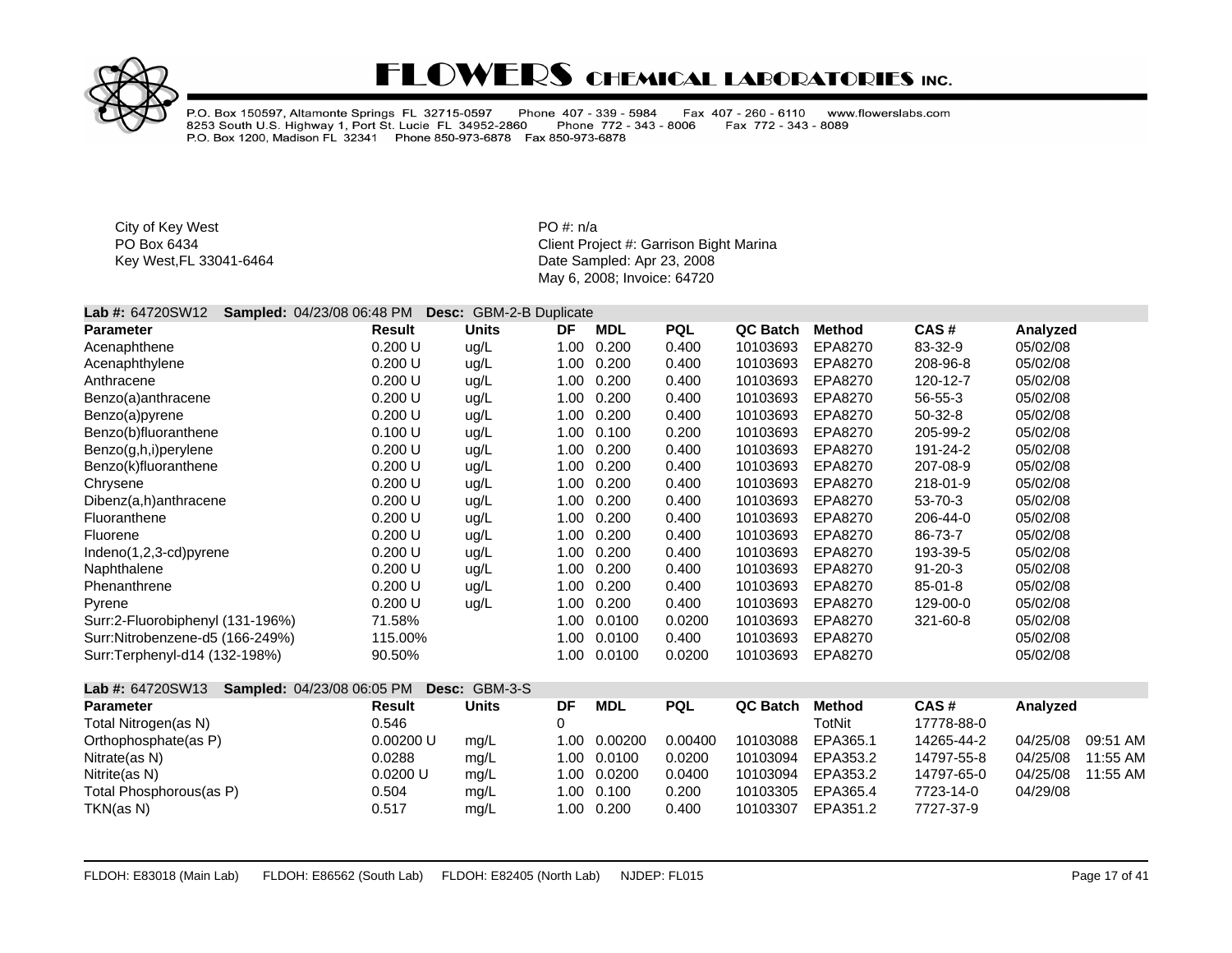# FLOWERS CHEMICAL LABORATORIES INC.

P.O. Box 150597, Altamonte Springs FL 32715-0597 Phone 407 - 339 - 5984 Fax 407 - 260 - 6110 www.flowerslabs.com
8253 South U.S. Highway 1, Port St. Lucie FL 34952-2860 Phone 772 - 343 - 8006 Fax 772 - 343 - 8089
P.O. Box 1200, Madison FL 32341 Phone 850-973-6878 Fax 850-973-6878

City of Key West
PO Box 6434
Key West,FL 33041-6464

PO #: n/a
Client Project #: Garrison Bight Marina
Date Sampled: Apr 23, 2008
May 6, 2008; Invoice: 64720

**Lab #:** 64720SW12 **Sampled:** 04/23/08 06:48 PM **Desc:** GBM-2-B Duplicate

| Parameter | Result | Units | DF | MDL | PQL | QC Batch | Method | CAS # | Analyzed |
|---|---|---|---|---|---|---|---|---|---|
| Acenaphthene | 0.200 U | ug/L | 1.00 | 0.200 | 0.400 | 10103693 | EPA8270 | 83-32-9 | 05/02/08 |
| Acenaphthylene | 0.200 U | ug/L | 1.00 | 0.200 | 0.400 | 10103693 | EPA8270 | 208-96-8 | 05/02/08 |
| Anthracene | 0.200 U | ug/L | 1.00 | 0.200 | 0.400 | 10103693 | EPA8270 | 120-12-7 | 05/02/08 |
| Benzo(a)anthracene | 0.200 U | ug/L | 1.00 | 0.200 | 0.400 | 10103693 | EPA8270 | 56-55-3 | 05/02/08 |
| Benzo(a)pyrene | 0.200 U | ug/L | 1.00 | 0.200 | 0.400 | 10103693 | EPA8270 | 50-32-8 | 05/02/08 |
| Benzo(b)fluoranthene | 0.100 U | ug/L | 1.00 | 0.100 | 0.200 | 10103693 | EPA8270 | 205-99-2 | 05/02/08 |
| Benzo(g,h,i)perylene | 0.200 U | ug/L | 1.00 | 0.200 | 0.400 | 10103693 | EPA8270 | 191-24-2 | 05/02/08 |
| Benzo(k)fluoranthene | 0.200 U | ug/L | 1.00 | 0.200 | 0.400 | 10103693 | EPA8270 | 207-08-9 | 05/02/08 |
| Chrysene | 0.200 U | ug/L | 1.00 | 0.200 | 0.400 | 10103693 | EPA8270 | 218-01-9 | 05/02/08 |
| Dibenz(a,h)anthracene | 0.200 U | ug/L | 1.00 | 0.200 | 0.400 | 10103693 | EPA8270 | 53-70-3 | 05/02/08 |
| Fluoranthene | 0.200 U | ug/L | 1.00 | 0.200 | 0.400 | 10103693 | EPA8270 | 206-44-0 | 05/02/08 |
| Fluorene | 0.200 U | ug/L | 1.00 | 0.200 | 0.400 | 10103693 | EPA8270 | 86-73-7 | 05/02/08 |
| Indeno(1,2,3-cd)pyrene | 0.200 U | ug/L | 1.00 | 0.200 | 0.400 | 10103693 | EPA8270 | 193-39-5 | 05/02/08 |
| Naphthalene | 0.200 U | ug/L | 1.00 | 0.200 | 0.400 | 10103693 | EPA8270 | 91-20-3 | 05/02/08 |
| Phenanthrene | 0.200 U | ug/L | 1.00 | 0.200 | 0.400 | 10103693 | EPA8270 | 85-01-8 | 05/02/08 |
| Pyrene | 0.200 U | ug/L | 1.00 | 0.200 | 0.400 | 10103693 | EPA8270 | 129-00-0 | 05/02/08 |
| Surr:2-Fluorobiphenyl (131-196%) | 71.58% | | 1.00 | 0.0100 | 0.0200 | 10103693 | EPA8270 | 321-60-8 | 05/02/08 |
| Surr:Nitrobenzene-d5 (166-249%) | 115.00% | | 1.00 | 0.0100 | 0.400 | 10103693 | EPA8270 | | 05/02/08 |
| Surr:Terphenyl-d14 (132-198%) | 90.50% | | 1.00 | 0.0100 | 0.0200 | 10103693 | EPA8270 | | 05/02/08 |

**Lab #:** 64720SW13 **Sampled:** 04/23/08 06:05 PM **Desc:** GBM-3-S

| Parameter | Result | Units | DF | MDL | PQL | QC Batch | Method | CAS # | Analyzed | |
|---|---|---|---|---|---|---|---|---|---|---|
| Total Nitrogen(as N) | 0.546 | | 0 | | | | TotNit | 17778-88-0 | | |
| Orthophosphate(as P) | 0.00200 U | mg/L | 1.00 | 0.00200 | 0.00400 | 10103088 | EPA365.1 | 14265-44-2 | 04/25/08 | 09:51 AM |
| Nitrate(as N) | 0.0288 | mg/L | 1.00 | 0.0100 | 0.0200 | 10103094 | EPA353.2 | 14797-55-8 | 04/25/08 | 11:55 AM |
| Nitrite(as N) | 0.0200 U | mg/L | 1.00 | 0.0200 | 0.0400 | 10103094 | EPA353.2 | 14797-65-0 | 04/25/08 | 11:55 AM |
| Total Phosphorous(as P) | 0.504 | mg/L | 1.00 | 0.100 | 0.200 | 10103305 | EPA365.4 | 7723-14-0 | 04/29/08 | |
| TKN(as N) | 0.517 | mg/L | 1.00 | 0.200 | 0.400 | 10103307 | EPA351.2 | 7727-37-9 | | |

FLDOH: E83018 (Main Lab) FLDOH: E86562 (South Lab) FLDOH: E82405 (North Lab) NJDEP: FL015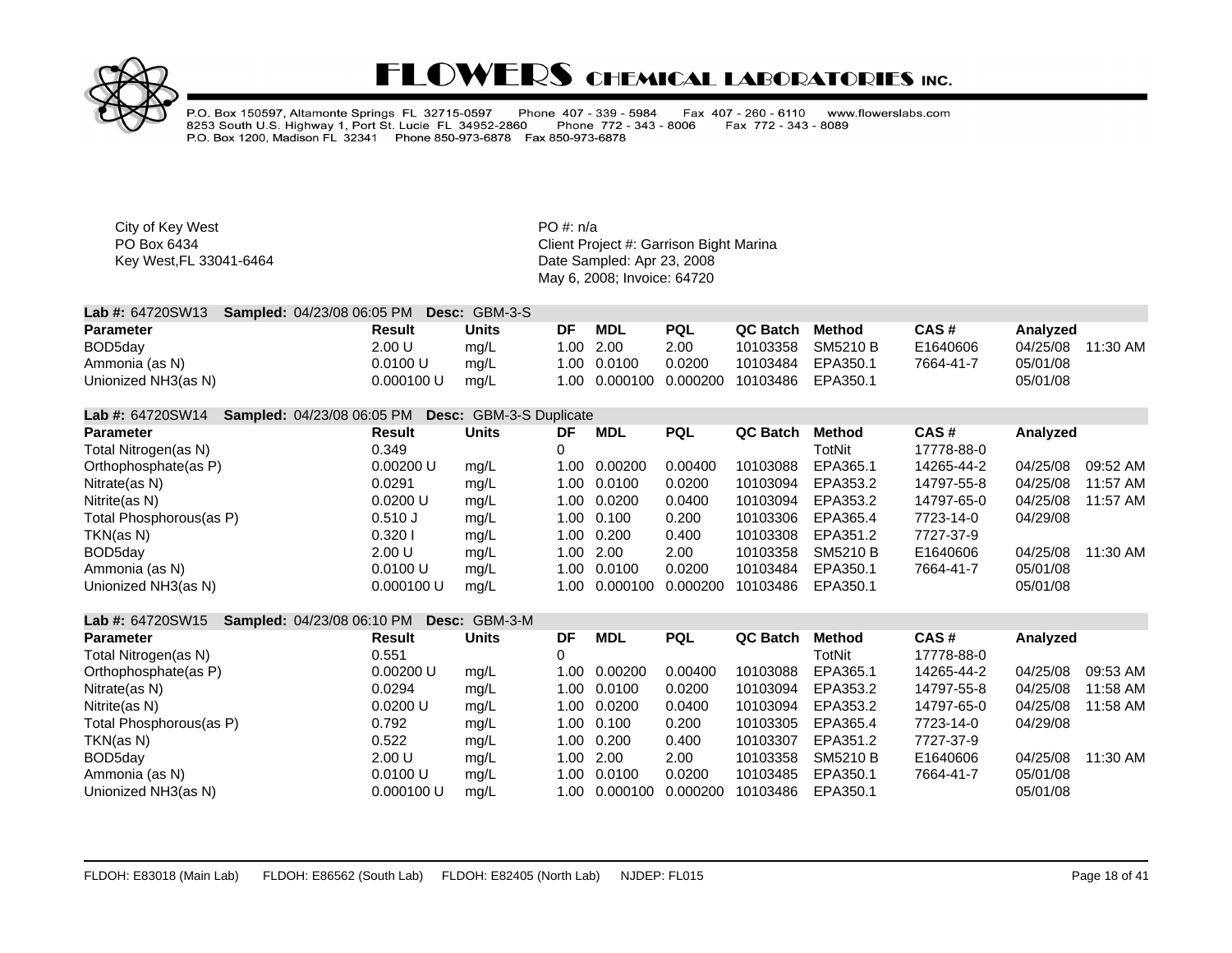# FLOWERS CHEMICAL LABORATORIES INC.

P.O. Box 150597, Altamonte Springs FL 32715-0597 Phone 407 - 339 - 5984 Fax 407 - 260 - 6110 www.flowerslabs.com
8253 South U.S. Highway 1, Port St. Lucie FL 34952-2860 Phone 772 - 343 - 8006 Fax 772 - 343 - 8089
P.O. Box 1200, Madison FL 32341 Phone 850-973-6878 Fax 850-973-6878

City of Key West
PO Box 6434
Key West,FL 33041-6464

PO #: n/a
Client Project #: Garrison Bight Marina
Date Sampled: Apr 23, 2008
May 6, 2008; Invoice: 64720

**Lab #:** 64720SW13 **Sampled:** 04/23/08 06:05 PM **Desc:** GBM-3-S

| Parameter | Result | Units | DF | MDL | PQL | QC Batch | Method | CAS # | Analyzed | |
|---|---|---|---|---|---|---|---|---|---|---|
| BOD5day | 2.00 U | mg/L | 1.00 | 2.00 | 2.00 | 10103358 | SM5210 B | E1640606 | 04/25/08 | 11:30 AM |
| Ammonia (as N) | 0.0100 U | mg/L | 1.00 | 0.0100 | 0.0200 | 10103484 | EPA350.1 | 7664-41-7 | 05/01/08 | |
| Unionized NH3(as N) | 0.000100 U | mg/L | 1.00 | 0.000100 | 0.000200 | 10103486 | EPA350.1 | | 05/01/08 | |

**Lab #:** 64720SW14 **Sampled:** 04/23/08 06:05 PM **Desc:** GBM-3-S Duplicate

| Parameter | Result | Units | DF | MDL | PQL | QC Batch | Method | CAS # | Analyzed | |
|---|---|---|---|---|---|---|---|---|---|---|
| Total Nitrogen(as N) | 0.349 | | 0 | | | | TotNit | 17778-88-0 | | |
| Orthophosphate(as P) | 0.00200 U | mg/L | 1.00 | 0.00200 | 0.00400 | 10103088 | EPA365.1 | 14265-44-2 | 04/25/08 | 09:52 AM |
| Nitrate(as N) | 0.0291 | mg/L | 1.00 | 0.0100 | 0.0200 | 10103094 | EPA353.2 | 14797-55-8 | 04/25/08 | 11:57 AM |
| Nitrite(as N) | 0.0200 U | mg/L | 1.00 | 0.0200 | 0.0400 | 10103094 | EPA353.2 | 14797-65-0 | 04/25/08 | 11:57 AM |
| Total Phosphorous(as P) | 0.510 J | mg/L | 1.00 | 0.100 | 0.200 | 10103306 | EPA365.4 | 7723-14-0 | 04/29/08 | |
| TKN(as N) | 0.320 I | mg/L | 1.00 | 0.200 | 0.400 | 10103308 | EPA351.2 | 7727-37-9 | | |
| BOD5day | 2.00 U | mg/L | 1.00 | 2.00 | 2.00 | 10103358 | SM5210 B | E1640606 | 04/25/08 | 11:30 AM |
| Ammonia (as N) | 0.0100 U | mg/L | 1.00 | 0.0100 | 0.0200 | 10103484 | EPA350.1 | 7664-41-7 | 05/01/08 | |
| Unionized NH3(as N) | 0.000100 U | mg/L | 1.00 | 0.000100 | 0.000200 | 10103486 | EPA350.1 | | 05/01/08 | |

**Lab #:** 64720SW15 **Sampled:** 04/23/08 06:10 PM **Desc:** GBM-3-M

| Parameter | Result | Units | DF | MDL | PQL | QC Batch | Method | CAS # | Analyzed | |
|---|---|---|---|---|---|---|---|---|---|---|
| Total Nitrogen(as N) | 0.551 | | 0 | | | | TotNit | 17778-88-0 | | |
| Orthophosphate(as P) | 0.00200 U | mg/L | 1.00 | 0.00200 | 0.00400 | 10103088 | EPA365.1 | 14265-44-2 | 04/25/08 | 09:53 AM |
| Nitrate(as N) | 0.0294 | mg/L | 1.00 | 0.0100 | 0.0200 | 10103094 | EPA353.2 | 14797-55-8 | 04/25/08 | 11:58 AM |
| Nitrite(as N) | 0.0200 U | mg/L | 1.00 | 0.0200 | 0.0400 | 10103094 | EPA353.2 | 14797-65-0 | 04/25/08 | 11:58 AM |
| Total Phosphorous(as P) | 0.792 | mg/L | 1.00 | 0.100 | 0.200 | 10103305 | EPA365.4 | 7723-14-0 | 04/29/08 | |
| TKN(as N) | 0.522 | mg/L | 1.00 | 0.200 | 0.400 | 10103307 | EPA351.2 | 7727-37-9 | | |
| BOD5day | 2.00 U | mg/L | 1.00 | 2.00 | 2.00 | 10103358 | SM5210 B | E1640606 | 04/25/08 | 11:30 AM |
| Ammonia (as N) | 0.0100 U | mg/L | 1.00 | 0.0100 | 0.0200 | 10103485 | EPA350.1 | 7664-41-7 | 05/01/08 | |
| Unionized NH3(as N) | 0.000100 U | mg/L | 1.00 | 0.000100 | 0.000200 | 10103486 | EPA350.1 | | 05/01/08 | |

FLDOH: E83018 (Main Lab) FLDOH: E86562 (South Lab) FLDOH: E82405 (North Lab) NJDEP: FL015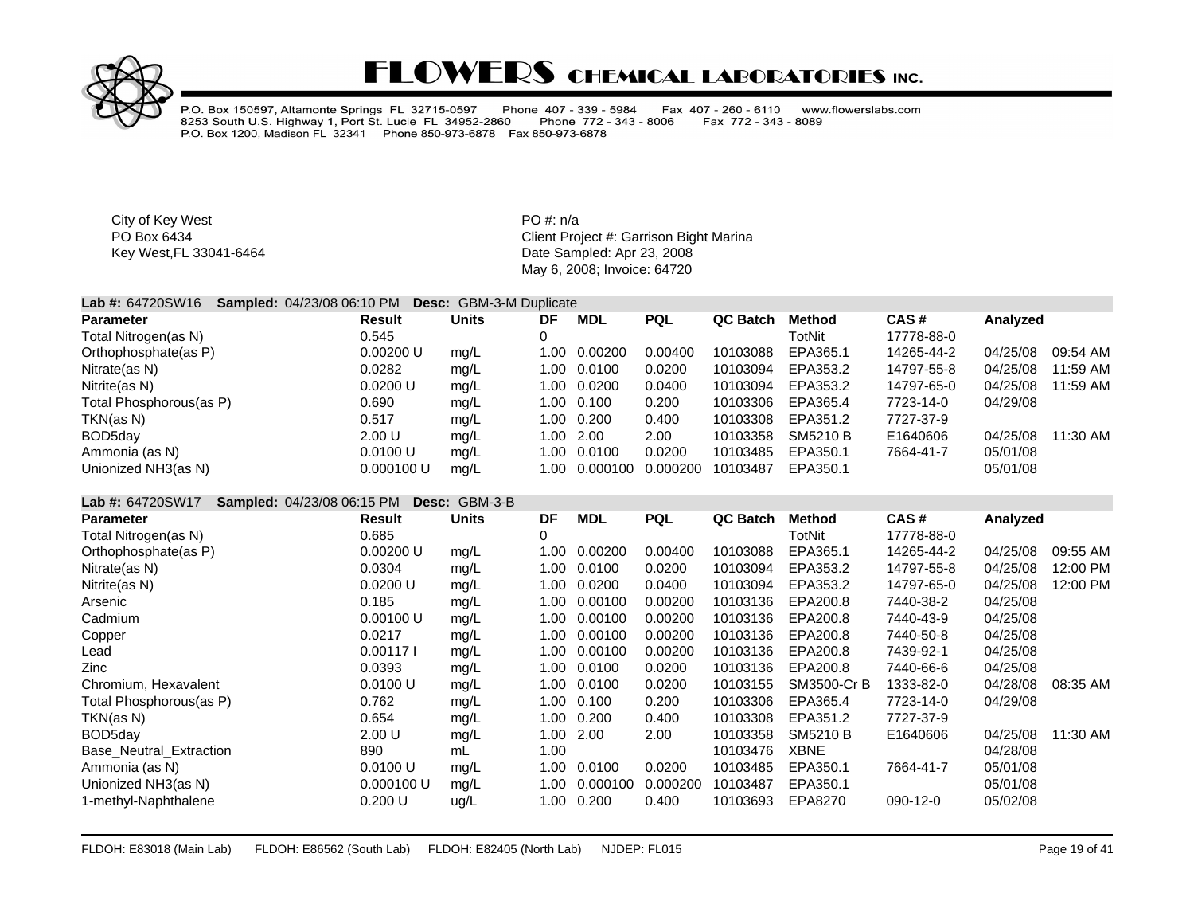# FLOWERS CHEMICAL LABORATORIES INC.

P.O. Box 150597, Altamonte Springs FL 32715-0597 Phone 407 - 339 - 5984 Fax 407 - 260 - 6110 www.flowerslabs.com
8253 South U.S. Highway 1, Port St. Lucie FL 34952-2860 Phone 772 - 343 - 8006 Fax 772 - 343 - 8089
P.O. Box 1200, Madison FL 32341 Phone 850-973-6878 Fax 850-973-6878

City of Key West
PO Box 6434
Key West,FL 33041-6464

PO #: n/a
Client Project #: Garrison Bight Marina
Date Sampled: Apr 23, 2008
May 6, 2008; Invoice: 64720

**Lab #:** 64720SW16 **Sampled:** 04/23/08 06:10 PM **Desc:** GBM-3-M Duplicate

| Parameter | Result | Units | DF | MDL | PQL | QC Batch | Method | CAS # | Analyzed | |
|---|---|---|---|---|---|---|---|---|---|---|
| Total Nitrogen(as N) | 0.545 | | 0 | | | | TotNit | 17778-88-0 | | |
| Orthophosphate(as P) | 0.00200 U | mg/L | 1.00 | 0.00200 | 0.00400 | 10103088 | EPA365.1 | 14265-44-2 | 04/25/08 | 09:54 AM |
| Nitrate(as N) | 0.0282 | mg/L | 1.00 | 0.0100 | 0.0200 | 10103094 | EPA353.2 | 14797-55-8 | 04/25/08 | 11:59 AM |
| Nitrite(as N) | 0.0200 U | mg/L | 1.00 | 0.0200 | 0.0400 | 10103094 | EPA353.2 | 14797-65-0 | 04/25/08 | 11:59 AM |
| Total Phosphorous(as P) | 0.690 | mg/L | 1.00 | 0.100 | 0.200 | 10103306 | EPA365.4 | 7723-14-0 | 04/29/08 | |
| TKN(as N) | 0.517 | mg/L | 1.00 | 0.200 | 0.400 | 10103308 | EPA351.2 | 7727-37-9 | | |
| BOD5day | 2.00 U | mg/L | 1.00 | 2.00 | 2.00 | 10103358 | SM5210 B | E1640606 | 04/25/08 | 11:30 AM |
| Ammonia (as N) | 0.0100 U | mg/L | 1.00 | 0.0100 | 0.0200 | 10103485 | EPA350.1 | 7664-41-7 | 05/01/08 | |
| Unionized NH3(as N) | 0.000100 U | mg/L | 1.00 | 0.000100 | 0.000200 | 10103487 | EPA350.1 | | 05/01/08 | |

**Lab #:** 64720SW17 **Sampled:** 04/23/08 06:15 PM **Desc:** GBM-3-B

| Parameter | Result | Units | DF | MDL | PQL | QC Batch | Method | CAS # | Analyzed | |
|---|---|---|---|---|---|---|---|---|---|---|
| Total Nitrogen(as N) | 0.685 | | 0 | | | | TotNit | 17778-88-0 | | |
| Orthophosphate(as P) | 0.00200 U | mg/L | 1.00 | 0.00200 | 0.00400 | 10103088 | EPA365.1 | 14265-44-2 | 04/25/08 | 09:55 AM |
| Nitrate(as N) | 0.0304 | mg/L | 1.00 | 0.0100 | 0.0200 | 10103094 | EPA353.2 | 14797-55-8 | 04/25/08 | 12:00 PM |
| Nitrite(as N) | 0.0200 U | mg/L | 1.00 | 0.0200 | 0.0400 | 10103094 | EPA353.2 | 14797-65-0 | 04/25/08 | 12:00 PM |
| Arsenic | 0.185 | mg/L | 1.00 | 0.00100 | 0.00200 | 10103136 | EPA200.8 | 7440-38-2 | 04/25/08 | |
| Cadmium | 0.00100 U | mg/L | 1.00 | 0.00100 | 0.00200 | 10103136 | EPA200.8 | 7440-43-9 | 04/25/08 | |
| Copper | 0.0217 | mg/L | 1.00 | 0.00100 | 0.00200 | 10103136 | EPA200.8 | 7440-50-8 | 04/25/08 | |
| Lead | 0.00117 I | mg/L | 1.00 | 0.00100 | 0.00200 | 10103136 | EPA200.8 | 7439-92-1 | 04/25/08 | |
| Zinc | 0.0393 | mg/L | 1.00 | 0.0100 | 0.0200 | 10103136 | EPA200.8 | 7440-66-6 | 04/25/08 | |
| Chromium, Hexavalent | 0.0100 U | mg/L | 1.00 | 0.0100 | 0.0200 | 10103155 | SM3500-Cr B | 1333-82-0 | 04/28/08 | 08:35 AM |
| Total Phosphorous(as P) | 0.762 | mg/L | 1.00 | 0.100 | 0.200 | 10103306 | EPA365.4 | 7723-14-0 | 04/29/08 | |
| TKN(as N) | 0.654 | mg/L | 1.00 | 0.200 | 0.400 | 10103308 | EPA351.2 | 7727-37-9 | | |
| BOD5day | 2.00 U | mg/L | 1.00 | 2.00 | 2.00 | 10103358 | SM5210 B | E1640606 | 04/25/08 | 11:30 AM |
| Base_Neutral_Extraction | 890 | mL | 1.00 | | | 10103476 | XBNE | | 04/28/08 | |
| Ammonia (as N) | 0.0100 U | mg/L | 1.00 | 0.0100 | 0.0200 | 10103485 | EPA350.1 | 7664-41-7 | 05/01/08 | |
| Unionized NH3(as N) | 0.000100 U | mg/L | 1.00 | 0.000100 | 0.000200 | 10103487 | EPA350.1 | | 05/01/08 | |
| 1-methyl-Naphthalene | 0.200 U | ug/L | 1.00 | 0.200 | 0.400 | 10103693 | EPA8270 | 090-12-0 | 05/02/08 | |

FLDOH: E83018 (Main Lab) FLDOH: E86562 (South Lab) FLDOH: E82405 (North Lab) NJDEP: FL015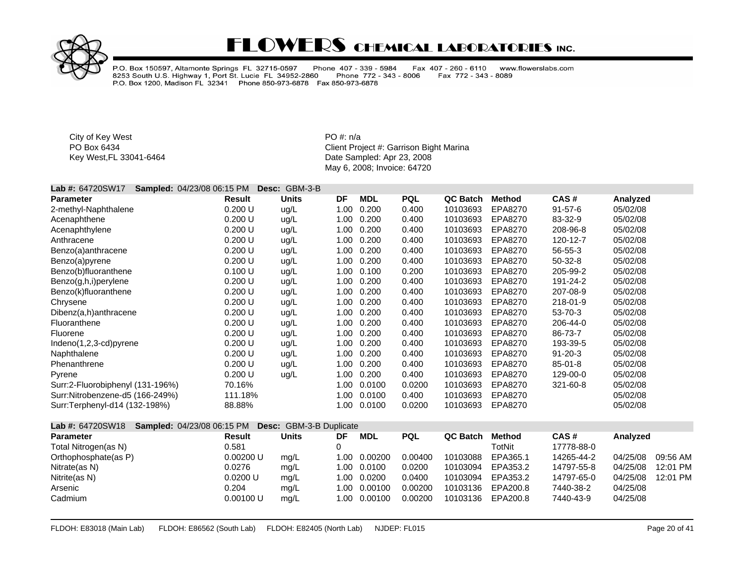# FLOWERS CHEMICAL LABORATORIES INC.

P.O. Box 150597, Altamonte Springs FL 32715-0597 Phone 407 - 339 - 5984 Fax 407 - 260 - 6110 www.flowerslabs.com
8253 South U.S. Highway 1, Port St. Lucie FL 34952-2860 Phone 772 - 343 - 8006 Fax 772 - 343 - 8089
P.O. Box 1200, Madison FL 32341 Phone 850-973-6878 Fax 850-973-6878

City of Key West
PO Box 6434
Key West,FL 33041-6464

PO #: n/a
Client Project #: Garrison Bight Marina
Date Sampled: Apr 23, 2008
May 6, 2008; Invoice: 64720

**Lab #:** 64720SW17 **Sampled:** 04/23/08 06:15 PM **Desc:** GBM-3-B

| Parameter | Result | Units | DF | MDL | PQL | QC Batch | Method | CAS # | Analyzed |
|---|---|---|---|---|---|---|---|---|---|
| 2-methyl-Naphthalene | 0.200 U | ug/L | 1.00 | 0.200 | 0.400 | 10103693 | EPA8270 | 91-57-6 | 05/02/08 |
| Acenaphthene | 0.200 U | ug/L | 1.00 | 0.200 | 0.400 | 10103693 | EPA8270 | 83-32-9 | 05/02/08 |
| Acenaphthylene | 0.200 U | ug/L | 1.00 | 0.200 | 0.400 | 10103693 | EPA8270 | 208-96-8 | 05/02/08 |
| Anthracene | 0.200 U | ug/L | 1.00 | 0.200 | 0.400 | 10103693 | EPA8270 | 120-12-7 | 05/02/08 |
| Benzo(a)anthracene | 0.200 U | ug/L | 1.00 | 0.200 | 0.400 | 10103693 | EPA8270 | 56-55-3 | 05/02/08 |
| Benzo(a)pyrene | 0.200 U | ug/L | 1.00 | 0.200 | 0.400 | 10103693 | EPA8270 | 50-32-8 | 05/02/08 |
| Benzo(b)fluoranthene | 0.100 U | ug/L | 1.00 | 0.100 | 0.200 | 10103693 | EPA8270 | 205-99-2 | 05/02/08 |
| Benzo(g,h,i)perylene | 0.200 U | ug/L | 1.00 | 0.200 | 0.400 | 10103693 | EPA8270 | 191-24-2 | 05/02/08 |
| Benzo(k)fluoranthene | 0.200 U | ug/L | 1.00 | 0.200 | 0.400 | 10103693 | EPA8270 | 207-08-9 | 05/02/08 |
| Chrysene | 0.200 U | ug/L | 1.00 | 0.200 | 0.400 | 10103693 | EPA8270 | 218-01-9 | 05/02/08 |
| Dibenz(a,h)anthracene | 0.200 U | ug/L | 1.00 | 0.200 | 0.400 | 10103693 | EPA8270 | 53-70-3 | 05/02/08 |
| Fluoranthene | 0.200 U | ug/L | 1.00 | 0.200 | 0.400 | 10103693 | EPA8270 | 206-44-0 | 05/02/08 |
| Fluorene | 0.200 U | ug/L | 1.00 | 0.200 | 0.400 | 10103693 | EPA8270 | 86-73-7 | 05/02/08 |
| Indeno(1,2,3-cd)pyrene | 0.200 U | ug/L | 1.00 | 0.200 | 0.400 | 10103693 | EPA8270 | 193-39-5 | 05/02/08 |
| Naphthalene | 0.200 U | ug/L | 1.00 | 0.200 | 0.400 | 10103693 | EPA8270 | 91-20-3 | 05/02/08 |
| Phenanthrene | 0.200 U | ug/L | 1.00 | 0.200 | 0.400 | 10103693 | EPA8270 | 85-01-8 | 05/02/08 |
| Pyrene | 0.200 U | ug/L | 1.00 | 0.200 | 0.400 | 10103693 | EPA8270 | 129-00-0 | 05/02/08 |
| Surr:2-Fluorobiphenyl (131-196%) | 70.16% | | 1.00 | 0.0100 | 0.0200 | 10103693 | EPA8270 | 321-60-8 | 05/02/08 |
| Surr:Nitrobenzene-d5 (166-249%) | 111.18% | | 1.00 | 0.0100 | 0.400 | 10103693 | EPA8270 | | 05/02/08 |
| Surr:Terphenyl-d14 (132-198%) | 88.88% | | 1.00 | 0.0100 | 0.0200 | 10103693 | EPA8270 | | 05/02/08 |

**Lab #:** 64720SW18 **Sampled:** 04/23/08 06:15 PM **Desc:** GBM-3-B Duplicate

| Parameter | Result | Units | DF | MDL | PQL | QC Batch | Method | CAS # | Analyzed | |
|---|---|---|---|---|---|---|---|---|---|---|
| Total Nitrogen(as N) | 0.581 | | 0 | | | | TotNit | 17778-88-0 | | |
| Orthophosphate(as P) | 0.00200 U | mg/L | 1.00 | 0.00200 | 0.00400 | 10103088 | EPA365.1 | 14265-44-2 | 04/25/08 | 09:56 AM |
| Nitrate(as N) | 0.0276 | mg/L | 1.00 | 0.0100 | 0.0200 | 10103094 | EPA353.2 | 14797-55-8 | 04/25/08 | 12:01 PM |
| Nitrite(as N) | 0.0200 U | mg/L | 1.00 | 0.0200 | 0.0400 | 10103094 | EPA353.2 | 14797-65-0 | 04/25/08 | 12:01 PM |
| Arsenic | 0.204 | mg/L | 1.00 | 0.00100 | 0.00200 | 10103136 | EPA200.8 | 7440-38-2 | 04/25/08 | |
| Cadmium | 0.00100 U | mg/L | 1.00 | 0.00100 | 0.00200 | 10103136 | EPA200.8 | 7440-43-9 | 04/25/08 | |

FLDOH: E83018 (Main Lab) FLDOH: E86562 (South Lab) FLDOH: E82405 (North Lab) NJDEP: FL015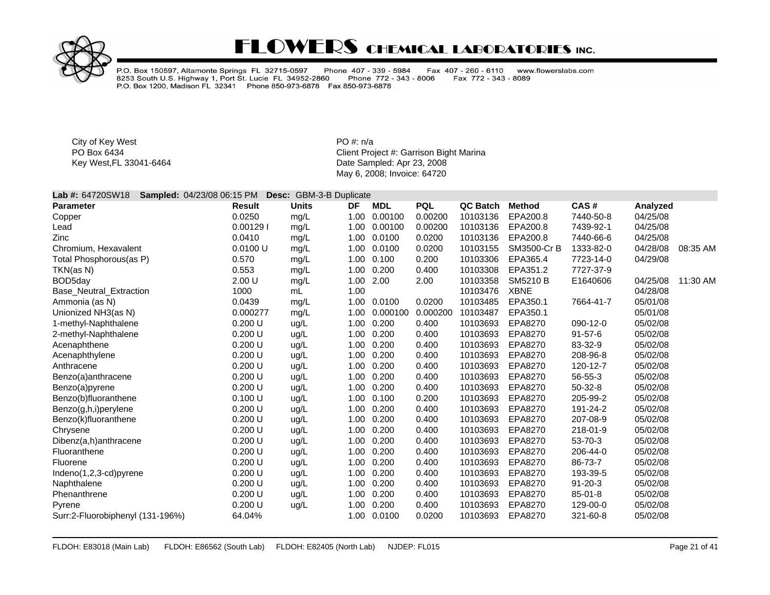# FLOWERS CHEMICAL LABORATORIES INC.

P.O. Box 150597, Altamonte Springs FL 32715-0597 Phone 407 - 339 - 5984 Fax 407 - 260 - 6110 www.flowerslabs.com
8253 South U.S. Highway 1, Port St. Lucie FL 34952-2860 Phone 772 - 343 - 8006 Fax 772 - 343 - 8089
P.O. Box 1200, Madison FL 32341 Phone 850-973-6878 Fax 850-973-6878

City of Key West
PO Box 6434
Key West,FL 33041-6464

PO #: n/a
Client Project #: Garrison Bight Marina
Date Sampled: Apr 23, 2008
May 6, 2008; Invoice: 64720

**Lab #:** 64720SW18 **Sampled:** 04/23/08 06:15 PM **Desc:** GBM-3-B Duplicate

| Parameter | Result | Units | DF | MDL | PQL | QC Batch | Method | CAS # | Analyzed | |
|---|---|---|---|---|---|---|---|---|---|---|
| Copper | 0.0250 | mg/L | 1.00 | 0.00100 | 0.00200 | 10103136 | EPA200.8 | 7440-50-8 | 04/25/08 | |
| Lead | 0.00129 I | mg/L | 1.00 | 0.00100 | 0.00200 | 10103136 | EPA200.8 | 7439-92-1 | 04/25/08 | |
| Zinc | 0.0410 | mg/L | 1.00 | 0.0100 | 0.0200 | 10103136 | EPA200.8 | 7440-66-6 | 04/25/08 | |
| Chromium, Hexavalent | 0.0100 U | mg/L | 1.00 | 0.0100 | 0.0200 | 10103155 | SM3500-Cr B | 1333-82-0 | 04/28/08 | 08:35 AM |
| Total Phosphorous(as P) | 0.570 | mg/L | 1.00 | 0.100 | 0.200 | 10103306 | EPA365.4 | 7723-14-0 | 04/29/08 | |
| TKN(as N) | 0.553 | mg/L | 1.00 | 0.200 | 0.400 | 10103308 | EPA351.2 | 7727-37-9 | | |
| BOD5day | 2.00 U | mg/L | 1.00 | 2.00 | 2.00 | 10103358 | SM5210 B | E1640606 | 04/25/08 | 11:30 AM |
| Base_Neutral_Extraction | 1000 | mL | 1.00 | | | 10103476 | XBNE | | 04/28/08 | |
| Ammonia (as N) | 0.0439 | mg/L | 1.00 | 0.0100 | 0.0200 | 10103485 | EPA350.1 | 7664-41-7 | 05/01/08 | |
| Unionized NH3(as N) | 0.000277 | mg/L | 1.00 | 0.000100 | 0.000200 | 10103487 | EPA350.1 | | 05/01/08 | |
| 1-methyl-Naphthalene | 0.200 U | ug/L | 1.00 | 0.200 | 0.400 | 10103693 | EPA8270 | 090-12-0 | 05/02/08 | |
| 2-methyl-Naphthalene | 0.200 U | ug/L | 1.00 | 0.200 | 0.400 | 10103693 | EPA8270 | 91-57-6 | 05/02/08 | |
| Acenaphthene | 0.200 U | ug/L | 1.00 | 0.200 | 0.400 | 10103693 | EPA8270 | 83-32-9 | 05/02/08 | |
| Acenaphthylene | 0.200 U | ug/L | 1.00 | 0.200 | 0.400 | 10103693 | EPA8270 | 208-96-8 | 05/02/08 | |
| Anthracene | 0.200 U | ug/L | 1.00 | 0.200 | 0.400 | 10103693 | EPA8270 | 120-12-7 | 05/02/08 | |
| Benzo(a)anthracene | 0.200 U | ug/L | 1.00 | 0.200 | 0.400 | 10103693 | EPA8270 | 56-55-3 | 05/02/08 | |
| Benzo(a)pyrene | 0.200 U | ug/L | 1.00 | 0.200 | 0.400 | 10103693 | EPA8270 | 50-32-8 | 05/02/08 | |
| Benzo(b)fluoranthene | 0.100 U | ug/L | 1.00 | 0.100 | 0.200 | 10103693 | EPA8270 | 205-99-2 | 05/02/08 | |
| Benzo(g,h,i)perylene | 0.200 U | ug/L | 1.00 | 0.200 | 0.400 | 10103693 | EPA8270 | 191-24-2 | 05/02/08 | |
| Benzo(k)fluoranthene | 0.200 U | ug/L | 1.00 | 0.200 | 0.400 | 10103693 | EPA8270 | 207-08-9 | 05/02/08 | |
| Chrysene | 0.200 U | ug/L | 1.00 | 0.200 | 0.400 | 10103693 | EPA8270 | 218-01-9 | 05/02/08 | |
| Dibenz(a,h)anthracene | 0.200 U | ug/L | 1.00 | 0.200 | 0.400 | 10103693 | EPA8270 | 53-70-3 | 05/02/08 | |
| Fluoranthene | 0.200 U | ug/L | 1.00 | 0.200 | 0.400 | 10103693 | EPA8270 | 206-44-0 | 05/02/08 | |
| Fluorene | 0.200 U | ug/L | 1.00 | 0.200 | 0.400 | 10103693 | EPA8270 | 86-73-7 | 05/02/08 | |
| Indeno(1,2,3-cd)pyrene | 0.200 U | ug/L | 1.00 | 0.200 | 0.400 | 10103693 | EPA8270 | 193-39-5 | 05/02/08 | |
| Naphthalene | 0.200 U | ug/L | 1.00 | 0.200 | 0.400 | 10103693 | EPA8270 | 91-20-3 | 05/02/08 | |
| Phenanthrene | 0.200 U | ug/L | 1.00 | 0.200 | 0.400 | 10103693 | EPA8270 | 85-01-8 | 05/02/08 | |
| Pyrene | 0.200 U | ug/L | 1.00 | 0.200 | 0.400 | 10103693 | EPA8270 | 129-00-0 | 05/02/08 | |
| Surr:2-Fluorobiphenyl (131-196%) | 64.04% | | 1.00 | 0.0100 | 0.0200 | 10103693 | EPA8270 | 321-60-8 | 05/02/08 | |

FLDOH: E83018 (Main Lab) FLDOH: E86562 (South Lab) FLDOH: E82405 (North Lab) NJDEP: FL015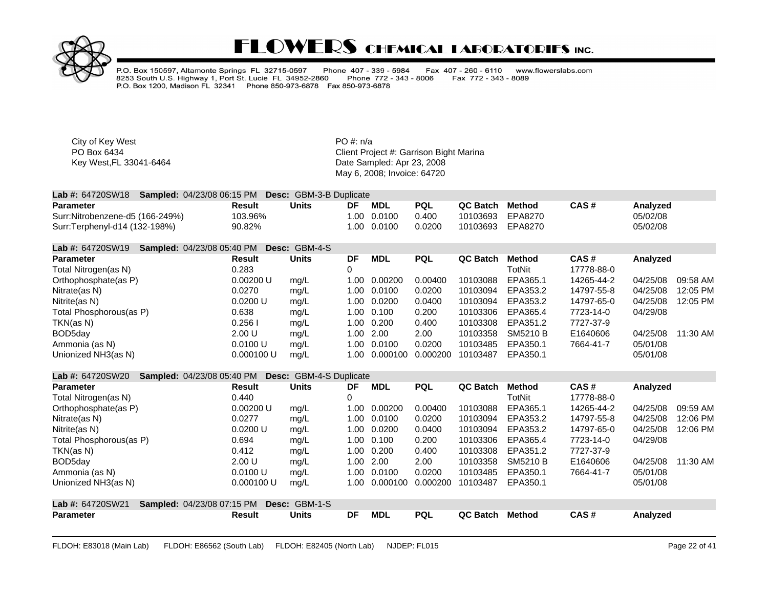City of Key West
PO Box 6434
Key West,FL 33041-6464

PO #: n/a
Client Project #: Garrison Bight Marina
Date Sampled: Apr 23, 2008
May 6, 2008; Invoice: 64720

**Lab #:** 64720SW18 **Sampled:** 04/23/08 06:15 PM **Desc:** GBM-3-B Duplicate

| Parameter | Result | Units | DF | MDL | PQL | QC Batch | Method | CAS # | Analyzed | |
|---|---|---|---|---|---|---|---|---|---|---|
| Surr:Nitrobenzene-d5 (166-249%) | 103.96% | | 1.00 | 0.0100 | 0.400 | 10103693 | EPA8270 | | 05/02/08 | |
| Surr:Terphenyl-d14 (132-198%) | 90.82% | | 1.00 | 0.0100 | 0.0200 | 10103693 | EPA8270 | | 05/02/08 | |

**Lab #:** 64720SW19 **Sampled:** 04/23/08 05:40 PM **Desc:** GBM-4-S

| Parameter | Result | Units | DF | MDL | PQL | QC Batch | Method | CAS # | Analyzed | |
|---|---|---|---|---|---|---|---|---|---|---|
| Total Nitrogen(as N) | 0.283 | | 0 | | | | TotNit | 17778-88-0 | | |
| Orthophosphate(as P) | 0.00200 U | mg/L | 1.00 | 0.00200 | 0.00400 | 10103088 | EPA365.1 | 14265-44-2 | 04/25/08 | 09:58 AM |
| Nitrate(as N) | 0.0270 | mg/L | 1.00 | 0.0100 | 0.0200 | 10103094 | EPA353.2 | 14797-55-8 | 04/25/08 | 12:05 PM |
| Nitrite(as N) | 0.0200 U | mg/L | 1.00 | 0.0200 | 0.0400 | 10103094 | EPA353.2 | 14797-65-0 | 04/25/08 | 12:05 PM |
| Total Phosphorous(as P) | 0.638 | mg/L | 1.00 | 0.100 | 0.200 | 10103306 | EPA365.4 | 7723-14-0 | 04/29/08 | |
| TKN(as N) | 0.256 I | mg/L | 1.00 | 0.200 | 0.400 | 10103308 | EPA351.2 | 7727-37-9 | | |
| BOD5day | 2.00 U | mg/L | 1.00 | 2.00 | 2.00 | 10103358 | SM5210 B | E1640606 | 04/25/08 | 11:30 AM |
| Ammonia (as N) | 0.0100 U | mg/L | 1.00 | 0.0100 | 0.0200 | 10103485 | EPA350.1 | 7664-41-7 | 05/01/08 | |
| Unionized NH3(as N) | 0.000100 U | mg/L | 1.00 | 0.000100 | 0.000200 | 10103487 | EPA350.1 | | 05/01/08 | |

**Lab #:** 64720SW20 **Sampled:** 04/23/08 05:40 PM **Desc:** GBM-4-S Duplicate

| Parameter | Result | Units | DF | MDL | PQL | QC Batch | Method | CAS # | Analyzed | |
|---|---|---|---|---|---|---|---|---|---|---|
| Total Nitrogen(as N) | 0.440 | | 0 | | | | TotNit | 17778-88-0 | | |
| Orthophosphate(as P) | 0.00200 U | mg/L | 1.00 | 0.00200 | 0.00400 | 10103088 | EPA365.1 | 14265-44-2 | 04/25/08 | 09:59 AM |
| Nitrate(as N) | 0.0277 | mg/L | 1.00 | 0.0100 | 0.0200 | 10103094 | EPA353.2 | 14797-55-8 | 04/25/08 | 12:06 PM |
| Nitrite(as N) | 0.0200 U | mg/L | 1.00 | 0.0200 | 0.0400 | 10103094 | EPA353.2 | 14797-65-0 | 04/25/08 | 12:06 PM |
| Total Phosphorous(as P) | 0.694 | mg/L | 1.00 | 0.100 | 0.200 | 10103306 | EPA365.4 | 7723-14-0 | 04/29/08 | |
| TKN(as N) | 0.412 | mg/L | 1.00 | 0.200 | 0.400 | 10103308 | EPA351.2 | 7727-37-9 | | |
| BOD5day | 2.00 U | mg/L | 1.00 | 2.00 | 2.00 | 10103358 | SM5210 B | E1640606 | 04/25/08 | 11:30 AM |
| Ammonia (as N) | 0.0100 U | mg/L | 1.00 | 0.0100 | 0.0200 | 10103485 | EPA350.1 | 7664-41-7 | 05/01/08 | |
| Unionized NH3(as N) | 0.000100 U | mg/L | 1.00 | 0.000100 | 0.000200 | 10103487 | EPA350.1 | | 05/01/08 | |

**Lab #:** 64720SW21 **Sampled:** 04/23/08 07:15 PM **Desc:** GBM-1-S

| Parameter | Result | Units | DF | MDL | PQL | QC Batch | Method | CAS # | Analyzed |
|---|---|---|---|---|---|---|---|---|---|

FLDOH: E83018 (Main Lab) FLDOH: E86562 (South Lab) FLDOH: E82405 (North Lab) NJDEP: FL015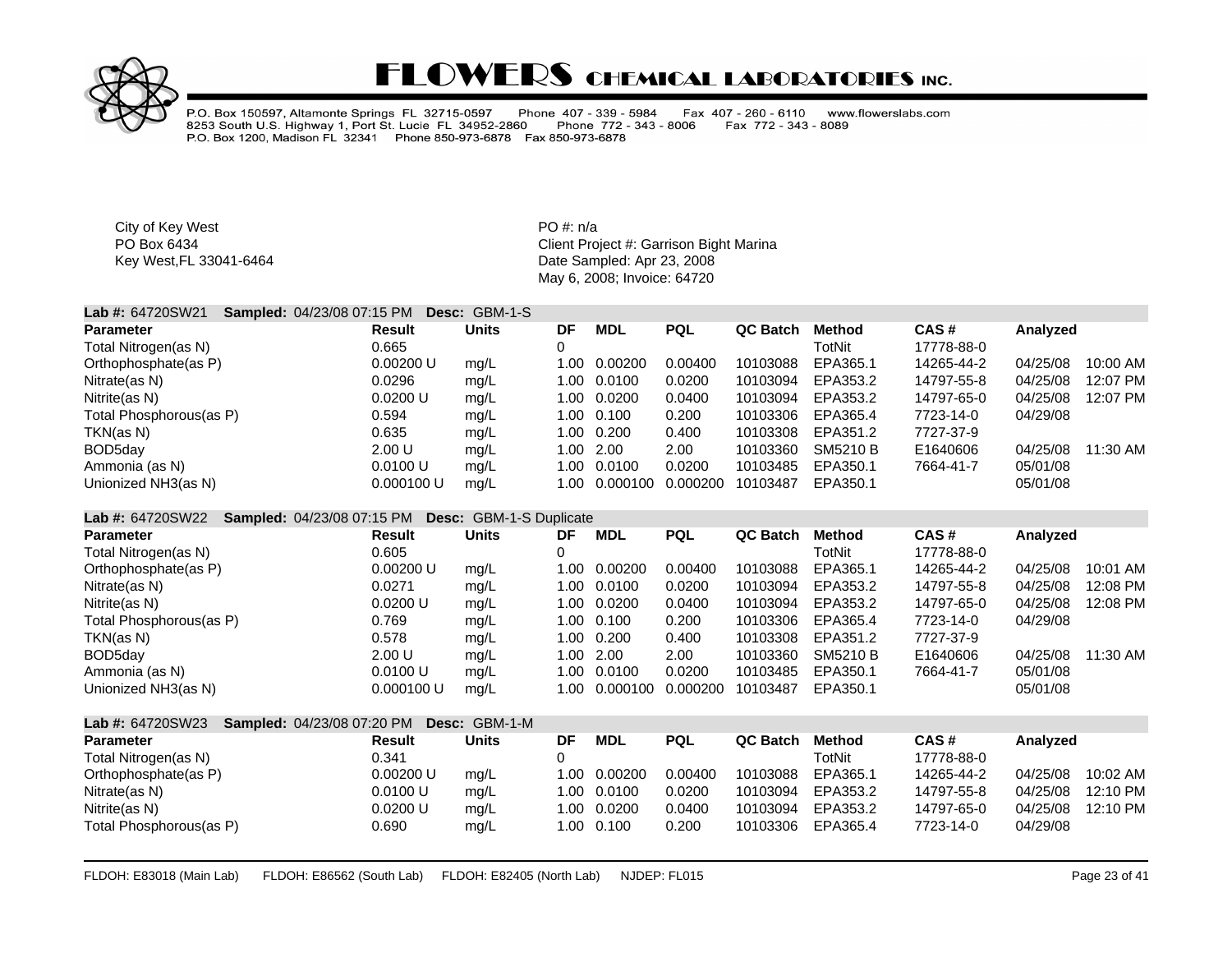# FLOWERS CHEMICAL LABORATORIES INC.

P.O. Box 150597, Altamonte Springs FL 32715-0597 Phone 407 - 339 - 5984 Fax 407 - 260 - 6110 www.flowerslabs.com
8253 South U.S. Highway 1, Port St. Lucie FL 34952-2860 Phone 772 - 343 - 8006 Fax 772 - 343 - 8089
P.O. Box 1200, Madison FL 32341 Phone 850-973-6878 Fax 850-973-6878

City of Key West
PO Box 6434
Key West,FL 33041-6464

PO #: n/a
Client Project #: Garrison Bight Marina
Date Sampled: Apr 23, 2008
May 6, 2008; Invoice: 64720

**Lab #:** 64720SW21 **Sampled:** 04/23/08 07:15 PM **Desc:** GBM-1-S

| Parameter | Result | Units | DF | MDL | PQL | QC Batch | Method | CAS # | Analyzed | |
|---|---|---|---|---|---|---|---|---|---|---|
| Total Nitrogen(as N) | 0.665 | | 0 | | | | TotNit | 17778-88-0 | | |
| Orthophosphate(as P) | 0.00200 U | mg/L | 1.00 | 0.00200 | 0.00400 | 10103088 | EPA365.1 | 14265-44-2 | 04/25/08 | 10:00 AM |
| Nitrate(as N) | 0.0296 | mg/L | 1.00 | 0.0100 | 0.0200 | 10103094 | EPA353.2 | 14797-55-8 | 04/25/08 | 12:07 PM |
| Nitrite(as N) | 0.0200 U | mg/L | 1.00 | 0.0200 | 0.0400 | 10103094 | EPA353.2 | 14797-65-0 | 04/25/08 | 12:07 PM |
| Total Phosphorous(as P) | 0.594 | mg/L | 1.00 | 0.100 | 0.200 | 10103306 | EPA365.4 | 7723-14-0 | 04/29/08 | |
| TKN(as N) | 0.635 | mg/L | 1.00 | 0.200 | 0.400 | 10103308 | EPA351.2 | 7727-37-9 | | |
| BOD5day | 2.00 U | mg/L | 1.00 | 2.00 | 2.00 | 10103360 | SM5210 B | E1640606 | 04/25/08 | 11:30 AM |
| Ammonia (as N) | 0.0100 U | mg/L | 1.00 | 0.0100 | 0.0200 | 10103485 | EPA350.1 | 7664-41-7 | 05/01/08 | |
| Unionized NH3(as N) | 0.000100 U | mg/L | 1.00 | 0.000100 | 0.000200 | 10103487 | EPA350.1 | | 05/01/08 | |

**Lab #:** 64720SW22 **Sampled:** 04/23/08 07:15 PM **Desc:** GBM-1-S Duplicate

| Parameter | Result | Units | DF | MDL | PQL | QC Batch | Method | CAS # | Analyzed | |
|---|---|---|---|---|---|---|---|---|---|---|
| Total Nitrogen(as N) | 0.605 | | 0 | | | | TotNit | 17778-88-0 | | |
| Orthophosphate(as P) | 0.00200 U | mg/L | 1.00 | 0.00200 | 0.00400 | 10103088 | EPA365.1 | 14265-44-2 | 04/25/08 | 10:01 AM |
| Nitrate(as N) | 0.0271 | mg/L | 1.00 | 0.0100 | 0.0200 | 10103094 | EPA353.2 | 14797-55-8 | 04/25/08 | 12:08 PM |
| Nitrite(as N) | 0.0200 U | mg/L | 1.00 | 0.0200 | 0.0400 | 10103094 | EPA353.2 | 14797-65-0 | 04/25/08 | 12:08 PM |
| Total Phosphorous(as P) | 0.769 | mg/L | 1.00 | 0.100 | 0.200 | 10103306 | EPA365.4 | 7723-14-0 | 04/29/08 | |
| TKN(as N) | 0.578 | mg/L | 1.00 | 0.200 | 0.400 | 10103308 | EPA351.2 | 7727-37-9 | | |
| BOD5day | 2.00 U | mg/L | 1.00 | 2.00 | 2.00 | 10103360 | SM5210 B | E1640606 | 04/25/08 | 11:30 AM |
| Ammonia (as N) | 0.0100 U | mg/L | 1.00 | 0.0100 | 0.0200 | 10103485 | EPA350.1 | 7664-41-7 | 05/01/08 | |
| Unionized NH3(as N) | 0.000100 U | mg/L | 1.00 | 0.000100 | 0.000200 | 10103487 | EPA350.1 | | 05/01/08 | |

**Lab #:** 64720SW23 **Sampled:** 04/23/08 07:20 PM **Desc:** GBM-1-M

| Parameter | Result | Units | DF | MDL | PQL | QC Batch | Method | CAS # | Analyzed | |
|---|---|---|---|---|---|---|---|---|---|---|
| Total Nitrogen(as N) | 0.341 | | 0 | | | | TotNit | 17778-88-0 | | |
| Orthophosphate(as P) | 0.00200 U | mg/L | 1.00 | 0.00200 | 0.00400 | 10103088 | EPA365.1 | 14265-44-2 | 04/25/08 | 10:02 AM |
| Nitrate(as N) | 0.0100 U | mg/L | 1.00 | 0.0100 | 0.0200 | 10103094 | EPA353.2 | 14797-55-8 | 04/25/08 | 12:10 PM |
| Nitrite(as N) | 0.0200 U | mg/L | 1.00 | 0.0200 | 0.0400 | 10103094 | EPA353.2 | 14797-65-0 | 04/25/08 | 12:10 PM |
| Total Phosphorous(as P) | 0.690 | mg/L | 1.00 | 0.100 | 0.200 | 10103306 | EPA365.4 | 7723-14-0 | 04/29/08 | |

FLDOH: E83018 (Main Lab) FLDOH: E86562 (South Lab) FLDOH: E82405 (North Lab) NJDEP: FL015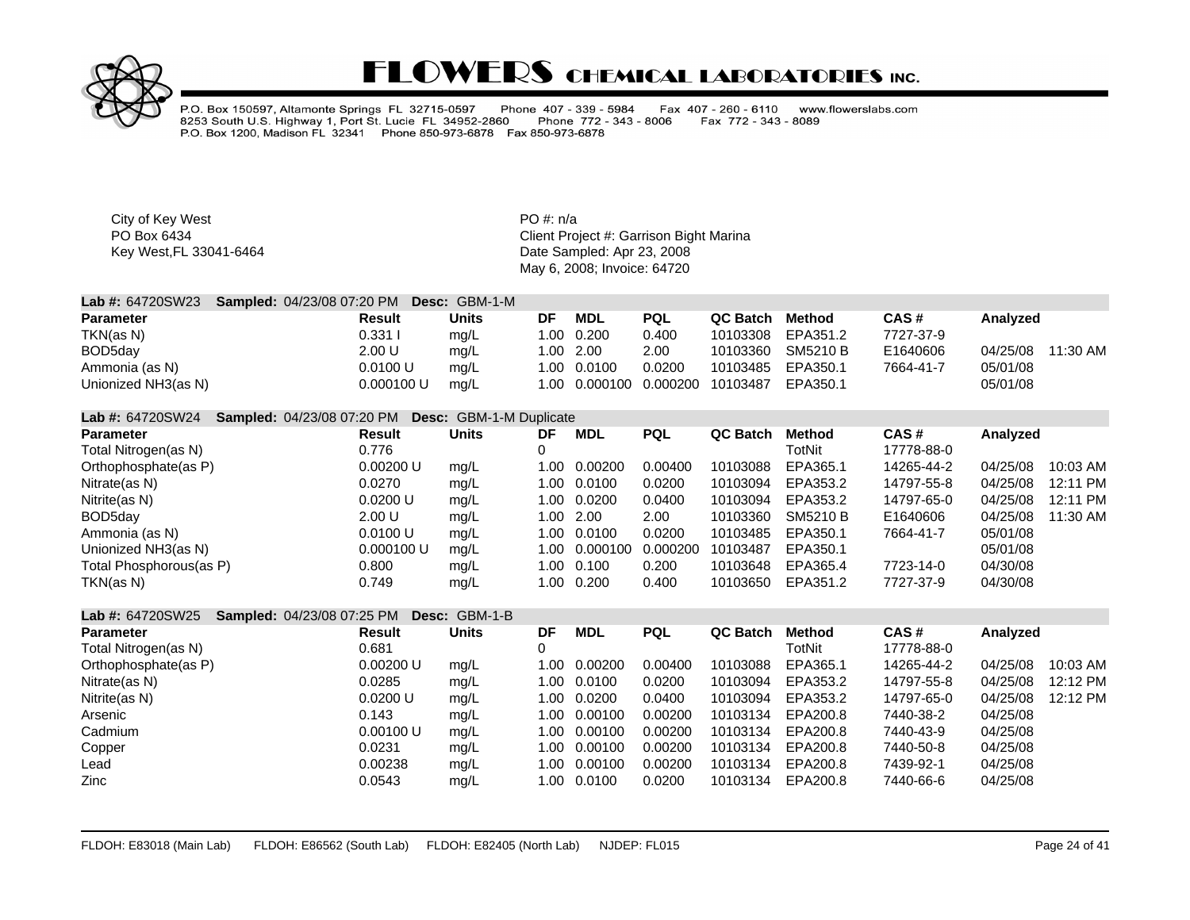# FLOWERS CHEMICAL LABORATORIES INC.

P.O. Box 150597, Altamonte Springs FL 32715-0597 Phone 407 - 339 - 5984 Fax 407 - 260 - 6110 www.flowerslabs.com
8253 South U.S. Highway 1, Port St. Lucie FL 34952-2860 Phone 772 - 343 - 8006 Fax 772 - 343 - 8089
P.O. Box 1200, Madison FL 32341 Phone 850-973-6878 Fax 850-973-6878

City of Key West
PO Box 6434
Key West,FL 33041-6464

PO #: n/a
Client Project #: Garrison Bight Marina
Date Sampled: Apr 23, 2008
May 6, 2008; Invoice: 64720

**Lab #:** 64720SW23 **Sampled:** 04/23/08 07:20 PM **Desc:** GBM-1-M

| Parameter | Result | Units | DF | MDL | PQL | QC Batch | Method | CAS # | Analyzed | |
|---|---|---|---|---|---|---|---|---|---|---|
| TKN(as N) | 0.331 I | mg/L | 1.00 | 0.200 | 0.400 | 10103308 | EPA351.2 | 7727-37-9 | | |
| BOD5day | 2.00 U | mg/L | 1.00 | 2.00 | 2.00 | 10103360 | SM5210 B | E1640606 | 04/25/08 | 11:30 AM |
| Ammonia (as N) | 0.0100 U | mg/L | 1.00 | 0.0100 | 0.0200 | 10103485 | EPA350.1 | 7664-41-7 | 05/01/08 | |
| Unionized NH3(as N) | 0.000100 U | mg/L | 1.00 | 0.000100 | 0.000200 | 10103487 | EPA350.1 | | 05/01/08 | |

**Lab #:** 64720SW24 **Sampled:** 04/23/08 07:20 PM **Desc:** GBM-1-M Duplicate

| Parameter | Result | Units | DF | MDL | PQL | QC Batch | Method | CAS # | Analyzed | |
|---|---|---|---|---|---|---|---|---|---|---|
| Total Nitrogen(as N) | 0.776 | | 0 | | | | TotNit | 17778-88-0 | | |
| Orthophosphate(as P) | 0.00200 U | mg/L | 1.00 | 0.00200 | 0.00400 | 10103088 | EPA365.1 | 14265-44-2 | 04/25/08 | 10:03 AM |
| Nitrate(as N) | 0.0270 | mg/L | 1.00 | 0.0100 | 0.0200 | 10103094 | EPA353.2 | 14797-55-8 | 04/25/08 | 12:11 PM |
| Nitrite(as N) | 0.0200 U | mg/L | 1.00 | 0.0200 | 0.0400 | 10103094 | EPA353.2 | 14797-65-0 | 04/25/08 | 12:11 PM |
| BOD5day | 2.00 U | mg/L | 1.00 | 2.00 | 2.00 | 10103360 | SM5210 B | E1640606 | 04/25/08 | 11:30 AM |
| Ammonia (as N) | 0.0100 U | mg/L | 1.00 | 0.0100 | 0.0200 | 10103485 | EPA350.1 | 7664-41-7 | 05/01/08 | |
| Unionized NH3(as N) | 0.000100 U | mg/L | 1.00 | 0.000100 | 0.000200 | 10103487 | EPA350.1 | | 05/01/08 | |
| Total Phosphorous(as P) | 0.800 | mg/L | 1.00 | 0.100 | 0.200 | 10103648 | EPA365.4 | 7723-14-0 | 04/30/08 | |
| TKN(as N) | 0.749 | mg/L | 1.00 | 0.200 | 0.400 | 10103650 | EPA351.2 | 7727-37-9 | 04/30/08 | |

**Lab #:** 64720SW25 **Sampled:** 04/23/08 07:25 PM **Desc:** GBM-1-B

| Parameter | Result | Units | DF | MDL | PQL | QC Batch | Method | CAS # | Analyzed | |
|---|---|---|---|---|---|---|---|---|---|---|
| Total Nitrogen(as N) | 0.681 | | 0 | | | | TotNit | 17778-88-0 | | |
| Orthophosphate(as P) | 0.00200 U | mg/L | 1.00 | 0.00200 | 0.00400 | 10103088 | EPA365.1 | 14265-44-2 | 04/25/08 | 10:03 AM |
| Nitrate(as N) | 0.0285 | mg/L | 1.00 | 0.0100 | 0.0200 | 10103094 | EPA353.2 | 14797-55-8 | 04/25/08 | 12:12 PM |
| Nitrite(as N) | 0.0200 U | mg/L | 1.00 | 0.0200 | 0.0400 | 10103094 | EPA353.2 | 14797-65-0 | 04/25/08 | 12:12 PM |
| Arsenic | 0.143 | mg/L | 1.00 | 0.00100 | 0.00200 | 10103134 | EPA200.8 | 7440-38-2 | 04/25/08 | |
| Cadmium | 0.00100 U | mg/L | 1.00 | 0.00100 | 0.00200 | 10103134 | EPA200.8 | 7440-43-9 | 04/25/08 | |
| Copper | 0.0231 | mg/L | 1.00 | 0.00100 | 0.00200 | 10103134 | EPA200.8 | 7440-50-8 | 04/25/08 | |
| Lead | 0.00238 | mg/L | 1.00 | 0.00100 | 0.00200 | 10103134 | EPA200.8 | 7439-92-1 | 04/25/08 | |
| Zinc | 0.0543 | mg/L | 1.00 | 0.0100 | 0.0200 | 10103134 | EPA200.8 | 7440-66-6 | 04/25/08 | |

FLDOH: E83018 (Main Lab) FLDOH: E86562 (South Lab) FLDOH: E82405 (North Lab) NJDEP: FL015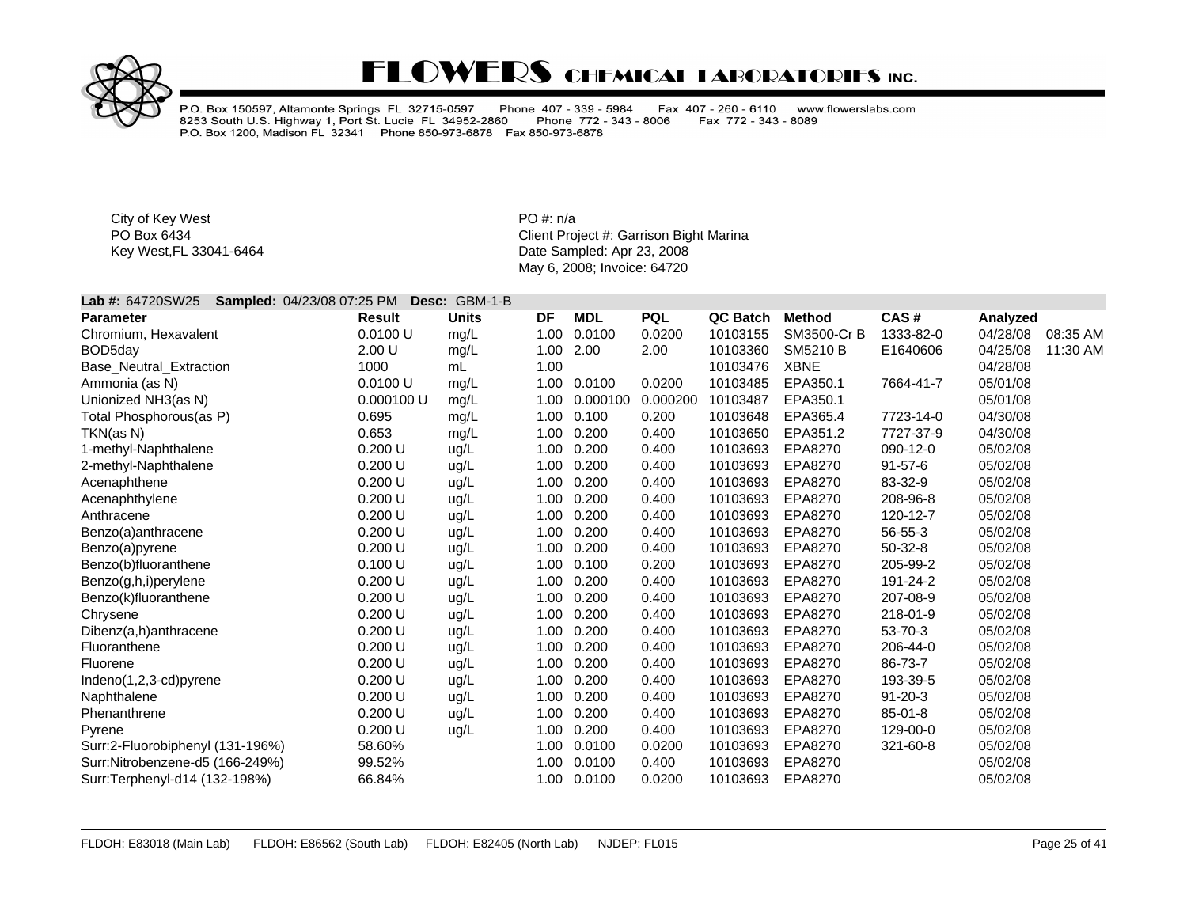# FLOWERS CHEMICAL LABORATORIES INC.

P.O. Box 150597, Altamonte Springs FL 32715-0597 Phone 407 - 339 - 5984 Fax 407 - 260 - 6110 www.flowerslabs.com
8253 South U.S. Highway 1, Port St. Lucie FL 34952-2860 Phone 772 - 343 - 8006 Fax 772 - 343 - 8089
P.O. Box 1200, Madison FL 32341 Phone 850-973-6878 Fax 850-973-6878

City of Key West
PO Box 6434
Key West,FL 33041-6464

PO #: n/a
Client Project #: Garrison Bight Marina
Date Sampled: Apr 23, 2008
May 6, 2008; Invoice: 64720

**Lab #:** 64720SW25 **Sampled:** 04/23/08 07:25 PM **Desc:** GBM-1-B

| Parameter | Result | Units | DF | MDL | PQL | QC Batch | Method | CAS # | Analyzed | |
|---|---|---|---|---|---|---|---|---|---|---|
| Chromium, Hexavalent | 0.0100 U | mg/L | 1.00 | 0.0100 | 0.0200 | 10103155 | SM3500-Cr B | 1333-82-0 | 04/28/08 | 08:35 AM |
| BOD5day | 2.00 U | mg/L | 1.00 | 2.00 | 2.00 | 10103360 | SM5210 B | E1640606 | 04/25/08 | 11:30 AM |
| Base_Neutral_Extraction | 1000 | mL | 1.00 | | | 10103476 | XBNE | | 04/28/08 | |
| Ammonia (as N) | 0.0100 U | mg/L | 1.00 | 0.0100 | 0.0200 | 10103485 | EPA350.1 | 7664-41-7 | 05/01/08 | |
| Unionized NH3(as N) | 0.000100 U | mg/L | 1.00 | 0.000100 | 0.000200 | 10103487 | EPA350.1 | | 05/01/08 | |
| Total Phosphorous(as P) | 0.695 | mg/L | 1.00 | 0.100 | 0.200 | 10103648 | EPA365.4 | 7723-14-0 | 04/30/08 | |
| TKN(as N) | 0.653 | mg/L | 1.00 | 0.200 | 0.400 | 10103650 | EPA351.2 | 7727-37-9 | 04/30/08 | |
| 1-methyl-Naphthalene | 0.200 U | ug/L | 1.00 | 0.200 | 0.400 | 10103693 | EPA8270 | 090-12-0 | 05/02/08 | |
| 2-methyl-Naphthalene | 0.200 U | ug/L | 1.00 | 0.200 | 0.400 | 10103693 | EPA8270 | 91-57-6 | 05/02/08 | |
| Acenaphthene | 0.200 U | ug/L | 1.00 | 0.200 | 0.400 | 10103693 | EPA8270 | 83-32-9 | 05/02/08 | |
| Acenaphthylene | 0.200 U | ug/L | 1.00 | 0.200 | 0.400 | 10103693 | EPA8270 | 208-96-8 | 05/02/08 | |
| Anthracene | 0.200 U | ug/L | 1.00 | 0.200 | 0.400 | 10103693 | EPA8270 | 120-12-7 | 05/02/08 | |
| Benzo(a)anthracene | 0.200 U | ug/L | 1.00 | 0.200 | 0.400 | 10103693 | EPA8270 | 56-55-3 | 05/02/08 | |
| Benzo(a)pyrene | 0.200 U | ug/L | 1.00 | 0.200 | 0.400 | 10103693 | EPA8270 | 50-32-8 | 05/02/08 | |
| Benzo(b)fluoranthene | 0.100 U | ug/L | 1.00 | 0.100 | 0.200 | 10103693 | EPA8270 | 205-99-2 | 05/02/08 | |
| Benzo(g,h,i)perylene | 0.200 U | ug/L | 1.00 | 0.200 | 0.400 | 10103693 | EPA8270 | 191-24-2 | 05/02/08 | |
| Benzo(k)fluoranthene | 0.200 U | ug/L | 1.00 | 0.200 | 0.400 | 10103693 | EPA8270 | 207-08-9 | 05/02/08 | |
| Chrysene | 0.200 U | ug/L | 1.00 | 0.200 | 0.400 | 10103693 | EPA8270 | 218-01-9 | 05/02/08 | |
| Dibenz(a,h)anthracene | 0.200 U | ug/L | 1.00 | 0.200 | 0.400 | 10103693 | EPA8270 | 53-70-3 | 05/02/08 | |
| Fluoranthene | 0.200 U | ug/L | 1.00 | 0.200 | 0.400 | 10103693 | EPA8270 | 206-44-0 | 05/02/08 | |
| Fluorene | 0.200 U | ug/L | 1.00 | 0.200 | 0.400 | 10103693 | EPA8270 | 86-73-7 | 05/02/08 | |
| Indeno(1,2,3-cd)pyrene | 0.200 U | ug/L | 1.00 | 0.200 | 0.400 | 10103693 | EPA8270 | 193-39-5 | 05/02/08 | |
| Naphthalene | 0.200 U | ug/L | 1.00 | 0.200 | 0.400 | 10103693 | EPA8270 | 91-20-3 | 05/02/08 | |
| Phenanthrene | 0.200 U | ug/L | 1.00 | 0.200 | 0.400 | 10103693 | EPA8270 | 85-01-8 | 05/02/08 | |
| Pyrene | 0.200 U | ug/L | 1.00 | 0.200 | 0.400 | 10103693 | EPA8270 | 129-00-0 | 05/02/08 | |
| Surr:2-Fluorobiphenyl (131-196%) | 58.60% | | 1.00 | 0.0100 | 0.0200 | 10103693 | EPA8270 | 321-60-8 | 05/02/08 | |
| Surr:Nitrobenzene-d5 (166-249%) | 99.52% | | 1.00 | 0.0100 | 0.400 | 10103693 | EPA8270 | | 05/02/08 | |
| Surr:Terphenyl-d14 (132-198%) | 66.84% | | 1.00 | 0.0100 | 0.0200 | 10103693 | EPA8270 | | 05/02/08 | |

FLDOH: E83018 (Main Lab) FLDOH: E86562 (South Lab) FLDOH: E82405 (North Lab) NJDEP: FL015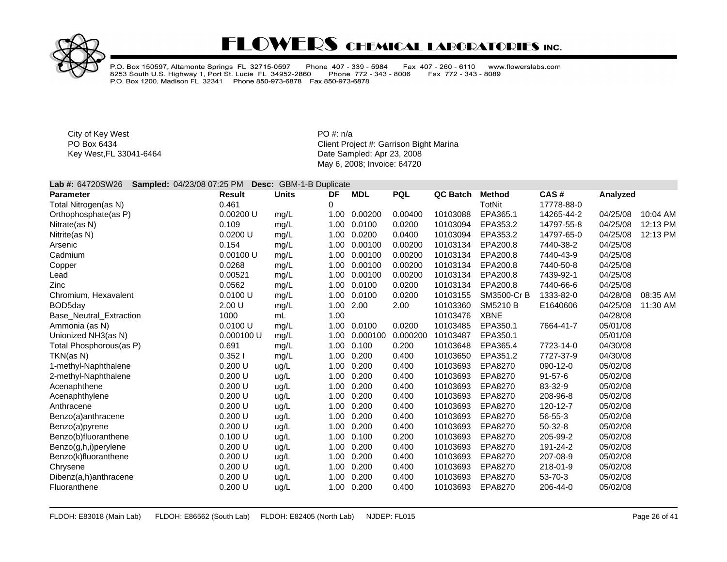# FLOWERS CHEMICAL LABORATORIES INC.

P.O. Box 150597, Altamonte Springs FL 32715-0597 Phone 407 - 339 - 5984 Fax 407 - 260 - 6110 www.flowerslabs.com
8253 South U.S. Highway 1, Port St. Lucie FL 34952-2860 Phone 772 - 343 - 8006 Fax 772 - 343 - 8089
P.O. Box 1200, Madison FL 32341 Phone 850-973-6878 Fax 850-973-6878

City of Key West
PO Box 6434
Key West,FL 33041-6464

PO #: n/a
Client Project #: Garrison Bight Marina
Date Sampled: Apr 23, 2008
May 6, 2008; Invoice: 64720

**Lab #:** 64720SW26 **Sampled:** 04/23/08 07:25 PM **Desc:** GBM-1-B Duplicate

| Parameter | Result | Units | DF | MDL | PQL | QC Batch | Method | CAS # | Analyzed | |
|---|---|---|---|---|---|---|---|---|---|---|
| Total Nitrogen(as N) | 0.461 | | 0 | | | | TotNit | 17778-88-0 | | |
| Orthophosphate(as P) | 0.00200 U | mg/L | 1.00 | 0.00200 | 0.00400 | 10103088 | EPA365.1 | 14265-44-2 | 04/25/08 | 10:04 AM |
| Nitrate(as N) | 0.109 | mg/L | 1.00 | 0.0100 | 0.0200 | 10103094 | EPA353.2 | 14797-55-8 | 04/25/08 | 12:13 PM |
| Nitrite(as N) | 0.0200 U | mg/L | 1.00 | 0.0200 | 0.0400 | 10103094 | EPA353.2 | 14797-65-0 | 04/25/08 | 12:13 PM |
| Arsenic | 0.154 | mg/L | 1.00 | 0.00100 | 0.00200 | 10103134 | EPA200.8 | 7440-38-2 | 04/25/08 | |
| Cadmium | 0.00100 U | mg/L | 1.00 | 0.00100 | 0.00200 | 10103134 | EPA200.8 | 7440-43-9 | 04/25/08 | |
| Copper | 0.0268 | mg/L | 1.00 | 0.00100 | 0.00200 | 10103134 | EPA200.8 | 7440-50-8 | 04/25/08 | |
| Lead | 0.00521 | mg/L | 1.00 | 0.00100 | 0.00200 | 10103134 | EPA200.8 | 7439-92-1 | 04/25/08 | |
| Zinc | 0.0562 | mg/L | 1.00 | 0.0100 | 0.0200 | 10103134 | EPA200.8 | 7440-66-6 | 04/25/08 | |
| Chromium, Hexavalent | 0.0100 U | mg/L | 1.00 | 0.0100 | 0.0200 | 10103155 | SM3500-Cr B | 1333-82-0 | 04/28/08 | 08:35 AM |
| BOD5day | 2.00 U | mg/L | 1.00 | 2.00 | 2.00 | 10103360 | SM5210 B | E1640606 | 04/25/08 | 11:30 AM |
| Base_Neutral_Extraction | 1000 | mL | 1.00 | | | 10103476 | XBNE | | 04/28/08 | |
| Ammonia (as N) | 0.0100 U | mg/L | 1.00 | 0.0100 | 0.0200 | 10103485 | EPA350.1 | 7664-41-7 | 05/01/08 | |
| Unionized NH3(as N) | 0.000100 U | mg/L | 1.00 | 0.000100 | 0.000200 | 10103487 | EPA350.1 | | 05/01/08 | |
| Total Phosphorous(as P) | 0.691 | mg/L | 1.00 | 0.100 | 0.200 | 10103648 | EPA365.4 | 7723-14-0 | 04/30/08 | |
| TKN(as N) | 0.352 I | mg/L | 1.00 | 0.200 | 0.400 | 10103650 | EPA351.2 | 7727-37-9 | 04/30/08 | |
| 1-methyl-Naphthalene | 0.200 U | ug/L | 1.00 | 0.200 | 0.400 | 10103693 | EPA8270 | 090-12-0 | 05/02/08 | |
| 2-methyl-Naphthalene | 0.200 U | ug/L | 1.00 | 0.200 | 0.400 | 10103693 | EPA8270 | 91-57-6 | 05/02/08 | |
| Acenaphthene | 0.200 U | ug/L | 1.00 | 0.200 | 0.400 | 10103693 | EPA8270 | 83-32-9 | 05/02/08 | |
| Acenaphthylene | 0.200 U | ug/L | 1.00 | 0.200 | 0.400 | 10103693 | EPA8270 | 208-96-8 | 05/02/08 | |
| Anthracene | 0.200 U | ug/L | 1.00 | 0.200 | 0.400 | 10103693 | EPA8270 | 120-12-7 | 05/02/08 | |
| Benzo(a)anthracene | 0.200 U | ug/L | 1.00 | 0.200 | 0.400 | 10103693 | EPA8270 | 56-55-3 | 05/02/08 | |
| Benzo(a)pyrene | 0.200 U | ug/L | 1.00 | 0.200 | 0.400 | 10103693 | EPA8270 | 50-32-8 | 05/02/08 | |
| Benzo(b)fluoranthene | 0.100 U | ug/L | 1.00 | 0.100 | 0.200 | 10103693 | EPA8270 | 205-99-2 | 05/02/08 | |
| Benzo(g,h,i)perylene | 0.200 U | ug/L | 1.00 | 0.200 | 0.400 | 10103693 | EPA8270 | 191-24-2 | 05/02/08 | |
| Benzo(k)fluoranthene | 0.200 U | ug/L | 1.00 | 0.200 | 0.400 | 10103693 | EPA8270 | 207-08-9 | 05/02/08 | |
| Chrysene | 0.200 U | ug/L | 1.00 | 0.200 | 0.400 | 10103693 | EPA8270 | 218-01-9 | 05/02/08 | |
| Dibenz(a,h)anthracene | 0.200 U | ug/L | 1.00 | 0.200 | 0.400 | 10103693 | EPA8270 | 53-70-3 | 05/02/08 | |
| Fluoranthene | 0.200 U | ug/L | 1.00 | 0.200 | 0.400 | 10103693 | EPA8270 | 206-44-0 | 05/02/08 | |

FLDOH: E83018 (Main Lab) FLDOH: E86562 (South Lab) FLDOH: E82405 (North Lab) NJDEP: FL015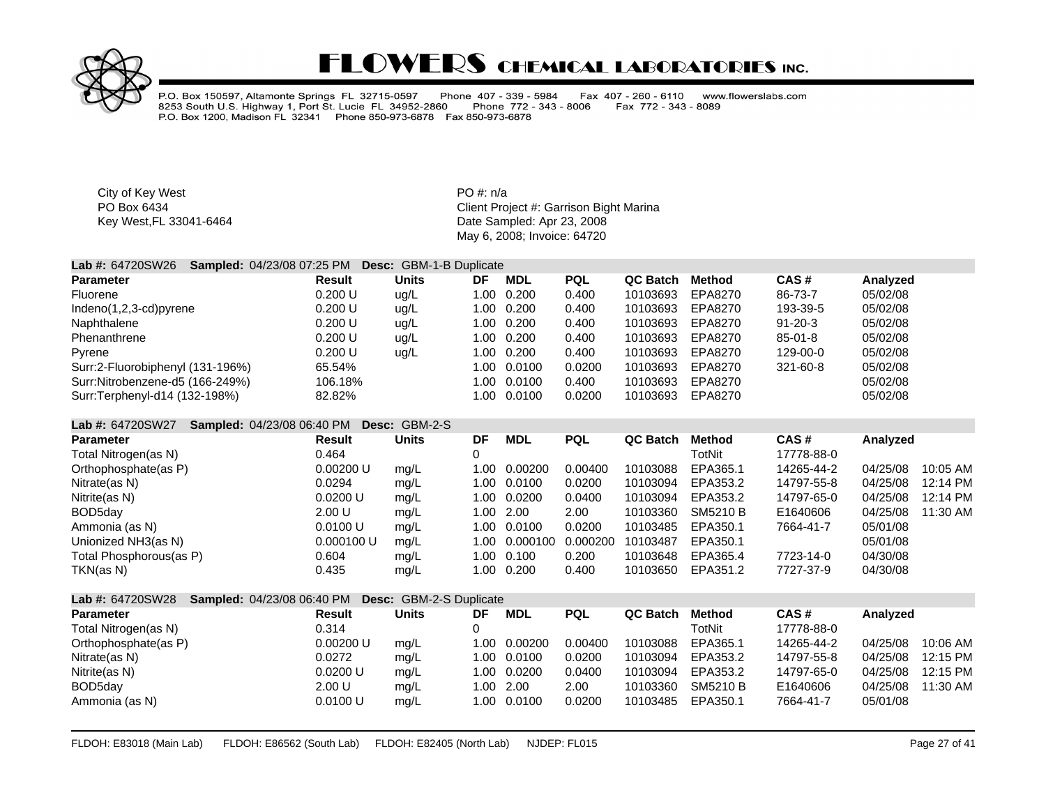# FLOWERS CHEMICAL LABORATORIES INC.

P.O. Box 150597, Altamonte Springs FL 32715-0597 Phone 407 - 339 - 5984 Fax 407 - 260 - 6110 www.flowerslabs.com
8253 South U.S. Highway 1, Port St. Lucie FL 34952-2860 Phone 772 - 343 - 8006 Fax 772 - 343 - 8089
P.O. Box 1200, Madison FL 32341 Phone 850-973-6878 Fax 850-973-6878

City of Key West
PO Box 6434
Key West,FL 33041-6464

PO #: n/a
Client Project #: Garrison Bight Marina
Date Sampled: Apr 23, 2008
May 6, 2008; Invoice: 64720

**Lab #:** 64720SW26 **Sampled:** 04/23/08 07:25 PM **Desc:** GBM-1-B Duplicate

| Parameter | Result | Units | DF | MDL | PQL | QC Batch | Method | CAS # | Analyzed | |
|---|---|---|---|---|---|---|---|---|---|---|
| Fluorene | 0.200 U | ug/L | 1.00 | 0.200 | 0.400 | 10103693 | EPA8270 | 86-73-7 | 05/02/08 | |
| Indeno(1,2,3-cd)pyrene | 0.200 U | ug/L | 1.00 | 0.200 | 0.400 | 10103693 | EPA8270 | 193-39-5 | 05/02/08 | |
| Naphthalene | 0.200 U | ug/L | 1.00 | 0.200 | 0.400 | 10103693 | EPA8270 | 91-20-3 | 05/02/08 | |
| Phenanthrene | 0.200 U | ug/L | 1.00 | 0.200 | 0.400 | 10103693 | EPA8270 | 85-01-8 | 05/02/08 | |
| Pyrene | 0.200 U | ug/L | 1.00 | 0.200 | 0.400 | 10103693 | EPA8270 | 129-00-0 | 05/02/08 | |
| Surr:2-Fluorobiphenyl (131-196%) | 65.54% | | 1.00 | 0.0100 | 0.0200 | 10103693 | EPA8270 | 321-60-8 | 05/02/08 | |
| Surr:Nitrobenzene-d5 (166-249%) | 106.18% | | 1.00 | 0.0100 | 0.400 | 10103693 | EPA8270 | | 05/02/08 | |
| Surr:Terphenyl-d14 (132-198%) | 82.82% | | 1.00 | 0.0100 | 0.0200 | 10103693 | EPA8270 | | 05/02/08 | |

**Lab #:** 64720SW27 **Sampled:** 04/23/08 06:40 PM **Desc:** GBM-2-S

| Parameter | Result | Units | DF | MDL | PQL | QC Batch | Method | CAS # | Analyzed | |
|---|---|---|---|---|---|---|---|---|---|---|
| Total Nitrogen(as N) | 0.464 | | 0 | | | | TotNit | 17778-88-0 | | |
| Orthophosphate(as P) | 0.00200 U | mg/L | 1.00 | 0.00200 | 0.00400 | 10103088 | EPA365.1 | 14265-44-2 | 04/25/08 | 10:05 AM |
| Nitrate(as N) | 0.0294 | mg/L | 1.00 | 0.0100 | 0.0200 | 10103094 | EPA353.2 | 14797-55-8 | 04/25/08 | 12:14 PM |
| Nitrite(as N) | 0.0200 U | mg/L | 1.00 | 0.0200 | 0.0400 | 10103094 | EPA353.2 | 14797-65-0 | 04/25/08 | 12:14 PM |
| BOD5day | 2.00 U | mg/L | 1.00 | 2.00 | 2.00 | 10103360 | SM5210 B | E1640606 | 04/25/08 | 11:30 AM |
| Ammonia (as N) | 0.0100 U | mg/L | 1.00 | 0.0100 | 0.0200 | 10103485 | EPA350.1 | 7664-41-7 | 05/01/08 | |
| Unionized NH3(as N) | 0.000100 U | mg/L | 1.00 | 0.000100 | 0.000200 | 10103487 | EPA350.1 | | 05/01/08 | |
| Total Phosphorous(as P) | 0.604 | mg/L | 1.00 | 0.100 | 0.200 | 10103648 | EPA365.4 | 7723-14-0 | 04/30/08 | |
| TKN(as N) | 0.435 | mg/L | 1.00 | 0.200 | 0.400 | 10103650 | EPA351.2 | 7727-37-9 | 04/30/08 | |

**Lab #:** 64720SW28 **Sampled:** 04/23/08 06:40 PM **Desc:** GBM-2-S Duplicate

| Parameter | Result | Units | DF | MDL | PQL | QC Batch | Method | CAS # | Analyzed | |
|---|---|---|---|---|---|---|---|---|---|---|
| Total Nitrogen(as N) | 0.314 | | 0 | | | | TotNit | 17778-88-0 | | |
| Orthophosphate(as P) | 0.00200 U | mg/L | 1.00 | 0.00200 | 0.00400 | 10103088 | EPA365.1 | 14265-44-2 | 04/25/08 | 10:06 AM |
| Nitrate(as N) | 0.0272 | mg/L | 1.00 | 0.0100 | 0.0200 | 10103094 | EPA353.2 | 14797-55-8 | 04/25/08 | 12:15 PM |
| Nitrite(as N) | 0.0200 U | mg/L | 1.00 | 0.0200 | 0.0400 | 10103094 | EPA353.2 | 14797-65-0 | 04/25/08 | 12:15 PM |
| BOD5day | 2.00 U | mg/L | 1.00 | 2.00 | 2.00 | 10103360 | SM5210 B | E1640606 | 04/25/08 | 11:30 AM |
| Ammonia (as N) | 0.0100 U | mg/L | 1.00 | 0.0100 | 0.0200 | 10103485 | EPA350.1 | 7664-41-7 | 05/01/08 | |

FLDOH: E83018 (Main Lab) FLDOH: E86562 (South Lab) FLDOH: E82405 (North Lab) NJDEP: FL015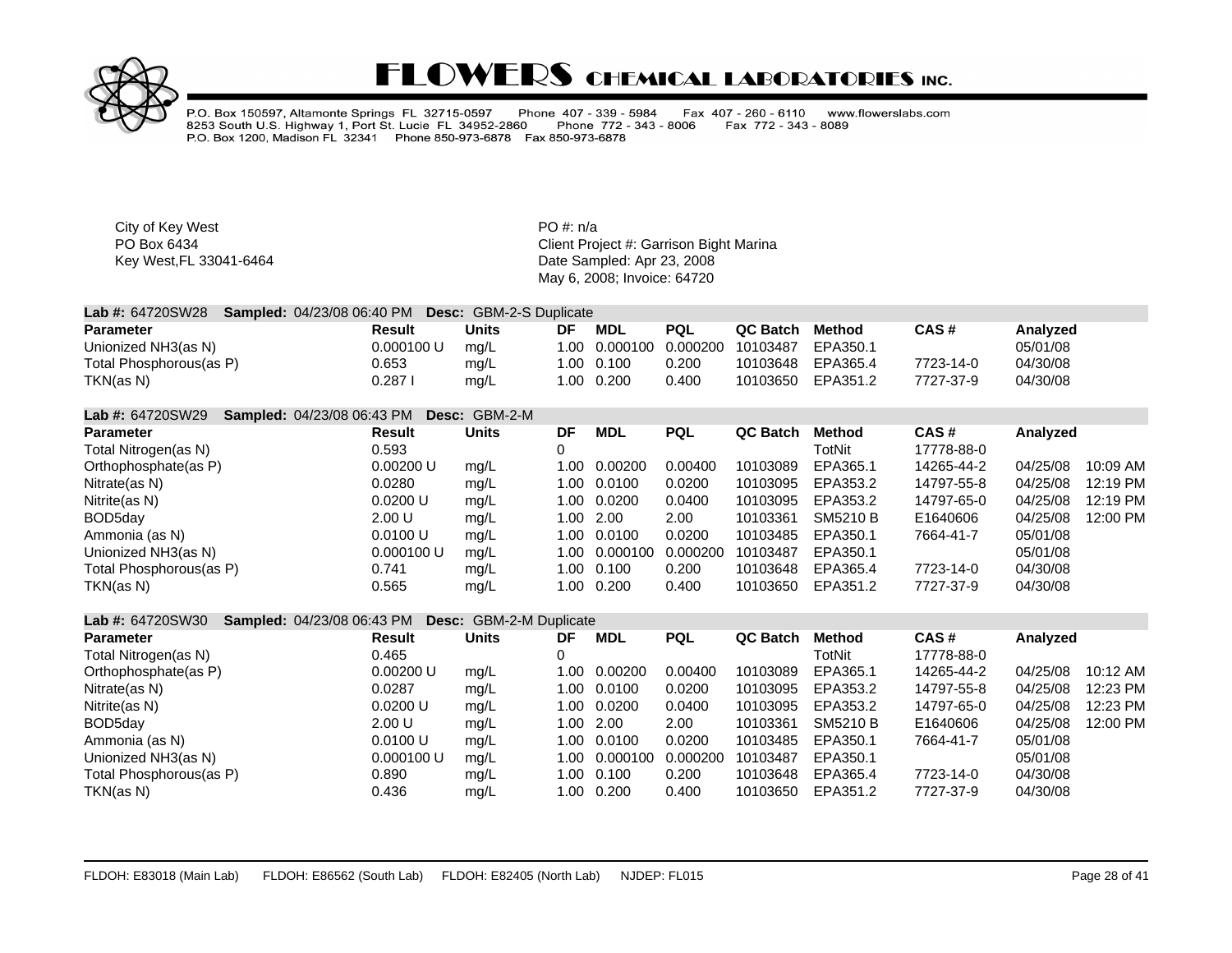# FLOWERS CHEMICAL LABORATORIES INC.

P.O. Box 150597, Altamonte Springs FL 32715-0597 Phone 407 - 339 - 5984 Fax 407 - 260 - 6110 www.flowerslabs.com
8253 South U.S. Highway 1, Port St. Lucie FL 34952-2860 Phone 772 - 343 - 8006 Fax 772 - 343 - 8089
P.O. Box 1200, Madison FL 32341 Phone 850-973-6878 Fax 850-973-6878

City of Key West
PO Box 6434
Key West,FL 33041-6464

PO #: n/a
Client Project #: Garrison Bight Marina
Date Sampled: Apr 23, 2008
May 6, 2008; Invoice: 64720

**Lab #:** 64720SW28 **Sampled:** 04/23/08 06:40 PM **Desc:** GBM-2-S Duplicate

| Parameter | Result | Units | DF | MDL | PQL | QC Batch | Method | CAS # | Analyzed | |
|---|---|---|---|---|---|---|---|---|---|---|
| Unionized NH3(as N) | 0.000100 U | mg/L | 1.00 | 0.000100 | 0.000200 | 10103487 | EPA350.1 | | 05/01/08 | |
| Total Phosphorous(as P) | 0.653 | mg/L | 1.00 | 0.100 | 0.200 | 10103648 | EPA365.4 | 7723-14-0 | 04/30/08 | |
| TKN(as N) | 0.287 I | mg/L | 1.00 | 0.200 | 0.400 | 10103650 | EPA351.2 | 7727-37-9 | 04/30/08 | |

**Lab #:** 64720SW29 **Sampled:** 04/23/08 06:43 PM **Desc:** GBM-2-M

| Parameter | Result | Units | DF | MDL | PQL | QC Batch | Method | CAS # | Analyzed | |
|---|---|---|---|---|---|---|---|---|---|---|
| Total Nitrogen(as N) | 0.593 | | 0 | | | | TotNit | 17778-88-0 | | |
| Orthophosphate(as P) | 0.00200 U | mg/L | 1.00 | 0.00200 | 0.00400 | 10103089 | EPA365.1 | 14265-44-2 | 04/25/08 | 10:09 AM |
| Nitrate(as N) | 0.0280 | mg/L | 1.00 | 0.0100 | 0.0200 | 10103095 | EPA353.2 | 14797-55-8 | 04/25/08 | 12:19 PM |
| Nitrite(as N) | 0.0200 U | mg/L | 1.00 | 0.0200 | 0.0400 | 10103095 | EPA353.2 | 14797-65-0 | 04/25/08 | 12:19 PM |
| BOD5day | 2.00 U | mg/L | 1.00 | 2.00 | 2.00 | 10103361 | SM5210 B | E1640606 | 04/25/08 | 12:00 PM |
| Ammonia (as N) | 0.0100 U | mg/L | 1.00 | 0.0100 | 0.0200 | 10103485 | EPA350.1 | 7664-41-7 | 05/01/08 | |
| Unionized NH3(as N) | 0.000100 U | mg/L | 1.00 | 0.000100 | 0.000200 | 10103487 | EPA350.1 | | 05/01/08 | |
| Total Phosphorous(as P) | 0.741 | mg/L | 1.00 | 0.100 | 0.200 | 10103648 | EPA365.4 | 7723-14-0 | 04/30/08 | |
| TKN(as N) | 0.565 | mg/L | 1.00 | 0.200 | 0.400 | 10103650 | EPA351.2 | 7727-37-9 | 04/30/08 | |

**Lab #:** 64720SW30 **Sampled:** 04/23/08 06:43 PM **Desc:** GBM-2-M Duplicate

| Parameter | Result | Units | DF | MDL | PQL | QC Batch | Method | CAS # | Analyzed | |
|---|---|---|---|---|---|---|---|---|---|---|
| Total Nitrogen(as N) | 0.465 | | 0 | | | | TotNit | 17778-88-0 | | |
| Orthophosphate(as P) | 0.00200 U | mg/L | 1.00 | 0.00200 | 0.00400 | 10103089 | EPA365.1 | 14265-44-2 | 04/25/08 | 10:12 AM |
| Nitrate(as N) | 0.0287 | mg/L | 1.00 | 0.0100 | 0.0200 | 10103095 | EPA353.2 | 14797-55-8 | 04/25/08 | 12:23 PM |
| Nitrite(as N) | 0.0200 U | mg/L | 1.00 | 0.0200 | 0.0400 | 10103095 | EPA353.2 | 14797-65-0 | 04/25/08 | 12:23 PM |
| BOD5day | 2.00 U | mg/L | 1.00 | 2.00 | 2.00 | 10103361 | SM5210 B | E1640606 | 04/25/08 | 12:00 PM |
| Ammonia (as N) | 0.0100 U | mg/L | 1.00 | 0.0100 | 0.0200 | 10103485 | EPA350.1 | 7664-41-7 | 05/01/08 | |
| Unionized NH3(as N) | 0.000100 U | mg/L | 1.00 | 0.000100 | 0.000200 | 10103487 | EPA350.1 | | 05/01/08 | |
| Total Phosphorous(as P) | 0.890 | mg/L | 1.00 | 0.100 | 0.200 | 10103648 | EPA365.4 | 7723-14-0 | 04/30/08 | |
| TKN(as N) | 0.436 | mg/L | 1.00 | 0.200 | 0.400 | 10103650 | EPA351.2 | 7727-37-9 | 04/30/08 | |

FLDOH: E83018 (Main Lab) FLDOH: E86562 (South Lab) FLDOH: E82405 (North Lab) NJDEP: FL015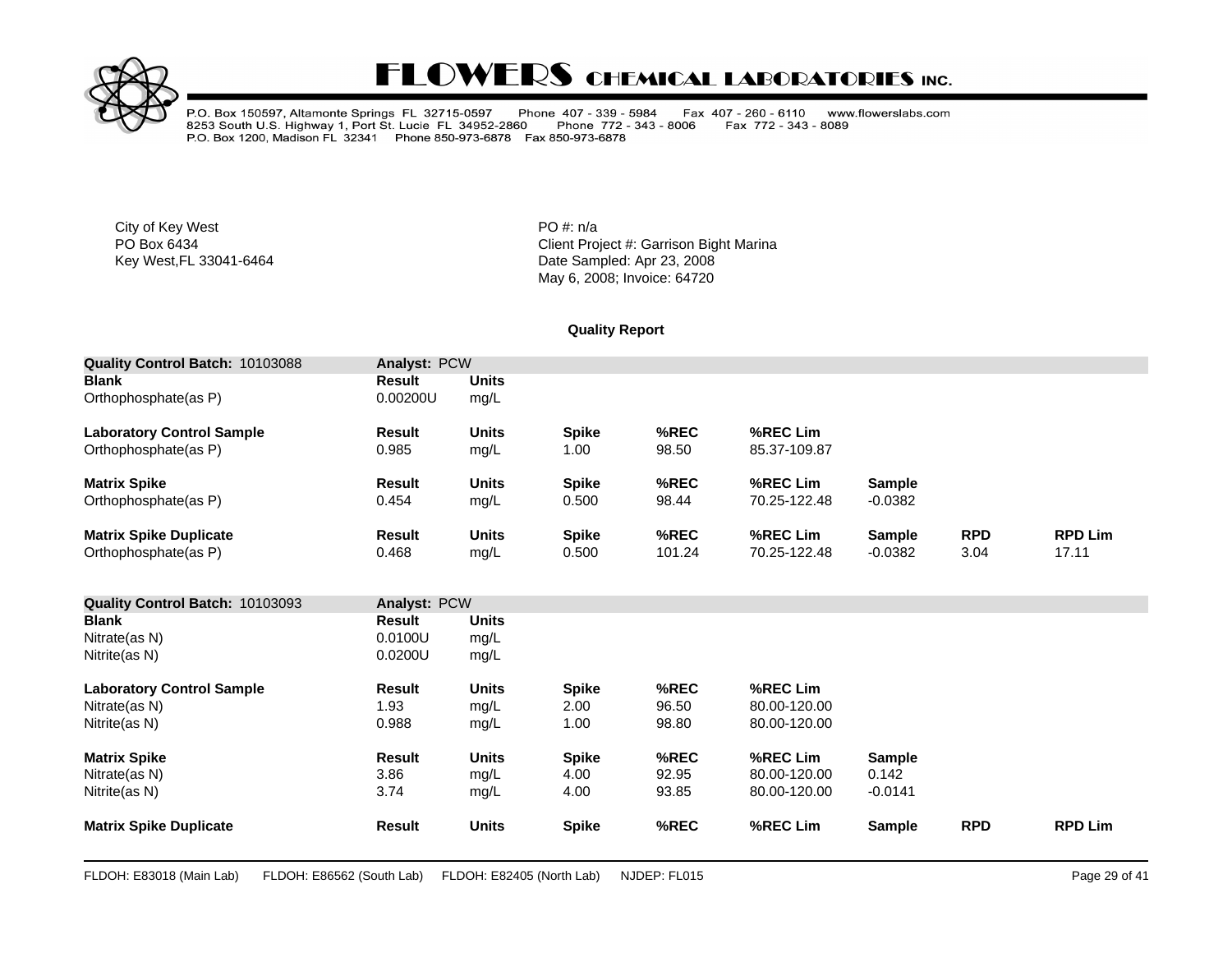# FLOWERS CHEMICAL LABORATORIES INC.

P.O. Box 150597, Altamonte Springs FL 32715-0597 Phone 407 - 339 - 5984 Fax 407 - 260 - 6110 www.flowerslabs.com
8253 South U.S. Highway 1, Port St. Lucie FL 34952-2860 Phone 772 - 343 - 8006 Fax 772 - 343 - 8089
P.O. Box 1200, Madison FL 32341 Phone 850-973-6878 Fax 850-973-6878

City of Key West
PO Box 6434
Key West,FL 33041-6464

PO #: n/a
Client Project #: Garrison Bight Marina
Date Sampled: Apr 23, 2008
May 6, 2008; Invoice: 64720

**Quality Report**

| **Quality Control Batch:** 10103088 | **Analyst:** PCW | | | | | | | |
|---|---|---|---|---|---|---|---|---|
| **Blank** | **Result** | **Units** | | | | | | |
| Orthophosphate(as P) | 0.00200U | mg/L | | | | | | |
| **Laboratory Control Sample** | **Result** | **Units** | **Spike** | **%REC** | **%REC Lim** | | | |
| Orthophosphate(as P) | 0.985 | mg/L | 1.00 | 98.50 | 85.37-109.87 | | | |
| **Matrix Spike** | **Result** | **Units** | **Spike** | **%REC** | **%REC Lim** | **Sample** | | |
| Orthophosphate(as P) | 0.454 | mg/L | 0.500 | 98.44 | 70.25-122.48 | -0.0382 | | |
| **Matrix Spike Duplicate** | **Result** | **Units** | **Spike** | **%REC** | **%REC Lim** | **Sample** | **RPD** | **RPD Lim** |
| Orthophosphate(as P) | 0.468 | mg/L | 0.500 | 101.24 | 70.25-122.48 | -0.0382 | 3.04 | 17.11 |

| **Quality Control Batch:** 10103093 | **Analyst:** PCW | | | | | | | |
|---|---|---|---|---|---|---|---|---|
| **Blank** | **Result** | **Units** | | | | | | |
| Nitrate(as N) | 0.0100U | mg/L | | | | | | |
| Nitrite(as N) | 0.0200U | mg/L | | | | | | |
| **Laboratory Control Sample** | **Result** | **Units** | **Spike** | **%REC** | **%REC Lim** | | | |
| Nitrate(as N) | 1.93 | mg/L | 2.00 | 96.50 | 80.00-120.00 | | | |
| Nitrite(as N) | 0.988 | mg/L | 1.00 | 98.80 | 80.00-120.00 | | | |
| **Matrix Spike** | **Result** | **Units** | **Spike** | **%REC** | **%REC Lim** | **Sample** | | |
| Nitrate(as N) | 3.86 | mg/L | 4.00 | 92.95 | 80.00-120.00 | 0.142 | | |
| Nitrite(as N) | 3.74 | mg/L | 4.00 | 93.85 | 80.00-120.00 | -0.0141 | | |
| **Matrix Spike Duplicate** | **Result** | **Units** | **Spike** | **%REC** | **%REC Lim** | **Sample** | **RPD** | **RPD Lim** |

FLDOH: E83018 (Main Lab) FLDOH: E86562 (South Lab) FLDOH: E82405 (North Lab) NJDEP: FL015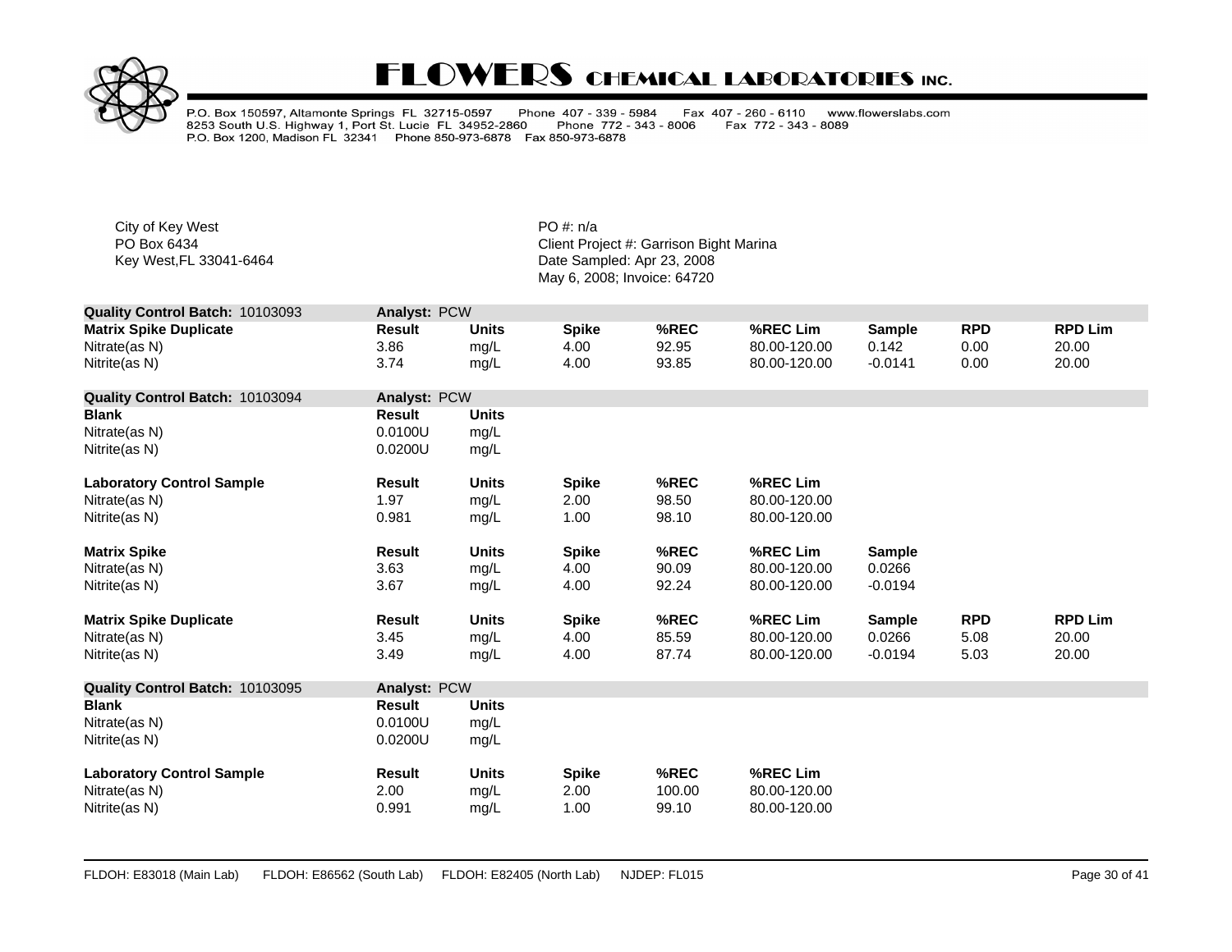# FLOWERS CHEMICAL LABORATORIES INC.

P.O. Box 150597, Altamonte Springs FL 32715-0597 Phone 407 - 339 - 5984 Fax 407 - 260 - 6110 www.flowerslabs.com
8253 South U.S. Highway 1, Port St. Lucie FL 34952-2860 Phone 772 - 343 - 8006 Fax 772 - 343 - 8089
P.O. Box 1200, Madison FL 32341 Phone 850-973-6878 Fax 850-973-6878

City of Key West
PO Box 6434
Key West,FL 33041-6464

PO #: n/a
Client Project #: Garrison Bight Marina
Date Sampled: Apr 23, 2008
May 6, 2008; Invoice: 64720

**Quality Control Batch:** 10103093 **Analyst:** PCW

| Matrix Spike Duplicate | Result | Units | Spike | %REC | %REC Lim | Sample | RPD | RPD Lim |
|---|---|---|---|---|---|---|---|---|
| Nitrate(as N) | 3.86 | mg/L | 4.00 | 92.95 | 80.00-120.00 | 0.142 | 0.00 | 20.00 |
| Nitrite(as N) | 3.74 | mg/L | 4.00 | 93.85 | 80.00-120.00 | -0.0141 | 0.00 | 20.00 |

**Quality Control Batch:** 10103094 **Analyst:** PCW

| Blank | Result | Units |
|---|---|---|
| Nitrate(as N) | 0.0100U | mg/L |
| Nitrite(as N) | 0.0200U | mg/L |

| Laboratory Control Sample | Result | Units | Spike | %REC | %REC Lim |
|---|---|---|---|---|---|
| Nitrate(as N) | 1.97 | mg/L | 2.00 | 98.50 | 80.00-120.00 |
| Nitrite(as N) | 0.981 | mg/L | 1.00 | 98.10 | 80.00-120.00 |

| Matrix Spike | Result | Units | Spike | %REC | %REC Lim | Sample |
|---|---|---|---|---|---|---|
| Nitrate(as N) | 3.63 | mg/L | 4.00 | 90.09 | 80.00-120.00 | 0.0266 |
| Nitrite(as N) | 3.67 | mg/L | 4.00 | 92.24 | 80.00-120.00 | -0.0194 |

| Matrix Spike Duplicate | Result | Units | Spike | %REC | %REC Lim | Sample | RPD | RPD Lim |
|---|---|---|---|---|---|---|---|---|
| Nitrate(as N) | 3.45 | mg/L | 4.00 | 85.59 | 80.00-120.00 | 0.0266 | 5.08 | 20.00 |
| Nitrite(as N) | 3.49 | mg/L | 4.00 | 87.74 | 80.00-120.00 | -0.0194 | 5.03 | 20.00 |

**Quality Control Batch:** 10103095 **Analyst:** PCW

| Blank | Result | Units |
|---|---|---|
| Nitrate(as N) | 0.0100U | mg/L |
| Nitrite(as N) | 0.0200U | mg/L |

| Laboratory Control Sample | Result | Units | Spike | %REC | %REC Lim |
|---|---|---|---|---|---|
| Nitrate(as N) | 2.00 | mg/L | 2.00 | 100.00 | 80.00-120.00 |
| Nitrite(as N) | 0.991 | mg/L | 1.00 | 99.10 | 80.00-120.00 |

FLDOH: E83018 (Main Lab) FLDOH: E86562 (South Lab) FLDOH: E82405 (North Lab) NJDEP: FL015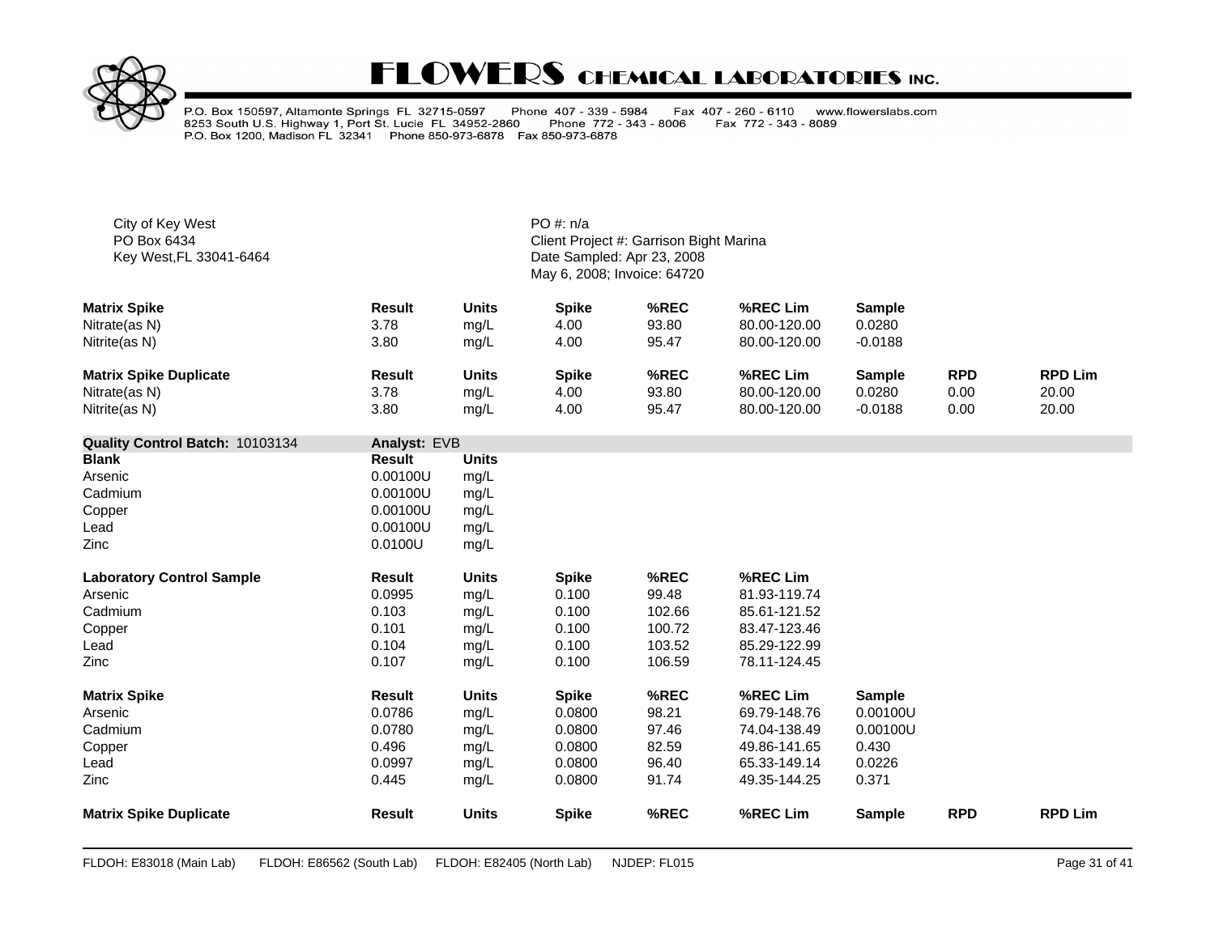# FLOWERS CHEMICAL LABORATORIES INC.

P.O. Box 150597, Altamonte Springs FL 32715-0597 Phone 407 - 339 - 5984 Fax 407 - 260 - 6110 www.flowerslabs.com
8253 South U.S. Highway 1, Port St. Lucie FL 34952-2860 Phone 772 - 343 - 8006 Fax 772 - 343 - 8089
P.O. Box 1200, Madison FL 32341 Phone 850-973-6878 Fax 850-973-6878

City of Key West
PO Box 6434
Key West,FL 33041-6464

PO #: n/a
Client Project #: Garrison Bight Marina
Date Sampled: Apr 23, 2008
May 6, 2008; Invoice: 64720

| **Matrix Spike** | **Result** | **Units** | **Spike** | **%REC** | **%REC Lim** | **Sample** | | |
|---|---|---|---|---|---|---|---|---|
| Nitrate(as N) | 3.78 | mg/L | 4.00 | 93.80 | 80.00-120.00 | 0.0280 | | |
| Nitrite(as N) | 3.80 | mg/L | 4.00 | 95.47 | 80.00-120.00 | -0.0188 | | |
| **Matrix Spike Duplicate** | **Result** | **Units** | **Spike** | **%REC** | **%REC Lim** | **Sample** | **RPD** | **RPD Lim** |
| Nitrate(as N) | 3.78 | mg/L | 4.00 | 93.80 | 80.00-120.00 | 0.0280 | 0.00 | 20.00 |
| Nitrite(as N) | 3.80 | mg/L | 4.00 | 95.47 | 80.00-120.00 | -0.0188 | 0.00 | 20.00 |

**Quality Control Batch:** 10103134 **Analyst:** EVB

| **Blank** | **Result** | **Units** | | | | | | |
|---|---|---|---|---|---|---|---|---|
| Arsenic | 0.00100U | mg/L | | | | | | |
| Cadmium | 0.00100U | mg/L | | | | | | |
| Copper | 0.00100U | mg/L | | | | | | |
| Lead | 0.00100U | mg/L | | | | | | |
| Zinc | 0.0100U | mg/L | | | | | | |
| **Laboratory Control Sample** | **Result** | **Units** | **Spike** | **%REC** | **%REC Lim** | | | |
| Arsenic | 0.0995 | mg/L | 0.100 | 99.48 | 81.93-119.74 | | | |
| Cadmium | 0.103 | mg/L | 0.100 | 102.66 | 85.61-121.52 | | | |
| Copper | 0.101 | mg/L | 0.100 | 100.72 | 83.47-123.46 | | | |
| Lead | 0.104 | mg/L | 0.100 | 103.52 | 85.29-122.99 | | | |
| Zinc | 0.107 | mg/L | 0.100 | 106.59 | 78.11-124.45 | | | |
| **Matrix Spike** | **Result** | **Units** | **Spike** | **%REC** | **%REC Lim** | **Sample** | | |
| Arsenic | 0.0786 | mg/L | 0.0800 | 98.21 | 69.79-148.76 | 0.00100U | | |
| Cadmium | 0.0780 | mg/L | 0.0800 | 97.46 | 74.04-138.49 | 0.00100U | | |
| Copper | 0.496 | mg/L | 0.0800 | 82.59 | 49.86-141.65 | 0.430 | | |
| Lead | 0.0997 | mg/L | 0.0800 | 96.40 | 65.33-149.14 | 0.0226 | | |
| Zinc | 0.445 | mg/L | 0.0800 | 91.74 | 49.35-144.25 | 0.371 | | |
| **Matrix Spike Duplicate** | **Result** | **Units** | **Spike** | **%REC** | **%REC Lim** | **Sample** | **RPD** | **RPD Lim** |

FLDOH: E83018 (Main Lab) FLDOH: E86562 (South Lab) FLDOH: E82405 (North Lab) NJDEP: FL015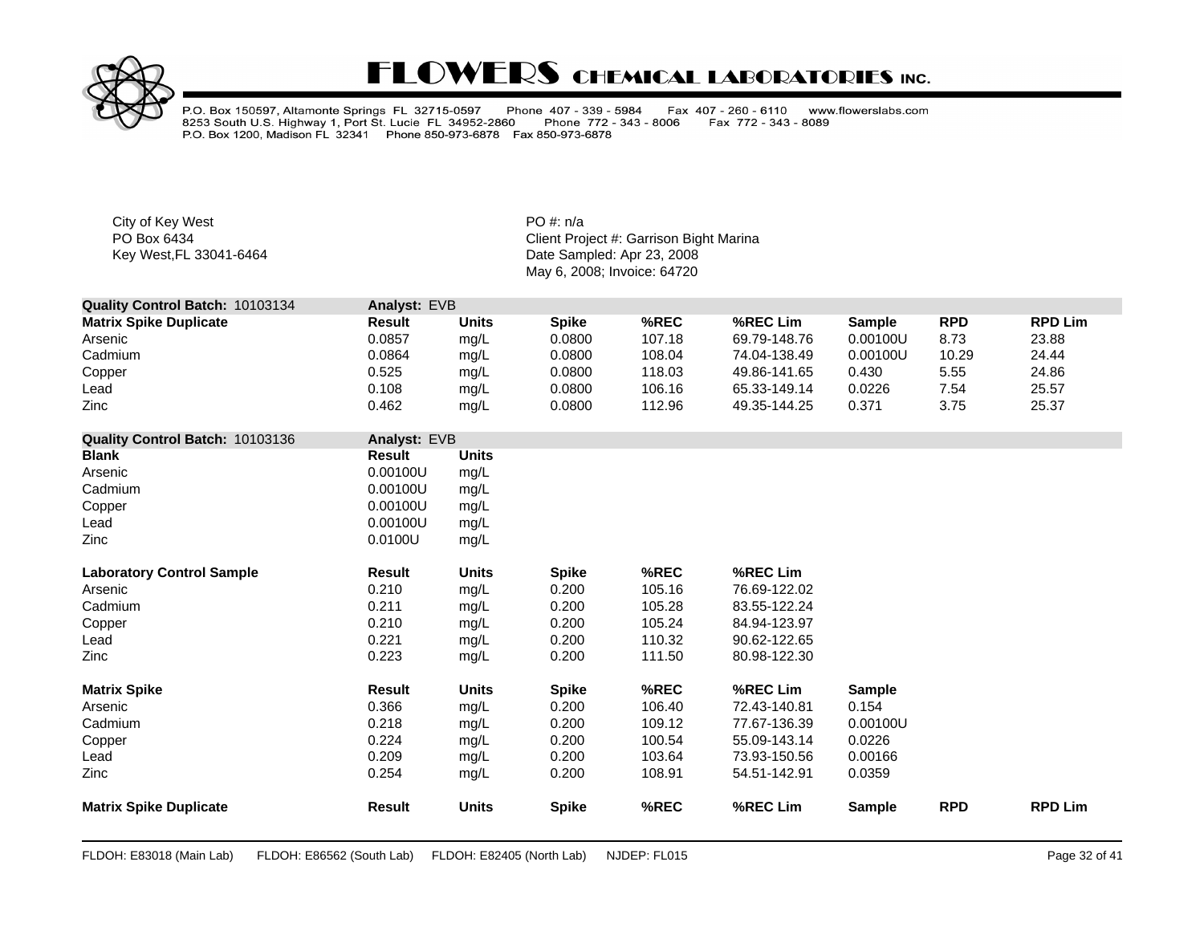# FLOWERS CHEMICAL LABORATORIES INC.

P.O. Box 150597, Altamonte Springs FL 32715-0597 Phone 407 - 339 - 5984 Fax 407 - 260 - 6110 www.flowerslabs.com
8253 South U.S. Highway 1, Port St. Lucie FL 34952-2860 Phone 772 - 343 - 8006 Fax 772 - 343 - 8089
P.O. Box 1200, Madison FL 32341 Phone 850-973-6878 Fax 850-973-6878

City of Key West
PO Box 6434
Key West,FL 33041-6464

PO #: n/a
Client Project #: Garrison Bight Marina
Date Sampled: Apr 23, 2008
May 6, 2008; Invoice: 64720

**Quality Control Batch: 10103134** **Analyst:** EVB

| **Matrix Spike Duplicate** | **Result** | **Units** | **Spike** | **%REC** | **%REC Lim** | **Sample** | **RPD** | **RPD Lim** |
|---|---|---|---|---|---|---|---|---|
| Arsenic | 0.0857 | mg/L | 0.0800 | 107.18 | 69.79-148.76 | 0.00100U | 8.73 | 23.88 |
| Cadmium | 0.0864 | mg/L | 0.0800 | 108.04 | 74.04-138.49 | 0.00100U | 10.29 | 24.44 |
| Copper | 0.525 | mg/L | 0.0800 | 118.03 | 49.86-141.65 | 0.430 | 5.55 | 24.86 |
| Lead | 0.108 | mg/L | 0.0800 | 106.16 | 65.33-149.14 | 0.0226 | 7.54 | 25.57 |
| Zinc | 0.462 | mg/L | 0.0800 | 112.96 | 49.35-144.25 | 0.371 | 3.75 | 25.37 |

**Quality Control Batch: 10103136** **Analyst:** EVB

| **Blank** | **Result** | **Units** |
|---|---|---|
| Arsenic | 0.00100U | mg/L |
| Cadmium | 0.00100U | mg/L |
| Copper | 0.00100U | mg/L |
| Lead | 0.00100U | mg/L |
| Zinc | 0.0100U | mg/L |

| **Laboratory Control Sample** | **Result** | **Units** | **Spike** | **%REC** | **%REC Lim** |
|---|---|---|---|---|---|
| Arsenic | 0.210 | mg/L | 0.200 | 105.16 | 76.69-122.02 |
| Cadmium | 0.211 | mg/L | 0.200 | 105.28 | 83.55-122.24 |
| Copper | 0.210 | mg/L | 0.200 | 105.24 | 84.94-123.97 |
| Lead | 0.221 | mg/L | 0.200 | 110.32 | 90.62-122.65 |
| Zinc | 0.223 | mg/L | 0.200 | 111.50 | 80.98-122.30 |

| **Matrix Spike** | **Result** | **Units** | **Spike** | **%REC** | **%REC Lim** | **Sample** |
|---|---|---|---|---|---|---|
| Arsenic | 0.366 | mg/L | 0.200 | 106.40 | 72.43-140.81 | 0.154 |
| Cadmium | 0.218 | mg/L | 0.200 | 109.12 | 77.67-136.39 | 0.00100U |
| Copper | 0.224 | mg/L | 0.200 | 100.54 | 55.09-143.14 | 0.0226 |
| Lead | 0.209 | mg/L | 0.200 | 103.64 | 73.93-150.56 | 0.00166 |
| Zinc | 0.254 | mg/L | 0.200 | 108.91 | 54.51-142.91 | 0.0359 |

| **Matrix Spike Duplicate** | **Result** | **Units** | **Spike** | **%REC** | **%REC Lim** | **Sample** | **RPD** | **RPD Lim** |
|---|---|---|---|---|---|---|---|---|

FLDOH: E83018 (Main Lab) FLDOH: E86562 (South Lab) FLDOH: E82405 (North Lab) NJDEP: FL015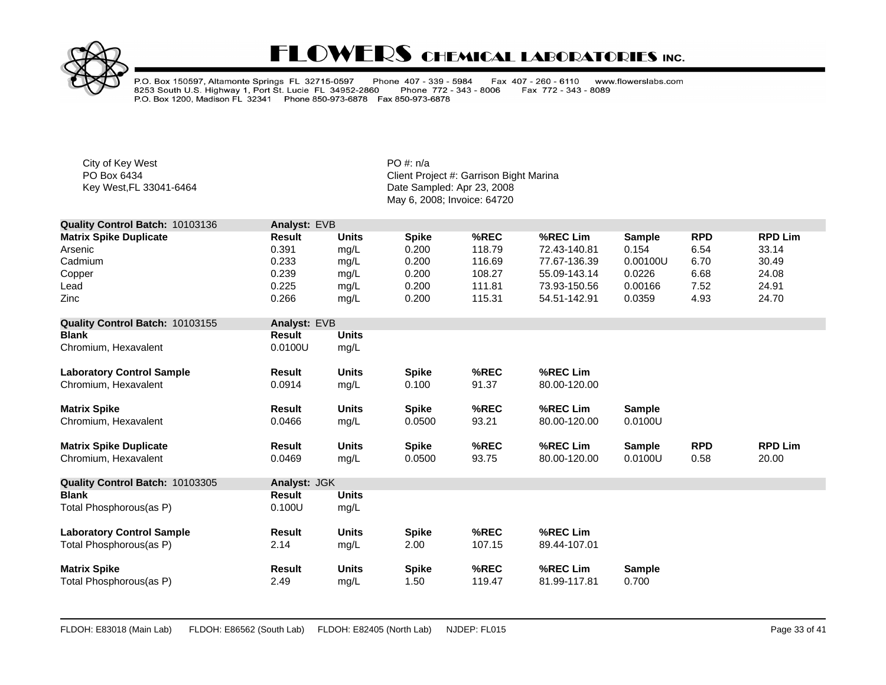# FLOWERS CHEMICAL LABORATORIES INC.

P.O. Box 150597, Altamonte Springs FL 32715-0597 Phone 407 - 339 - 5984 Fax 407 - 260 - 6110 www.flowerslabs.com
8253 South U.S. Highway 1, Port St. Lucie FL 34952-2860 Phone 772 - 343 - 8006 Fax 772 - 343 - 8089
P.O. Box 1200, Madison FL 32341 Phone 850-973-6878 Fax 850-973-6878

City of Key West
PO Box 6434
Key West,FL 33041-6464

PO #: n/a
Client Project #: Garrison Bight Marina
Date Sampled: Apr 23, 2008
May 6, 2008; Invoice: 64720

**Quality Control Batch: 10103136** — **Analyst:** EVB

| Matrix Spike Duplicate | Result | Units | Spike | %REC | %REC Lim | Sample | RPD | RPD Lim |
|---|---|---|---|---|---|---|---|---|
| Arsenic | 0.391 | mg/L | 0.200 | 118.79 | 72.43-140.81 | 0.154 | 6.54 | 33.14 |
| Cadmium | 0.233 | mg/L | 0.200 | 116.69 | 77.67-136.39 | 0.00100U | 6.70 | 30.49 |
| Copper | 0.239 | mg/L | 0.200 | 108.27 | 55.09-143.14 | 0.0226 | 6.68 | 24.08 |
| Lead | 0.225 | mg/L | 0.200 | 111.81 | 73.93-150.56 | 0.00166 | 7.52 | 24.91 |
| Zinc | 0.266 | mg/L | 0.200 | 115.31 | 54.51-142.91 | 0.0359 | 4.93 | 24.70 |

**Quality Control Batch: 10103155** — **Analyst:** EVB

| Blank | Result | Units |
|---|---|---|
| Chromium, Hexavalent | 0.0100U | mg/L |

| Laboratory Control Sample | Result | Units | Spike | %REC | %REC Lim |
|---|---|---|---|---|---|
| Chromium, Hexavalent | 0.0914 | mg/L | 0.100 | 91.37 | 80.00-120.00 |

| Matrix Spike | Result | Units | Spike | %REC | %REC Lim | Sample |
|---|---|---|---|---|---|---|
| Chromium, Hexavalent | 0.0466 | mg/L | 0.0500 | 93.21 | 80.00-120.00 | 0.0100U |

| Matrix Spike Duplicate | Result | Units | Spike | %REC | %REC Lim | Sample | RPD | RPD Lim |
|---|---|---|---|---|---|---|---|---|
| Chromium, Hexavalent | 0.0469 | mg/L | 0.0500 | 93.75 | 80.00-120.00 | 0.0100U | 0.58 | 20.00 |

**Quality Control Batch: 10103305** — **Analyst:** JGK

| Blank | Result | Units |
|---|---|---|
| Total Phosphorous(as P) | 0.100U | mg/L |

| Laboratory Control Sample | Result | Units | Spike | %REC | %REC Lim |
|---|---|---|---|---|---|
| Total Phosphorous(as P) | 2.14 | mg/L | 2.00 | 107.15 | 89.44-107.01 |

| Matrix Spike | Result | Units | Spike | %REC | %REC Lim | Sample |
|---|---|---|---|---|---|---|
| Total Phosphorous(as P) | 2.49 | mg/L | 1.50 | 119.47 | 81.99-117.81 | 0.700 |

FLDOH: E83018 (Main Lab) FLDOH: E86562 (South Lab) FLDOH: E82405 (North Lab) NJDEP: FL015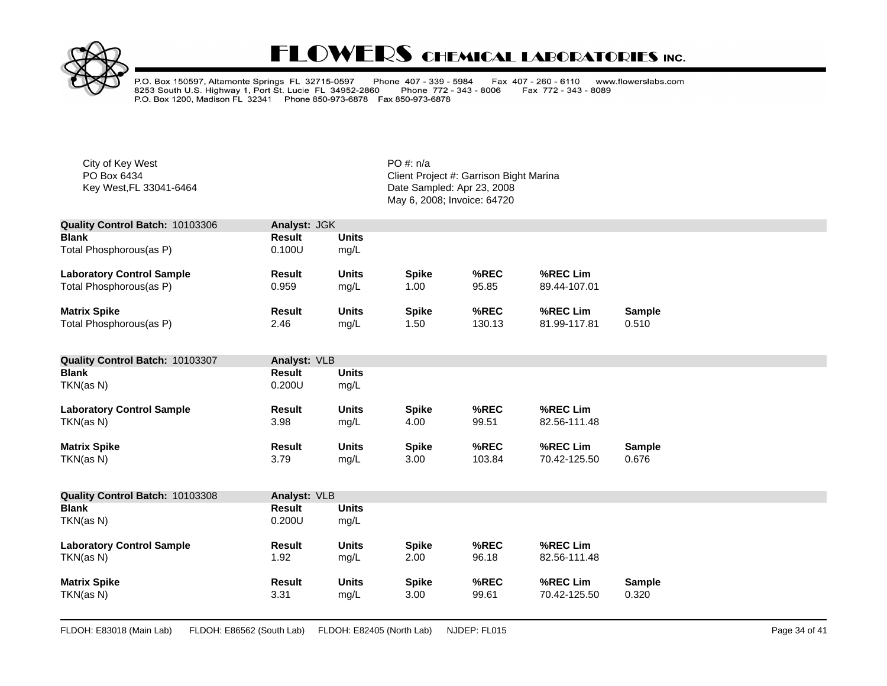# FLOWERS CHEMICAL LABORATORIES INC.

P.O. Box 150597, Altamonte Springs FL 32715-0597 Phone 407 - 339 - 5984 Fax 407 - 260 - 6110 www.flowerslabs.com
8253 South U.S. Highway 1, Port St. Lucie FL 34952-2860 Phone 772 - 343 - 8006 Fax 772 - 343 - 8089
P.O. Box 1200, Madison FL 32341 Phone 850-973-6878 Fax 850-973-6878

City of Key West
PO Box 6434
Key West,FL 33041-6464

PO #: n/a
Client Project #: Garrison Bight Marina
Date Sampled: Apr 23, 2008
May 6, 2008; Invoice: 64720

**Quality Control Batch: 10103306** — **Analyst:** JGK

| **Blank** | **Result** | **Units** | | | | |
|---|---|---|---|---|---|---|
| Total Phosphorous(as P) | 0.100U | mg/L | | | | |
| **Laboratory Control Sample** | **Result** | **Units** | **Spike** | **%REC** | **%REC Lim** | |
| Total Phosphorous(as P) | 0.959 | mg/L | 1.00 | 95.85 | 89.44-107.01 | |
| **Matrix Spike** | **Result** | **Units** | **Spike** | **%REC** | **%REC Lim** | **Sample** |
| Total Phosphorous(as P) | 2.46 | mg/L | 1.50 | 130.13 | 81.99-117.81 | 0.510 |

**Quality Control Batch: 10103307** — **Analyst:** VLB

| **Blank** | **Result** | **Units** | | | | |
|---|---|---|---|---|---|---|
| TKN(as N) | 0.200U | mg/L | | | | |
| **Laboratory Control Sample** | **Result** | **Units** | **Spike** | **%REC** | **%REC Lim** | |
| TKN(as N) | 3.98 | mg/L | 4.00 | 99.51 | 82.56-111.48 | |
| **Matrix Spike** | **Result** | **Units** | **Spike** | **%REC** | **%REC Lim** | **Sample** |
| TKN(as N) | 3.79 | mg/L | 3.00 | 103.84 | 70.42-125.50 | 0.676 |

**Quality Control Batch: 10103308** — **Analyst:** VLB

| **Blank** | **Result** | **Units** | | | | |
|---|---|---|---|---|---|---|
| TKN(as N) | 0.200U | mg/L | | | | |
| **Laboratory Control Sample** | **Result** | **Units** | **Spike** | **%REC** | **%REC Lim** | |
| TKN(as N) | 1.92 | mg/L | 2.00 | 96.18 | 82.56-111.48 | |
| **Matrix Spike** | **Result** | **Units** | **Spike** | **%REC** | **%REC Lim** | **Sample** |
| TKN(as N) | 3.31 | mg/L | 3.00 | 99.61 | 70.42-125.50 | 0.320 |

FLDOH: E83018 (Main Lab) FLDOH: E86562 (South Lab) FLDOH: E82405 (North Lab) NJDEP: FL015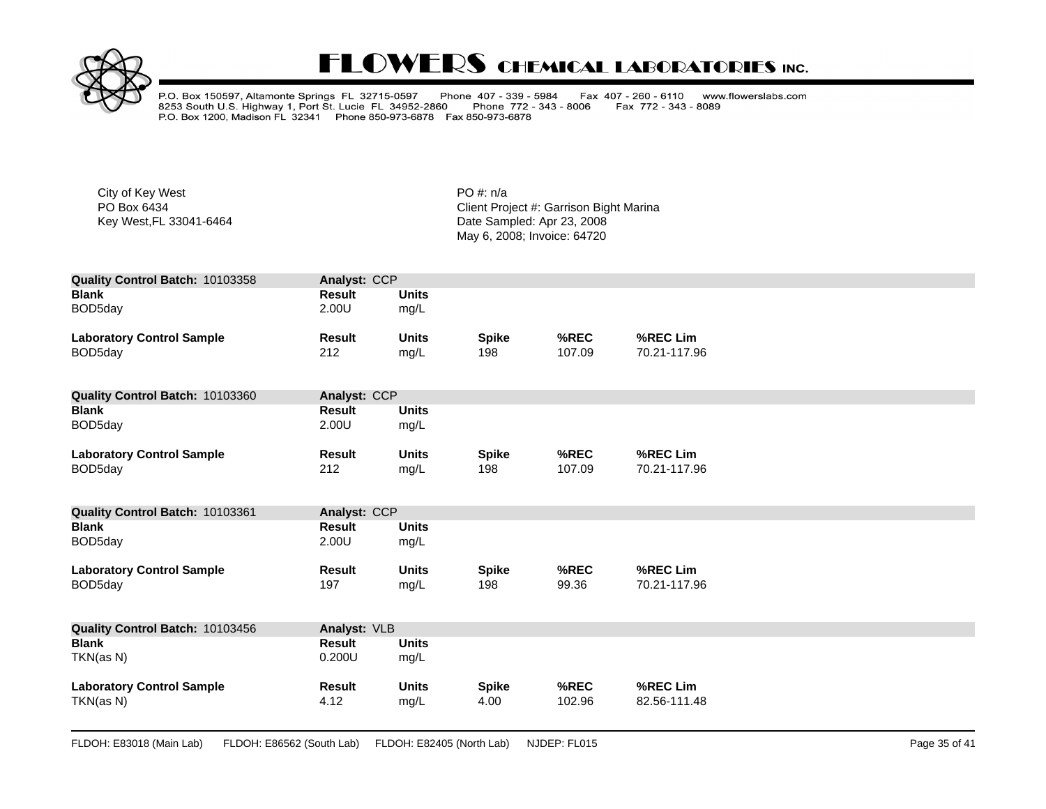# FLOWERS CHEMICAL LABORATORIES INC.

P.O. Box 150597, Altamonte Springs FL 32715-0597 Phone 407 - 339 - 5984 Fax 407 - 260 - 6110 www.flowerslabs.com
8253 South U.S. Highway 1, Port St. Lucie FL 34952-2860 Phone 772 - 343 - 8006 Fax 772 - 343 - 8089
P.O. Box 1200, Madison FL 32341 Phone 850-973-6878 Fax 850-973-6878

City of Key West
PO Box 6434
Key West,FL 33041-6464

PO #: n/a
Client Project #: Garrison Bight Marina
Date Sampled: Apr 23, 2008
May 6, 2008; Invoice: 64720

| **Quality Control Batch:** 10103358 | **Analyst:** CCP | | | | |
|---|---|---|---|---|---|
| **Blank** | **Result** | **Units** | | | |
| BOD5day | 2.00U | mg/L | | | |
| **Laboratory Control Sample** | **Result** | **Units** | **Spike** | **%REC** | **%REC Lim** |
| BOD5day | 212 | mg/L | 198 | 107.09 | 70.21-117.96 |

| **Quality Control Batch:** 10103360 | **Analyst:** CCP | | | | |
|---|---|---|---|---|---|
| **Blank** | **Result** | **Units** | | | |
| BOD5day | 2.00U | mg/L | | | |
| **Laboratory Control Sample** | **Result** | **Units** | **Spike** | **%REC** | **%REC Lim** |
| BOD5day | 212 | mg/L | 198 | 107.09 | 70.21-117.96 |

| **Quality Control Batch:** 10103361 | **Analyst:** CCP | | | | |
|---|---|---|---|---|---|
| **Blank** | **Result** | **Units** | | | |
| BOD5day | 2.00U | mg/L | | | |
| **Laboratory Control Sample** | **Result** | **Units** | **Spike** | **%REC** | **%REC Lim** |
| BOD5day | 197 | mg/L | 198 | 99.36 | 70.21-117.96 |

| **Quality Control Batch:** 10103456 | **Analyst:** VLB | | | | |
|---|---|---|---|---|---|
| **Blank** | **Result** | **Units** | | | |
| TKN(as N) | 0.200U | mg/L | | | |
| **Laboratory Control Sample** | **Result** | **Units** | **Spike** | **%REC** | **%REC Lim** |
| TKN(as N) | 4.12 | mg/L | 4.00 | 102.96 | 82.56-111.48 |

FLDOH: E83018 (Main Lab) FLDOH: E86562 (South Lab) FLDOH: E82405 (North Lab) NJDEP: FL015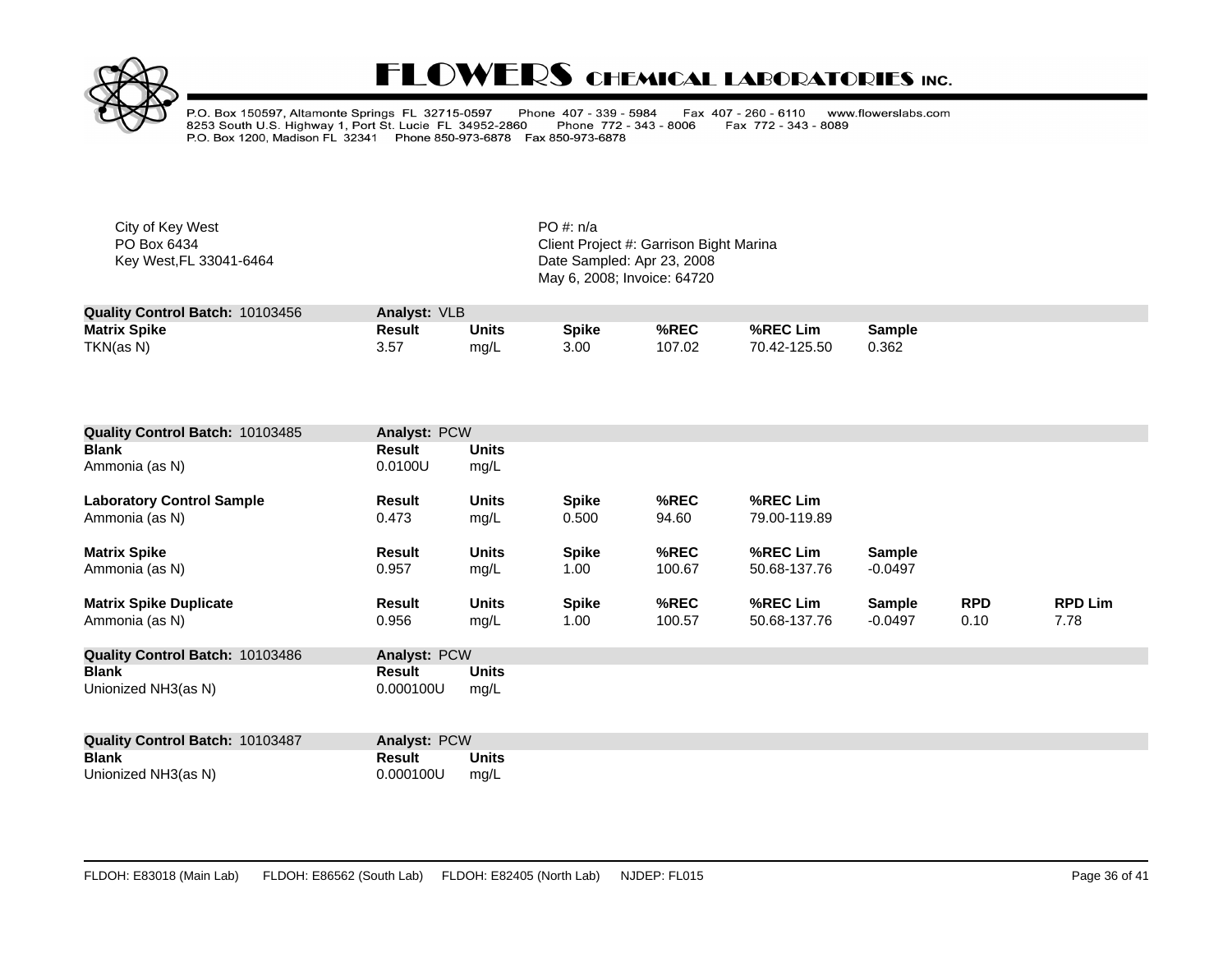# FLOWERS CHEMICAL LABORATORIES INC.

P.O. Box 150597, Altamonte Springs FL 32715-0597 Phone 407 - 339 - 5984 Fax 407 - 260 - 6110 www.flowerslabs.com
8253 South U.S. Highway 1, Port St. Lucie FL 34952-2860 Phone 772 - 343 - 8006 Fax 772 - 343 - 8089
P.O. Box 1200, Madison FL 32341 Phone 850-973-6878 Fax 850-973-6878

City of Key West
PO Box 6434
Key West,FL 33041-6464

PO #: n/a
Client Project #: Garrison Bight Marina
Date Sampled: Apr 23, 2008
May 6, 2008; Invoice: 64720

**Quality Control Batch:** 10103456 **Analyst:** VLB

| **Matrix Spike** | **Result** | **Units** | **Spike** | **%REC** | **%REC Lim** | **Sample** |
|---|---|---|---|---|---|---|
| TKN(as N) | 3.57 | mg/L | 3.00 | 107.02 | 70.42-125.50 | 0.362 |

**Quality Control Batch:** 10103485 **Analyst:** PCW

| **Blank** | **Result** | **Units** |
|---|---|---|
| Ammonia (as N) | 0.0100U | mg/L |

| **Laboratory Control Sample** | **Result** | **Units** | **Spike** | **%REC** | **%REC Lim** |
|---|---|---|---|---|---|
| Ammonia (as N) | 0.473 | mg/L | 0.500 | 94.60 | 79.00-119.89 |

| **Matrix Spike** | **Result** | **Units** | **Spike** | **%REC** | **%REC Lim** | **Sample** |
|---|---|---|---|---|---|---|
| Ammonia (as N) | 0.957 | mg/L | 1.00 | 100.67 | 50.68-137.76 | -0.0497 |

| **Matrix Spike Duplicate** | **Result** | **Units** | **Spike** | **%REC** | **%REC Lim** | **Sample** | **RPD** | **RPD Lim** |
|---|---|---|---|---|---|---|---|---|
| Ammonia (as N) | 0.956 | mg/L | 1.00 | 100.57 | 50.68-137.76 | -0.0497 | 0.10 | 7.78 |

**Quality Control Batch:** 10103486 **Analyst:** PCW

| **Blank** | **Result** | **Units** |
|---|---|---|
| Unionized NH3(as N) | 0.000100U | mg/L |

**Quality Control Batch:** 10103487 **Analyst:** PCW

| **Blank** | **Result** | **Units** |
|---|---|---|
| Unionized NH3(as N) | 0.000100U | mg/L |

FLDOH: E83018 (Main Lab) FLDOH: E86562 (South Lab) FLDOH: E82405 (North Lab) NJDEP: FL015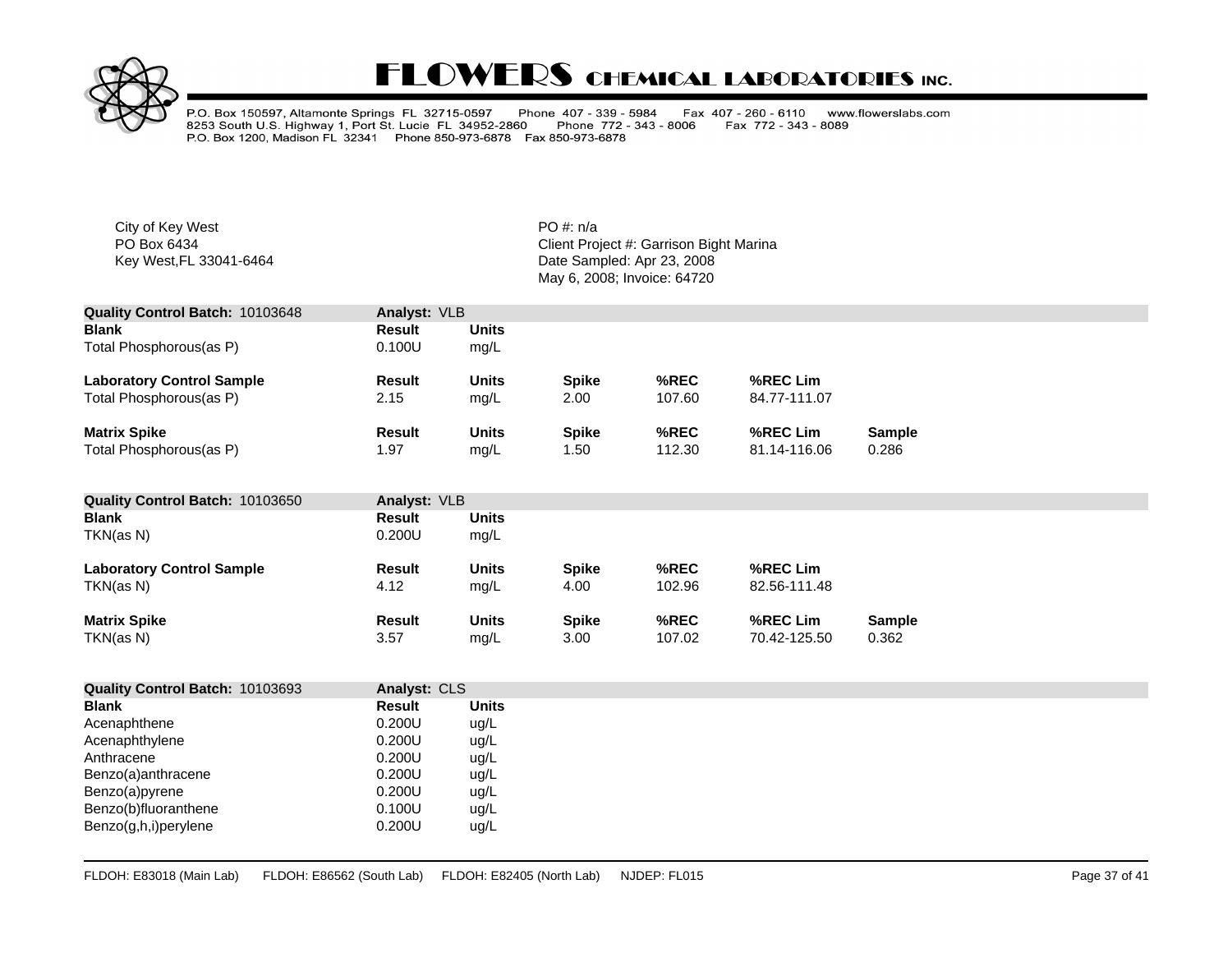# FLOWERS CHEMICAL LABORATORIES INC.

P.O. Box 150597, Altamonte Springs FL 32715-0597 Phone 407 - 339 - 5984 Fax 407 - 260 - 6110 www.flowerslabs.com
8253 South U.S. Highway 1, Port St. Lucie FL 34952-2860 Phone 772 - 343 - 8006 Fax 772 - 343 - 8089
P.O. Box 1200, Madison FL 32341 Phone 850-973-6878 Fax 850-973-6878

City of Key West
PO Box 6434
Key West,FL 33041-6464

PO #: n/a
Client Project #: Garrison Bight Marina
Date Sampled: Apr 23, 2008
May 6, 2008; Invoice: 64720

**Quality Control Batch:** 10103648 **Analyst:** VLB

| **Blank** | **Result** | **Units** | | | | |
|---|---|---|---|---|---|---|
| Total Phosphorous(as P) | 0.100U | mg/L | | | | |
| **Laboratory Control Sample** | **Result** | **Units** | **Spike** | **%REC** | **%REC Lim** | |
| Total Phosphorous(as P) | 2.15 | mg/L | 2.00 | 107.60 | 84.77-111.07 | |
| **Matrix Spike** | **Result** | **Units** | **Spike** | **%REC** | **%REC Lim** | **Sample** |
| Total Phosphorous(as P) | 1.97 | mg/L | 1.50 | 112.30 | 81.14-116.06 | 0.286 |

**Quality Control Batch:** 10103650 **Analyst:** VLB

| **Blank** | **Result** | **Units** | | | | |
|---|---|---|---|---|---|---|
| TKN(as N) | 0.200U | mg/L | | | | |
| **Laboratory Control Sample** | **Result** | **Units** | **Spike** | **%REC** | **%REC Lim** | |
| TKN(as N) | 4.12 | mg/L | 4.00 | 102.96 | 82.56-111.48 | |
| **Matrix Spike** | **Result** | **Units** | **Spike** | **%REC** | **%REC Lim** | **Sample** |
| TKN(as N) | 3.57 | mg/L | 3.00 | 107.02 | 70.42-125.50 | 0.362 |

**Quality Control Batch:** 10103693 **Analyst:** CLS

| **Blank** | **Result** | **Units** |
|---|---|---|
| Acenaphthene | 0.200U | ug/L |
| Acenaphthylene | 0.200U | ug/L |
| Anthracene | 0.200U | ug/L |
| Benzo(a)anthracene | 0.200U | ug/L |
| Benzo(a)pyrene | 0.200U | ug/L |
| Benzo(b)fluoranthene | 0.100U | ug/L |
| Benzo(g,h,i)perylene | 0.200U | ug/L |

FLDOH: E83018 (Main Lab) FLDOH: E86562 (South Lab) FLDOH: E82405 (North Lab) NJDEP: FL015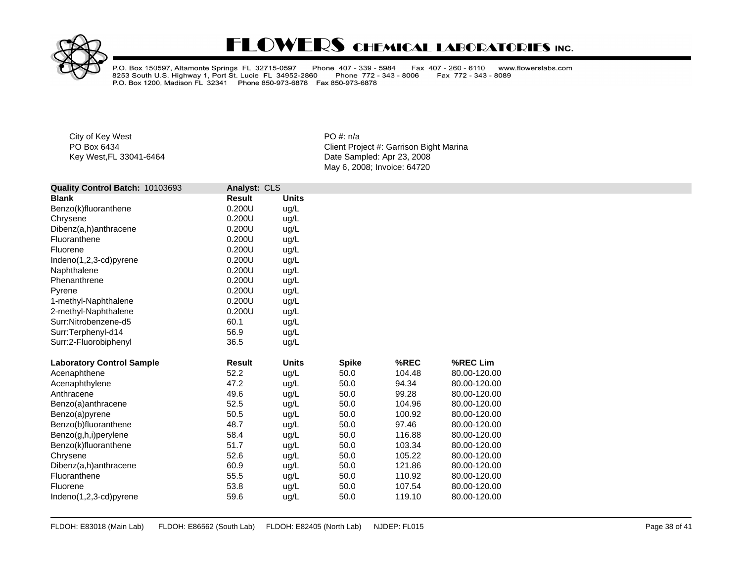# FLOWERS CHEMICAL LABORATORIES INC.

P.O. Box 150597, Altamonte Springs FL 32715-0597 Phone 407 - 339 - 5984 Fax 407 - 260 - 6110 www.flowerslabs.com
8253 South U.S. Highway 1, Port St. Lucie FL 34952-2860 Phone 772 - 343 - 8006 Fax 772 - 343 - 8089
P.O. Box 1200, Madison FL 32341 Phone 850-973-6878 Fax 850-973-6878

City of Key West
PO Box 6434
Key West,FL 33041-6464

PO #: n/a
Client Project #: Garrison Bight Marina
Date Sampled: Apr 23, 2008
May 6, 2008; Invoice: 64720

**Quality Control Batch:** 10103693 **Analyst:** CLS

| **Blank** | **Result** | **Units** |
|---|---|---|
| Benzo(k)fluoranthene | 0.200U | ug/L |
| Chrysene | 0.200U | ug/L |
| Dibenz(a,h)anthracene | 0.200U | ug/L |
| Fluoranthene | 0.200U | ug/L |
| Fluorene | 0.200U | ug/L |
| Indeno(1,2,3-cd)pyrene | 0.200U | ug/L |
| Naphthalene | 0.200U | ug/L |
| Phenanthrene | 0.200U | ug/L |
| Pyrene | 0.200U | ug/L |
| 1-methyl-Naphthalene | 0.200U | ug/L |
| 2-methyl-Naphthalene | 0.200U | ug/L |
| Surr:Nitrobenzene-d5 | 60.1 | ug/L |
| Surr:Terphenyl-d14 | 56.9 | ug/L |
| Surr:2-Fluorobiphenyl | 36.5 | ug/L |

| **Laboratory Control Sample** | **Result** | **Units** | **Spike** | **%REC** | **%REC Lim** |
|---|---|---|---|---|---|
| Acenaphthene | 52.2 | ug/L | 50.0 | 104.48 | 80.00-120.00 |
| Acenaphthylene | 47.2 | ug/L | 50.0 | 94.34 | 80.00-120.00 |
| Anthracene | 49.6 | ug/L | 50.0 | 99.28 | 80.00-120.00 |
| Benzo(a)anthracene | 52.5 | ug/L | 50.0 | 104.96 | 80.00-120.00 |
| Benzo(a)pyrene | 50.5 | ug/L | 50.0 | 100.92 | 80.00-120.00 |
| Benzo(b)fluoranthene | 48.7 | ug/L | 50.0 | 97.46 | 80.00-120.00 |
| Benzo(g,h,i)perylene | 58.4 | ug/L | 50.0 | 116.88 | 80.00-120.00 |
| Benzo(k)fluoranthene | 51.7 | ug/L | 50.0 | 103.34 | 80.00-120.00 |
| Chrysene | 52.6 | ug/L | 50.0 | 105.22 | 80.00-120.00 |
| Dibenz(a,h)anthracene | 60.9 | ug/L | 50.0 | 121.86 | 80.00-120.00 |
| Fluoranthene | 55.5 | ug/L | 50.0 | 110.92 | 80.00-120.00 |
| Fluorene | 53.8 | ug/L | 50.0 | 107.54 | 80.00-120.00 |
| Indeno(1,2,3-cd)pyrene | 59.6 | ug/L | 50.0 | 119.10 | 80.00-120.00 |

FLDOH: E83018 (Main Lab) FLDOH: E86562 (South Lab) FLDOH: E82405 (North Lab) NJDEP: FL015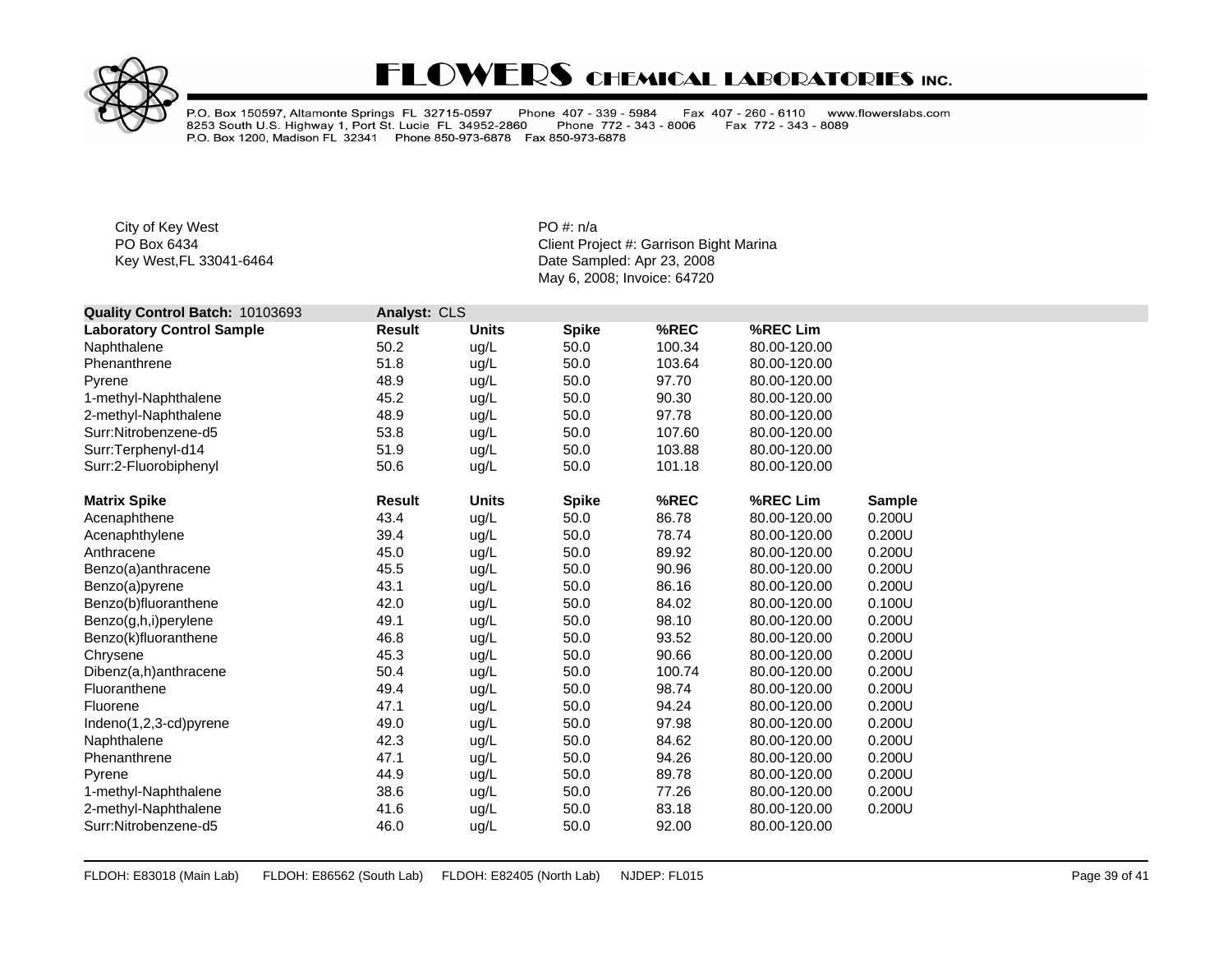# FLOWERS CHEMICAL LABORATORIES INC.

P.O. Box 150597, Altamonte Springs FL 32715-0597 Phone 407 - 339 - 5984 Fax 407 - 260 - 6110 www.flowerslabs.com
8253 South U.S. Highway 1, Port St. Lucie FL 34952-2860 Phone 772 - 343 - 8006 Fax 772 - 343 - 8089
P.O. Box 1200, Madison FL 32341 Phone 850-973-6878 Fax 850-973-6878

City of Key West
PO Box 6434
Key West,FL 33041-6464

PO #: n/a
Client Project #: Garrison Bight Marina
Date Sampled: Apr 23, 2008
May 6, 2008; Invoice: 64720

**Quality Control Batch:** 10103693 **Analyst:** CLS

| **Laboratory Control Sample** | **Result** | **Units** | **Spike** | **%REC** | **%REC Lim** |
|---|---|---|---|---|---|
| Naphthalene | 50.2 | ug/L | 50.0 | 100.34 | 80.00-120.00 |
| Phenanthrene | 51.8 | ug/L | 50.0 | 103.64 | 80.00-120.00 |
| Pyrene | 48.9 | ug/L | 50.0 | 97.70 | 80.00-120.00 |
| 1-methyl-Naphthalene | 45.2 | ug/L | 50.0 | 90.30 | 80.00-120.00 |
| 2-methyl-Naphthalene | 48.9 | ug/L | 50.0 | 97.78 | 80.00-120.00 |
| Surr:Nitrobenzene-d5 | 53.8 | ug/L | 50.0 | 107.60 | 80.00-120.00 |
| Surr:Terphenyl-d14 | 51.9 | ug/L | 50.0 | 103.88 | 80.00-120.00 |
| Surr:2-Fluorobiphenyl | 50.6 | ug/L | 50.0 | 101.18 | 80.00-120.00 |

| **Matrix Spike** | **Result** | **Units** | **Spike** | **%REC** | **%REC Lim** | **Sample** |
|---|---|---|---|---|---|---|
| Acenaphthene | 43.4 | ug/L | 50.0 | 86.78 | 80.00-120.00 | 0.200U |
| Acenaphthylene | 39.4 | ug/L | 50.0 | 78.74 | 80.00-120.00 | 0.200U |
| Anthracene | 45.0 | ug/L | 50.0 | 89.92 | 80.00-120.00 | 0.200U |
| Benzo(a)anthracene | 45.5 | ug/L | 50.0 | 90.96 | 80.00-120.00 | 0.200U |
| Benzo(a)pyrene | 43.1 | ug/L | 50.0 | 86.16 | 80.00-120.00 | 0.200U |
| Benzo(b)fluoranthene | 42.0 | ug/L | 50.0 | 84.02 | 80.00-120.00 | 0.100U |
| Benzo(g,h,i)perylene | 49.1 | ug/L | 50.0 | 98.10 | 80.00-120.00 | 0.200U |
| Benzo(k)fluoranthene | 46.8 | ug/L | 50.0 | 93.52 | 80.00-120.00 | 0.200U |
| Chrysene | 45.3 | ug/L | 50.0 | 90.66 | 80.00-120.00 | 0.200U |
| Dibenz(a,h)anthracene | 50.4 | ug/L | 50.0 | 100.74 | 80.00-120.00 | 0.200U |
| Fluoranthene | 49.4 | ug/L | 50.0 | 98.74 | 80.00-120.00 | 0.200U |
| Fluorene | 47.1 | ug/L | 50.0 | 94.24 | 80.00-120.00 | 0.200U |
| Indeno(1,2,3-cd)pyrene | 49.0 | ug/L | 50.0 | 97.98 | 80.00-120.00 | 0.200U |
| Naphthalene | 42.3 | ug/L | 50.0 | 84.62 | 80.00-120.00 | 0.200U |
| Phenanthrene | 47.1 | ug/L | 50.0 | 94.26 | 80.00-120.00 | 0.200U |
| Pyrene | 44.9 | ug/L | 50.0 | 89.78 | 80.00-120.00 | 0.200U |
| 1-methyl-Naphthalene | 38.6 | ug/L | 50.0 | 77.26 | 80.00-120.00 | 0.200U |
| 2-methyl-Naphthalene | 41.6 | ug/L | 50.0 | 83.18 | 80.00-120.00 | 0.200U |
| Surr:Nitrobenzene-d5 | 46.0 | ug/L | 50.0 | 92.00 | 80.00-120.00 | |

FLDOH: E83018 (Main Lab) FLDOH: E86562 (South Lab) FLDOH: E82405 (North Lab) NJDEP: FL015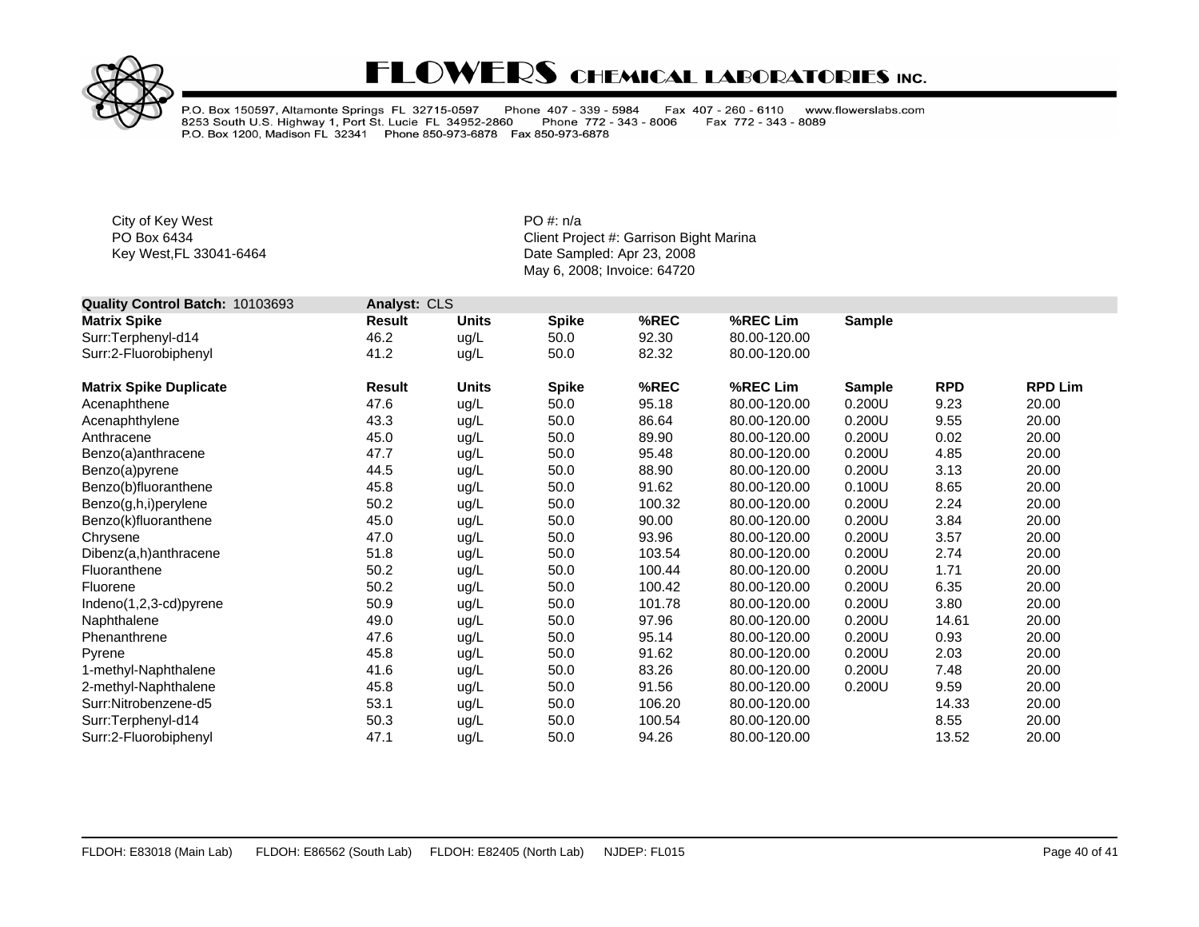# FLOWERS CHEMICAL LABORATORIES INC.

P.O. Box 150597, Altamonte Springs FL 32715-0597 Phone 407 - 339 - 5984 Fax 407 - 260 - 6110 www.flowerslabs.com
8253 South U.S. Highway 1, Port St. Lucie FL 34952-2860 Phone 772 - 343 - 8006 Fax 772 - 343 - 8089
P.O. Box 1200, Madison FL 32341 Phone 850-973-6878 Fax 850-973-6878

City of Key West
PO Box 6434
Key West,FL 33041-6464

PO #: n/a
Client Project #: Garrison Bight Marina
Date Sampled: Apr 23, 2008
May 6, 2008; Invoice: 64720

**Quality Control Batch:** 10103693 **Analyst:** CLS

| **Matrix Spike** | **Result** | **Units** | **Spike** | **%REC** | **%REC Lim** | **Sample** | | |
|---|---|---|---|---|---|---|---|---|
| Surr:Terphenyl-d14 | 46.2 | ug/L | 50.0 | 92.30 | 80.00-120.00 | | | |
| Surr:2-Fluorobiphenyl | 41.2 | ug/L | 50.0 | 82.32 | 80.00-120.00 | | | |

| **Matrix Spike Duplicate** | **Result** | **Units** | **Spike** | **%REC** | **%REC Lim** | **Sample** | **RPD** | **RPD Lim** |
|---|---|---|---|---|---|---|---|---|
| Acenaphthene | 47.6 | ug/L | 50.0 | 95.18 | 80.00-120.00 | 0.200U | 9.23 | 20.00 |
| Acenaphthylene | 43.3 | ug/L | 50.0 | 86.64 | 80.00-120.00 | 0.200U | 9.55 | 20.00 |
| Anthracene | 45.0 | ug/L | 50.0 | 89.90 | 80.00-120.00 | 0.200U | 0.02 | 20.00 |
| Benzo(a)anthracene | 47.7 | ug/L | 50.0 | 95.48 | 80.00-120.00 | 0.200U | 4.85 | 20.00 |
| Benzo(a)pyrene | 44.5 | ug/L | 50.0 | 88.90 | 80.00-120.00 | 0.200U | 3.13 | 20.00 |
| Benzo(b)fluoranthene | 45.8 | ug/L | 50.0 | 91.62 | 80.00-120.00 | 0.100U | 8.65 | 20.00 |
| Benzo(g,h,i)perylene | 50.2 | ug/L | 50.0 | 100.32 | 80.00-120.00 | 0.200U | 2.24 | 20.00 |
| Benzo(k)fluoranthene | 45.0 | ug/L | 50.0 | 90.00 | 80.00-120.00 | 0.200U | 3.84 | 20.00 |
| Chrysene | 47.0 | ug/L | 50.0 | 93.96 | 80.00-120.00 | 0.200U | 3.57 | 20.00 |
| Dibenz(a,h)anthracene | 51.8 | ug/L | 50.0 | 103.54 | 80.00-120.00 | 0.200U | 2.74 | 20.00 |
| Fluoranthene | 50.2 | ug/L | 50.0 | 100.44 | 80.00-120.00 | 0.200U | 1.71 | 20.00 |
| Fluorene | 50.2 | ug/L | 50.0 | 100.42 | 80.00-120.00 | 0.200U | 6.35 | 20.00 |
| Indeno(1,2,3-cd)pyrene | 50.9 | ug/L | 50.0 | 101.78 | 80.00-120.00 | 0.200U | 3.80 | 20.00 |
| Naphthalene | 49.0 | ug/L | 50.0 | 97.96 | 80.00-120.00 | 0.200U | 14.61 | 20.00 |
| Phenanthrene | 47.6 | ug/L | 50.0 | 95.14 | 80.00-120.00 | 0.200U | 0.93 | 20.00 |
| Pyrene | 45.8 | ug/L | 50.0 | 91.62 | 80.00-120.00 | 0.200U | 2.03 | 20.00 |
| 1-methyl-Naphthalene | 41.6 | ug/L | 50.0 | 83.26 | 80.00-120.00 | 0.200U | 7.48 | 20.00 |
| 2-methyl-Naphthalene | 45.8 | ug/L | 50.0 | 91.56 | 80.00-120.00 | 0.200U | 9.59 | 20.00 |
| Surr:Nitrobenzene-d5 | 53.1 | ug/L | 50.0 | 106.20 | 80.00-120.00 | | 14.33 | 20.00 |
| Surr:Terphenyl-d14 | 50.3 | ug/L | 50.0 | 100.54 | 80.00-120.00 | | 8.55 | 20.00 |
| Surr:2-Fluorobiphenyl | 47.1 | ug/L | 50.0 | 94.26 | 80.00-120.00 | | 13.52 | 20.00 |

FLDOH: E83018 (Main Lab) FLDOH: E86562 (South Lab) FLDOH: E82405 (North Lab) NJDEP: FL015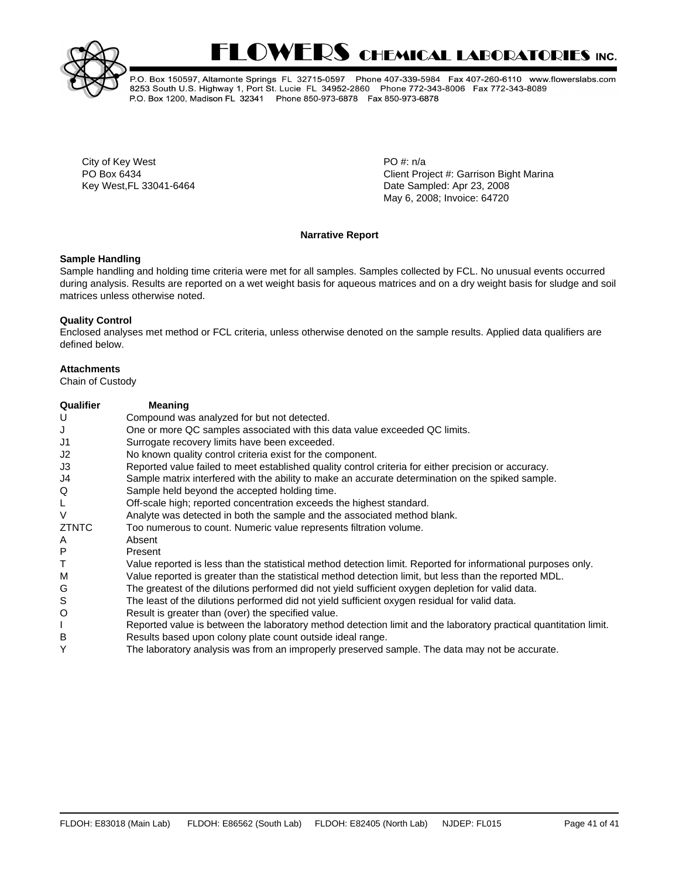# FLOWERS CHEMICAL LABORATORIES INC.

P.O. Box 150597, Altamonte Springs FL 32715-0597 Phone 407-339-5984 Fax 407-260-6110 www.flowerslabs.com
8253 South U.S. Highway 1, Port St. Lucie FL 34952-2860 Phone 772-343-8006 Fax 772-343-8089
P.O. Box 1200, Madison FL 32341 Phone 850-973-6878 Fax 850-973-6878

City of Key West
PO Box 6434
Key West,FL 33041-6464

PO #: n/a
Client Project #: Garrison Bight Marina
Date Sampled: Apr 23, 2008
May 6, 2008; Invoice: 64720

**Narrative Report**

**Sample Handling**

Sample handling and holding time criteria were met for all samples. Samples collected by FCL. No unusual events occurred during analysis. Results are reported on a wet weight basis for aqueous matrices and on a dry weight basis for sludge and soil matrices unless otherwise noted.

**Quality Control**

Enclosed analyses met method or FCL criteria, unless otherwise denoted on the sample results. Applied data qualifiers are defined below.

**Attachments**

Chain of Custody

| Qualifier | Meaning |
|---|---|
| U | Compound was analyzed for but not detected. |
| J | One or more QC samples associated with this data value exceeded QC limits. |
| J1 | Surrogate recovery limits have been exceeded. |
| J2 | No known quality control criteria exist for the component. |
| J3 | Reported value failed to meet established quality control criteria for either precision or accuracy. |
| J4 | Sample matrix interfered with the ability to make an accurate determination on the spiked sample. |
| Q | Sample held beyond the accepted holding time. |
| L | Off-scale high; reported concentration exceeds the highest standard. |
| V | Analyte was detected in both the sample and the associated method blank. |
| ZTNTC | Too numerous to count. Numeric value represents filtration volume. |
| A | Absent |
| P | Present |
| T | Value reported is less than the statistical method detection limit. Reported for informational purposes only. |
| M | Value reported is greater than the statistical method detection limit, but less than the reported MDL. |
| G | The greatest of the dilutions performed did not yield sufficient oxygen depletion for valid data. |
| S | The least of the dilutions performed did not yield sufficient oxygen residual for valid data. |
| O | Result is greater than (over) the specified value. |
| I | Reported value is between the laboratory method detection limit and the laboratory practical quantitation limit. |
| B | Results based upon colony plate count outside ideal range. |
| Y | The laboratory analysis was from an improperly preserved sample. The data may not be accurate. |

FLDOH: E83018 (Main Lab) FLDOH: E86562 (South Lab) FLDOH: E82405 (North Lab) NJDEP: FL015